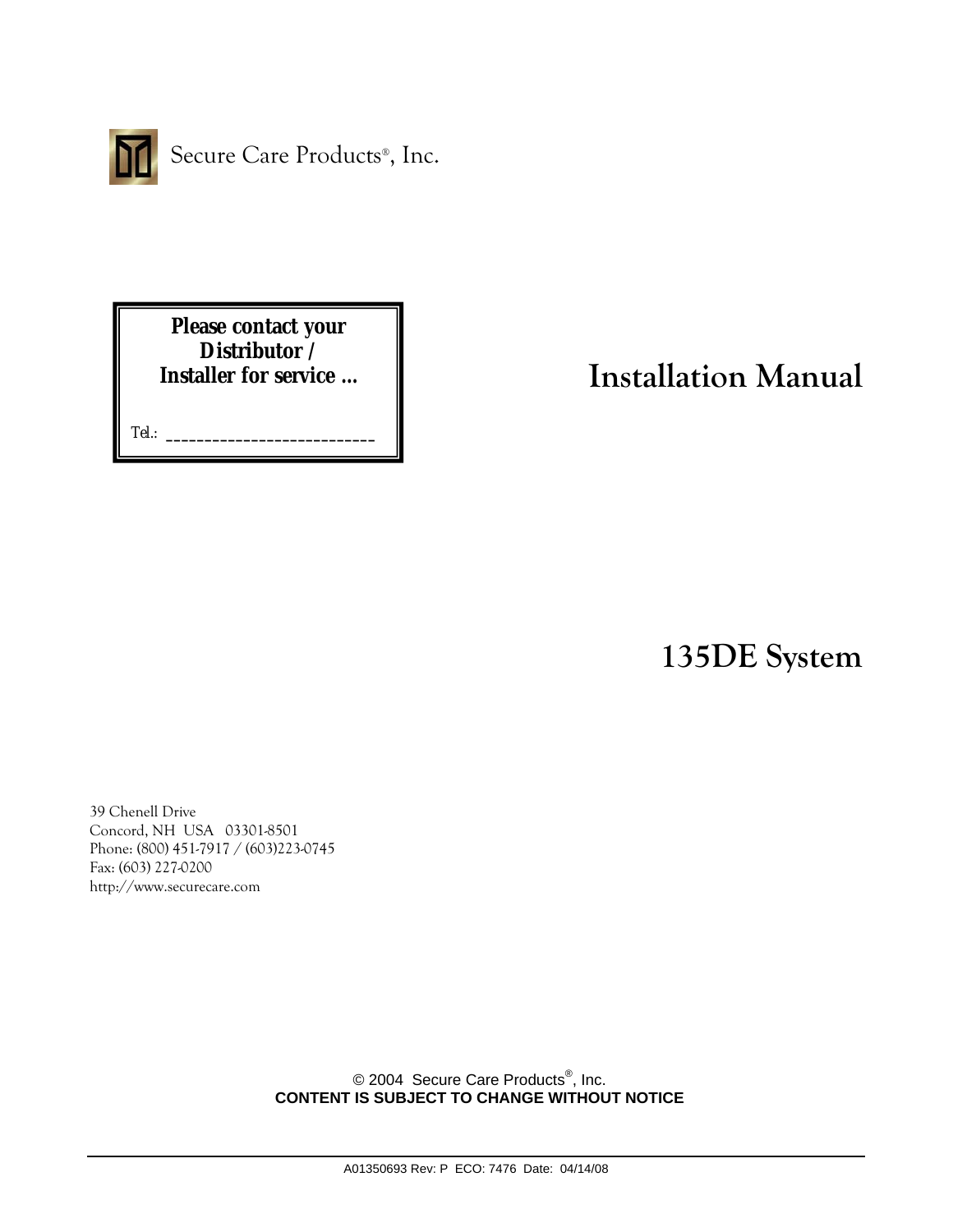Secure Care Products®, Inc.

**Please contact your Distributor / Installer for service ...**

Tel.: ___________________________

# Installation Manual

# 135DE System

39 Chenell Drive
Concord, NH USA 03301-8501
Phone: (800) 451-7917 / (603)223-0745
Fax: (603) 227-0200
http://www.securecare.com

© 2004 Secure Care Products®, Inc.
**CONTENT IS SUBJECT TO CHANGE WITHOUT NOTICE**

A01350693 Rev: P ECO: 7476 Date: 04/14/08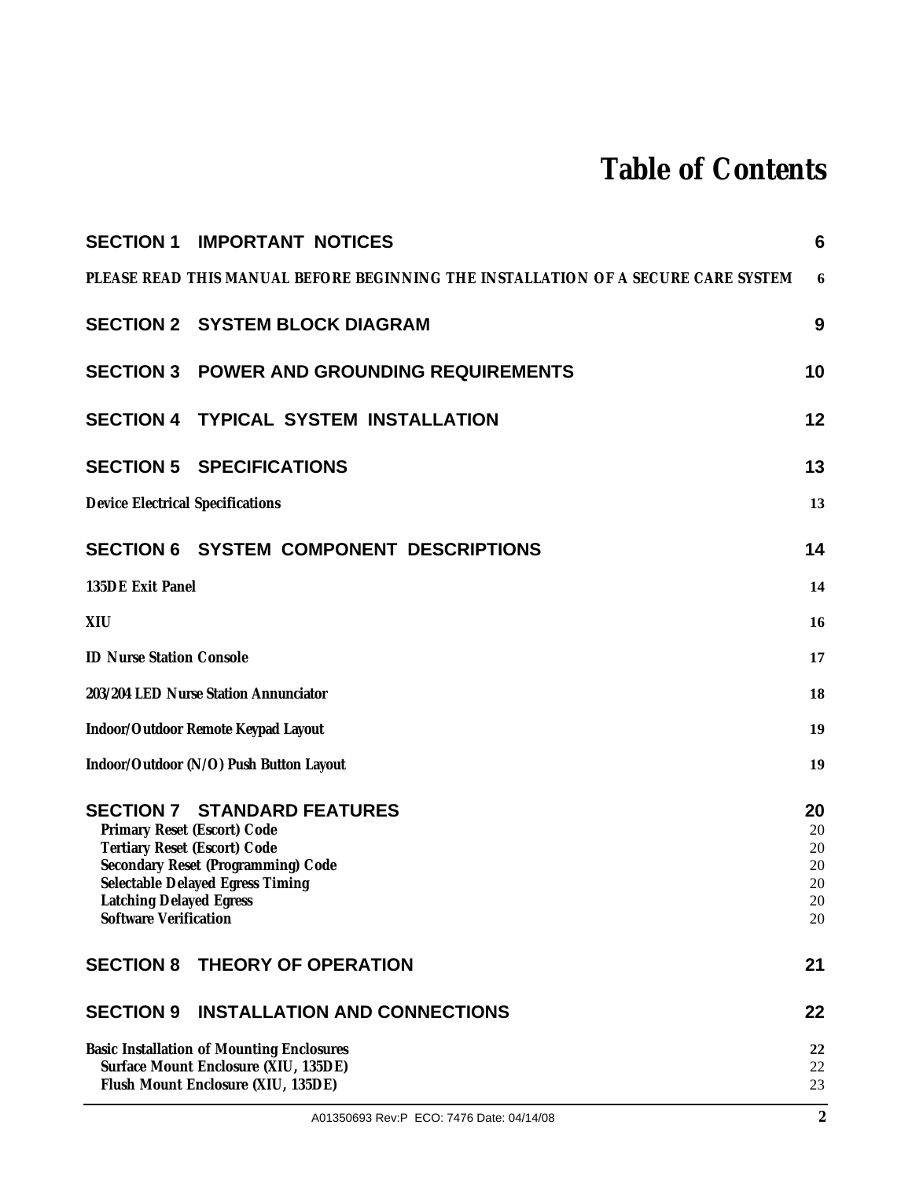# Table of Contents

| | |
|---|---|
| **SECTION 1 IMPORTANT NOTICES** | **6** |
| **PLEASE READ THIS MANUAL BEFORE BEGINNING THE INSTALLATION OF A SECURE CARE SYSTEM** | **6** |
| **SECTION 2 SYSTEM BLOCK DIAGRAM** | **9** |
| **SECTION 3 POWER AND GROUNDING REQUIREMENTS** | **10** |
| **SECTION 4 TYPICAL SYSTEM INSTALLATION** | **12** |
| **SECTION 5 SPECIFICATIONS** | **13** |
| **Device Electrical Specifications** | **13** |
| **SECTION 6 SYSTEM COMPONENT DESCRIPTIONS** | **14** |
| **135DE Exit Panel** | **14** |
| **XIU** | **16** |
| **ID Nurse Station Console** | **17** |
| **203/204 LED Nurse Station Annunciator** | **18** |
| **Indoor/Outdoor Remote Keypad Layout** | **19** |
| **Indoor/Outdoor (N/O) Push Button Layout** | **19** |
| **SECTION 7 STANDARD FEATURES** | **20** |
| Primary Reset (Escort) Code | 20 |
| Tertiary Reset (Escort) Code | 20 |
| Secondary Reset (Programming) Code | 20 |
| Selectable Delayed Egress Timing | 20 |
| Latching Delayed Egress | 20 |
| Software Verification | 20 |
| **SECTION 8 THEORY OF OPERATION** | **21** |
| **SECTION 9 INSTALLATION AND CONNECTIONS** | **22** |
| **Basic Installation of Mounting Enclosures** | **22** |
| Surface Mount Enclosure (XIU, 135DE) | 22 |
| Flush Mount Enclosure (XIU, 135DE) | 23 |

A01350693 Rev:P ECO: 7476 Date: 04/14/08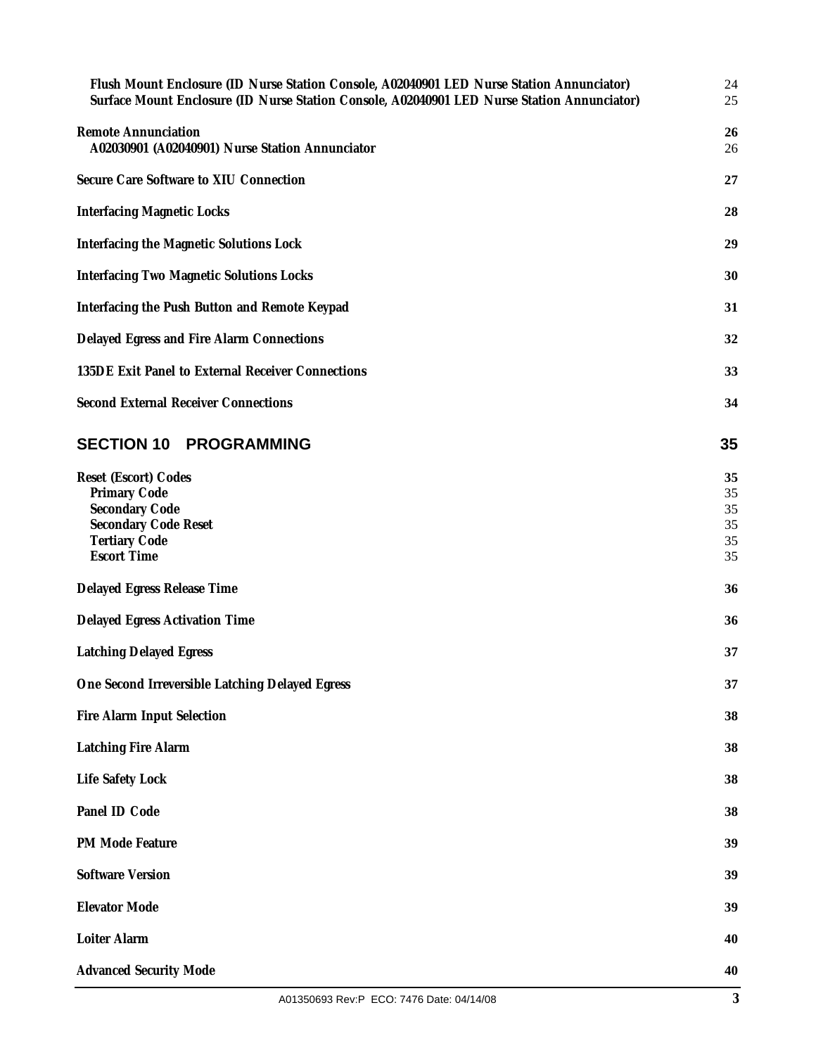Flush Mount Enclosure (ID Nurse Station Console, A02040901 LED Nurse Station Annunciator) 24
Surface Mount Enclosure (ID Nurse Station Console, A02040901 LED Nurse Station Annunciator) 25

**Remote Annunciation** **26**
A02030901 (A02040901) Nurse Station Annunciator 26

**Secure Care Software to XIU Connection** **27**

**Interfacing Magnetic Locks** **28**

**Interfacing the Magnetic Solutions Lock** **29**

**Interfacing Two Magnetic Solutions Locks** **30**

**Interfacing the Push Button and Remote Keypad** **31**

**Delayed Egress and Fire Alarm Connections** **32**

**135DE Exit Panel to External Receiver Connections** **33**

**Second External Receiver Connections** **34**

## SECTION 10 PROGRAMMING 35

**Reset (Escort) Codes** **35**
Primary Code 35
Secondary Code 35
Secondary Code Reset 35
Tertiary Code 35
Escort Time 35

**Delayed Egress Release Time** **36**

**Delayed Egress Activation Time** **36**

**Latching Delayed Egress** **37**

**One Second Irreversible Latching Delayed Egress** **37**

**Fire Alarm Input Selection** **38**

**Latching Fire Alarm** **38**

**Life Safety Lock** **38**

**Panel ID Code** **38**

**PM Mode Feature** **39**

**Software Version** **39**

**Elevator Mode** **39**

**Loiter Alarm** **40**

**Advanced Security Mode** **40**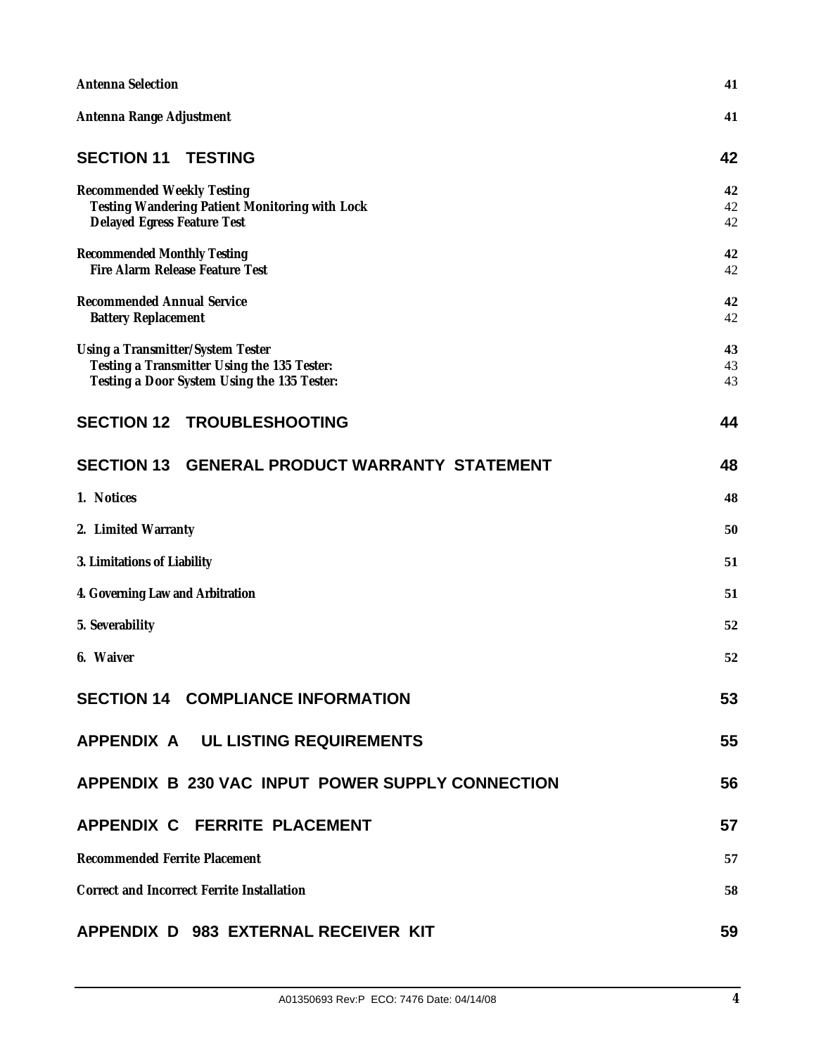**Antenna Selection** **41**

**Antenna Range Adjustment** **41**

## SECTION 11 TESTING 42

**Recommended Weekly Testing** **42**
**Testing Wandering Patient Monitoring with Lock** 42
**Delayed Egress Feature Test** 42

**Recommended Monthly Testing** **42**
**Fire Alarm Release Feature Test** 42

**Recommended Annual Service** **42**
**Battery Replacement** 42

**Using a Transmitter/System Tester** **43**
**Testing a Transmitter Using the 135 Tester:** 43
**Testing a Door System Using the 135 Tester:** 43

## SECTION 12 TROUBLESHOOTING 44

## SECTION 13 GENERAL PRODUCT WARRANTY STATEMENT 48

**1. Notices** **48**

**2. Limited Warranty** **50**

**3. Limitations of Liability** **51**

**4. Governing Law and Arbitration** **51**

**5. Severability** **52**

**6. Waiver** **52**

## SECTION 14 COMPLIANCE INFORMATION 53

## APPENDIX A UL LISTING REQUIREMENTS 55

## APPENDIX B 230 VAC INPUT POWER SUPPLY CONNECTION 56

## APPENDIX C FERRITE PLACEMENT 57

**Recommended Ferrite Placement** **57**

**Correct and Incorrect Ferrite Installation** **58**

## APPENDIX D 983 EXTERNAL RECEIVER KIT 59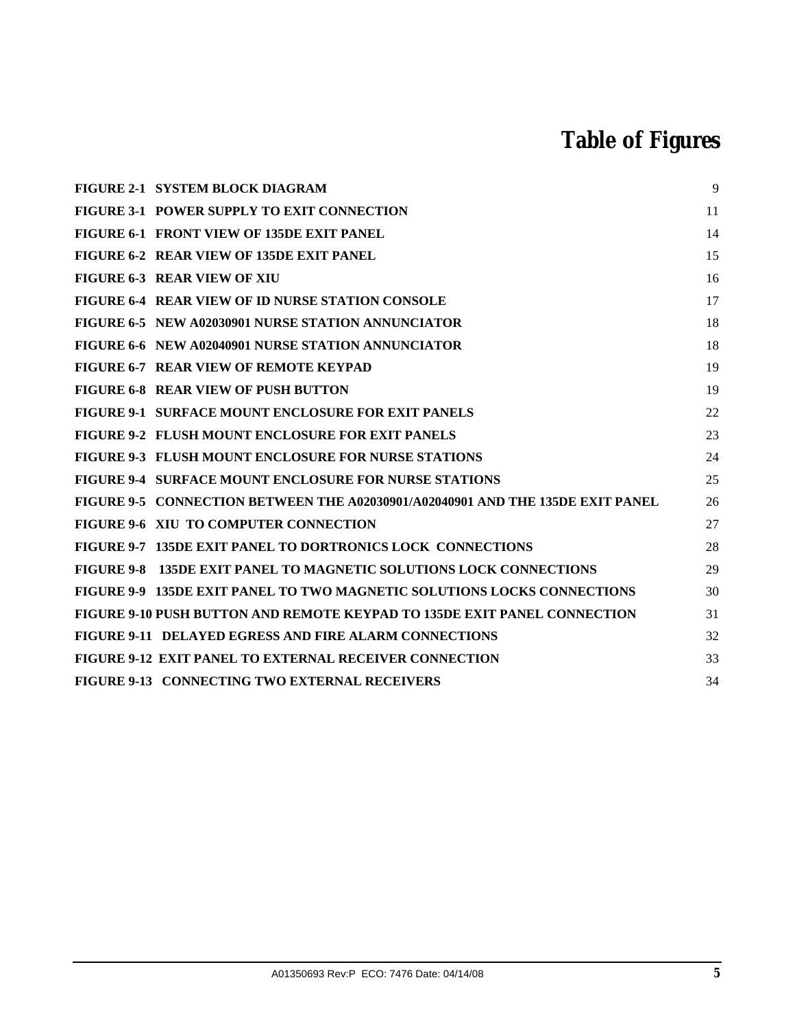# Table of Figures

| | |
|---|---|
| **FIGURE 2-1 SYSTEM BLOCK DIAGRAM** | 9 |
| **FIGURE 3-1 POWER SUPPLY TO EXIT CONNECTION** | 11 |
| **FIGURE 6-1 FRONT VIEW OF 135DE EXIT PANEL** | 14 |
| **FIGURE 6-2 REAR VIEW OF 135DE EXIT PANEL** | 15 |
| **FIGURE 6-3 REAR VIEW OF XIU** | 16 |
| **FIGURE 6-4 REAR VIEW OF ID NURSE STATION CONSOLE** | 17 |
| **FIGURE 6-5 NEW A02030901 NURSE STATION ANNUNCIATOR** | 18 |
| **FIGURE 6-6 NEW A02040901 NURSE STATION ANNUNCIATOR** | 18 |
| **FIGURE 6-7 REAR VIEW OF REMOTE KEYPAD** | 19 |
| **FIGURE 6-8 REAR VIEW OF PUSH BUTTON** | 19 |
| **FIGURE 9-1 SURFACE MOUNT ENCLOSURE FOR EXIT PANELS** | 22 |
| **FIGURE 9-2 FLUSH MOUNT ENCLOSURE FOR EXIT PANELS** | 23 |
| **FIGURE 9-3 FLUSH MOUNT ENCLOSURE FOR NURSE STATIONS** | 24 |
| **FIGURE 9-4 SURFACE MOUNT ENCLOSURE FOR NURSE STATIONS** | 25 |
| **FIGURE 9-5 CONNECTION BETWEEN THE A02030901/A02040901 AND THE 135DE EXIT PANEL** | 26 |
| **FIGURE 9-6 XIU TO COMPUTER CONNECTION** | 27 |
| **FIGURE 9-7 135DE EXIT PANEL TO DORTRONICS LOCK CONNECTIONS** | 28 |
| **FIGURE 9-8 135DE EXIT PANEL TO MAGNETIC SOLUTIONS LOCK CONNECTIONS** | 29 |
| **FIGURE 9-9 135DE EXIT PANEL TO TWO MAGNETIC SOLUTIONS LOCKS CONNECTIONS** | 30 |
| **FIGURE 9-10 PUSH BUTTON AND REMOTE KEYPAD TO 135DE EXIT PANEL CONNECTION** | 31 |
| **FIGURE 9-11 DELAYED EGRESS AND FIRE ALARM CONNECTIONS** | 32 |
| **FIGURE 9-12 EXIT PANEL TO EXTERNAL RECEIVER CONNECTION** | 33 |
| **FIGURE 9-13 CONNECTING TWO EXTERNAL RECEIVERS** | 34 |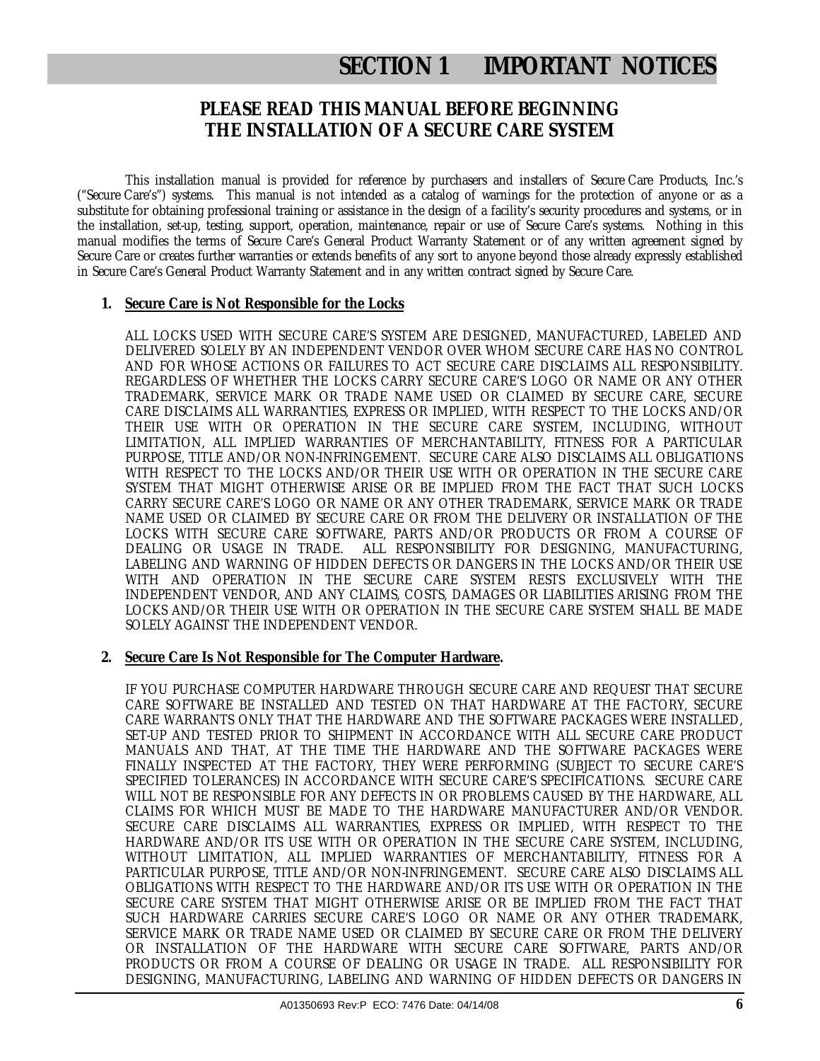# SECTION 1 IMPORTANT NOTICES

## PLEASE READ THIS MANUAL BEFORE BEGINNING THE INSTALLATION OF A SECURE CARE SYSTEM

This installation manual is provided for reference by purchasers and installers of Secure Care Products, Inc.'s ("Secure Care's") systems. This manual is not intended as a catalog of warnings for the protection of anyone or as a substitute for obtaining professional training or assistance in the design of a facility's security procedures and systems, or in the installation, set-up, testing, support, operation, maintenance, repair or use of Secure Care's systems. Nothing in this manual modifies the terms of Secure Care's General Product Warranty Statement or of any written agreement signed by Secure Care or creates further warranties or extends benefits of any sort to anyone beyond those already expressly established in Secure Care's General Product Warranty Statement and in any written contract signed by Secure Care.

1. **Secure Care is Not Responsible for the Locks**

   ALL LOCKS USED WITH SECURE CARE'S SYSTEM ARE DESIGNED, MANUFACTURED, LABELED AND DELIVERED SOLELY BY AN INDEPENDENT VENDOR OVER WHOM SECURE CARE HAS NO CONTROL AND FOR WHOSE ACTIONS OR FAILURES TO ACT SECURE CARE DISCLAIMS ALL RESPONSIBILITY. REGARDLESS OF WHETHER THE LOCKS CARRY SECURE CARE'S LOGO OR NAME OR ANY OTHER TRADEMARK, SERVICE MARK OR TRADE NAME USED OR CLAIMED BY SECURE CARE, SECURE CARE DISCLAIMS ALL WARRANTIES, EXPRESS OR IMPLIED, WITH RESPECT TO THE LOCKS AND/OR THEIR USE WITH OR OPERATION IN THE SECURE CARE SYSTEM, INCLUDING, WITHOUT LIMITATION, ALL IMPLIED WARRANTIES OF MERCHANTABILITY, FITNESS FOR A PARTICULAR PURPOSE, TITLE AND/OR NON-INFRINGEMENT. SECURE CARE ALSO DISCLAIMS ALL OBLIGATIONS WITH RESPECT TO THE LOCKS AND/OR THEIR USE WITH OR OPERATION IN THE SECURE CARE SYSTEM THAT MIGHT OTHERWISE ARISE OR BE IMPLIED FROM THE FACT THAT SUCH LOCKS CARRY SECURE CARE'S LOGO OR NAME OR ANY OTHER TRADEMARK, SERVICE MARK OR TRADE NAME USED OR CLAIMED BY SECURE CARE OR FROM THE DELIVERY OR INSTALLATION OF THE LOCKS WITH SECURE CARE SOFTWARE, PARTS AND/OR PRODUCTS OR FROM A COURSE OF DEALING OR USAGE IN TRADE. ALL RESPONSIBILITY FOR DESIGNING, MANUFACTURING, LABELING AND WARNING OF HIDDEN DEFECTS OR DANGERS IN THE LOCKS AND/OR THEIR USE WITH AND OPERATION IN THE SECURE CARE SYSTEM RESTS EXCLUSIVELY WITH THE INDEPENDENT VENDOR, AND ANY CLAIMS, COSTS, DAMAGES OR LIABILITIES ARISING FROM THE LOCKS AND/OR THEIR USE WITH OR OPERATION IN THE SECURE CARE SYSTEM SHALL BE MADE SOLELY AGAINST THE INDEPENDENT VENDOR.

2. **Secure Care Is Not Responsible for The Computer Hardware.**

   IF YOU PURCHASE COMPUTER HARDWARE THROUGH SECURE CARE AND REQUEST THAT SECURE CARE SOFTWARE BE INSTALLED AND TESTED ON THAT HARDWARE AT THE FACTORY, SECURE CARE WARRANTS ONLY THAT THE HARDWARE AND THE SOFTWARE PACKAGES WERE INSTALLED, SET-UP AND TESTED PRIOR TO SHIPMENT IN ACCORDANCE WITH ALL SECURE CARE PRODUCT MANUALS AND THAT, AT THE TIME THE HARDWARE AND THE SOFTWARE PACKAGES WERE FINALLY INSPECTED AT THE FACTORY, THEY WERE PERFORMING (SUBJECT TO SECURE CARE'S SPECIFIED TOLERANCES) IN ACCORDANCE WITH SECURE CARE'S SPECIFICATIONS. SECURE CARE WILL NOT BE RESPONSIBLE FOR ANY DEFECTS IN OR PROBLEMS CAUSED BY THE HARDWARE, ALL CLAIMS FOR WHICH MUST BE MADE TO THE HARDWARE MANUFACTURER AND/OR VENDOR. SECURE CARE DISCLAIMS ALL WARRANTIES, EXPRESS OR IMPLIED, WITH RESPECT TO THE HARDWARE AND/OR ITS USE WITH OR OPERATION IN THE SECURE CARE SYSTEM, INCLUDING, WITHOUT LIMITATION, ALL IMPLIED WARRANTIES OF MERCHANTABILITY, FITNESS FOR A PARTICULAR PURPOSE, TITLE AND/OR NON-INFRINGEMENT. SECURE CARE ALSO DISCLAIMS ALL OBLIGATIONS WITH RESPECT TO THE HARDWARE AND/OR ITS USE WITH OR OPERATION IN THE SECURE CARE SYSTEM THAT MIGHT OTHERWISE ARISE OR BE IMPLIED FROM THE FACT THAT SUCH HARDWARE CARRIES SECURE CARE'S LOGO OR NAME OR ANY OTHER TRADEMARK, SERVICE MARK OR TRADE NAME USED OR CLAIMED BY SECURE CARE OR FROM THE DELIVERY OR INSTALLATION OF THE HARDWARE WITH SECURE CARE SOFTWARE, PARTS AND/OR PRODUCTS OR FROM A COURSE OF DEALING OR USAGE IN TRADE. ALL RESPONSIBILITY FOR DESIGNING, MANUFACTURING, LABELING AND WARNING OF HIDDEN DEFECTS OR DANGERS IN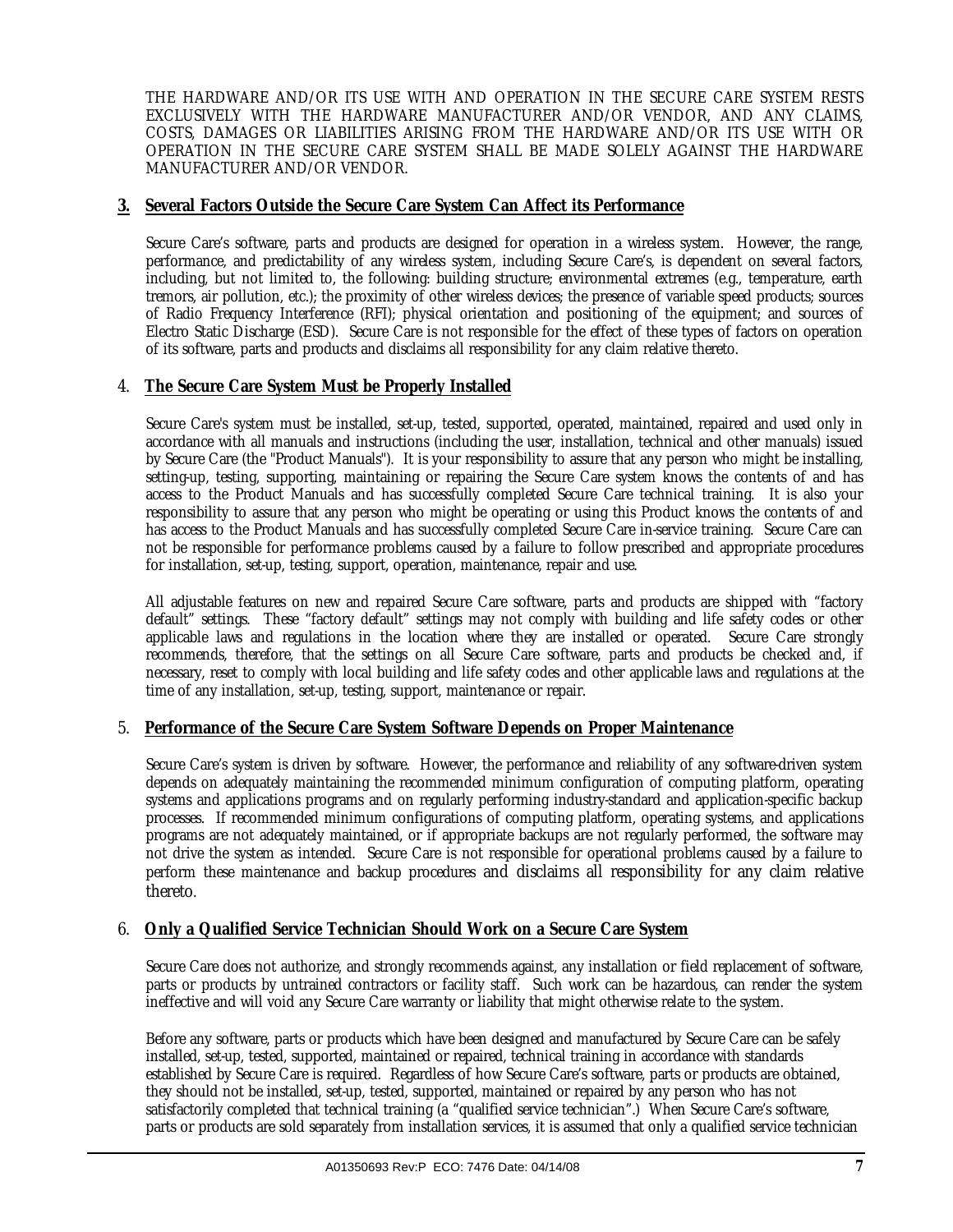THE HARDWARE AND/OR ITS USE WITH AND OPERATION IN THE SECURE CARE SYSTEM RESTS EXCLUSIVELY WITH THE HARDWARE MANUFACTURER AND/OR VENDOR, AND ANY CLAIMS, COSTS, DAMAGES OR LIABILITIES ARISING FROM THE HARDWARE AND/OR ITS USE WITH OR OPERATION IN THE SECURE CARE SYSTEM SHALL BE MADE SOLELY AGAINST THE HARDWARE MANUFACTURER AND/OR VENDOR.

## 3. Several Factors Outside the Secure Care System Can Affect its Performance

Secure Care's software, parts and products are designed for operation in a wireless system. However, the range, performance, and predictability of any wireless system, including Secure Care's, is dependent on several factors, including, but not limited to, the following: building structure; environmental extremes (e.g., temperature, earth tremors, air pollution, etc.); the proximity of other wireless devices; the presence of variable speed products; sources of Radio Frequency Interference (RFI); physical orientation and positioning of the equipment; and sources of Electro Static Discharge (ESD). Secure Care is not responsible for the effect of these types of factors on operation of its software, parts and products and disclaims all responsibility for any claim relative thereto.

## 4. The Secure Care System Must be Properly Installed

Secure Care's system must be installed, set-up, tested, supported, operated, maintained, repaired and used only in accordance with all manuals and instructions (including the user, installation, technical and other manuals) issued by Secure Care (the "Product Manuals"). It is your responsibility to assure that any person who might be installing, setting-up, testing, supporting, maintaining or repairing the Secure Care system knows the contents of and has access to the Product Manuals and has successfully completed Secure Care technical training. It is also your responsibility to assure that any person who might be operating or using this Product knows the contents of and has access to the Product Manuals and has successfully completed Secure Care in-service training. Secure Care can not be responsible for performance problems caused by a failure to follow prescribed and appropriate procedures for installation, set-up, testing, support, operation, maintenance, repair and use.

All adjustable features on new and repaired Secure Care software, parts and products are shipped with "factory default" settings. These "factory default" settings may not comply with building and life safety codes or other applicable laws and regulations in the location where they are installed or operated. Secure Care strongly recommends, therefore, that the settings on all Secure Care software, parts and products be checked and, if necessary, reset to comply with local building and life safety codes and other applicable laws and regulations at the time of any installation, set-up, testing, support, maintenance or repair.

## 5. Performance of the Secure Care System Software Depends on Proper Maintenance

Secure Care's system is driven by software. However, the performance and reliability of any software-driven system depends on adequately maintaining the recommended minimum configuration of computing platform, operating systems and applications programs and on regularly performing industry-standard and application-specific backup processes. If recommended minimum configurations of computing platform, operating systems, and applications programs are not adequately maintained, or if appropriate backups are not regularly performed, the software may not drive the system as intended. Secure Care is not responsible for operational problems caused by a failure to perform these maintenance and backup procedures and disclaims all responsibility for any claim relative thereto.

## 6. Only a Qualified Service Technician Should Work on a Secure Care System

Secure Care does not authorize, and strongly recommends against, any installation or field replacement of software, parts or products by untrained contractors or facility staff. Such work can be hazardous, can render the system ineffective and will void any Secure Care warranty or liability that might otherwise relate to the system.

Before any software, parts or products which have been designed and manufactured by Secure Care can be safely installed, set-up, tested, supported, maintained or repaired, technical training in accordance with standards established by Secure Care is required. Regardless of how Secure Care's software, parts or products are obtained, they should not be installed, set-up, tested, supported, maintained or repaired by any person who has not satisfactorily completed that technical training (a "qualified service technician".) When Secure Care's software, parts or products are sold separately from installation services, it is assumed that only a qualified service technician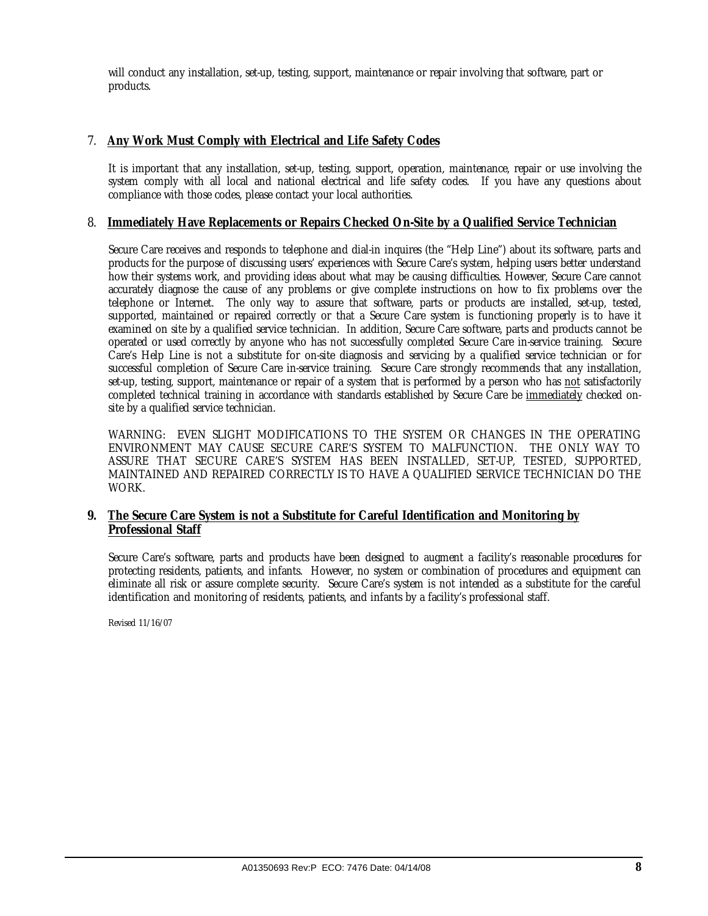will conduct any installation, set-up, testing, support, maintenance or repair involving that software, part or products.

7. **Any Work Must Comply with Electrical and Life Safety Codes**

   It is important that any installation, set-up, testing, support, operation, maintenance, repair or use involving the system comply with all local and national electrical and life safety codes. If you have any questions about compliance with those codes, please contact your local authorities.

8. **Immediately Have Replacements or Repairs Checked On-Site by a Qualified Service Technician**

   Secure Care receives and responds to telephone and dial-in inquires (the "Help Line") about its software, parts and products for the purpose of discussing users' experiences with Secure Care's system, helping users better understand how their systems work, and providing ideas about what may be causing difficulties. However, Secure Care cannot accurately diagnose the cause of any problems or give complete instructions on how to fix problems over the telephone or Internet. The only way to assure that software, parts or products are installed, set-up, tested, supported, maintained or repaired correctly or that a Secure Care system is functioning properly is to have it examined on site by a qualified service technician. In addition, Secure Care software, parts and products cannot be operated or used correctly by anyone who has not successfully completed Secure Care in-service training. Secure Care's Help Line is not a substitute for on-site diagnosis and servicing by a qualified service technician or for successful completion of Secure Care in-service training. Secure Care strongly recommends that any installation, set-up, testing, support, maintenance or repair of a system that is performed by a person who has not satisfactorily completed technical training in accordance with standards established by Secure Care be immediately checked on-site by a qualified service technician.

   WARNING: EVEN SLIGHT MODIFICATIONS TO THE SYSTEM OR CHANGES IN THE OPERATING ENVIRONMENT MAY CAUSE SECURE CARE'S SYSTEM TO MALFUNCTION. THE ONLY WAY TO ASSURE THAT SECURE CARE'S SYSTEM HAS BEEN INSTALLED, SET-UP, TESTED, SUPPORTED, MAINTAINED AND REPAIRED CORRECTLY IS TO HAVE A QUALIFIED SERVICE TECHNICIAN DO THE WORK.

9. **The Secure Care System is not a Substitute for Careful Identification and Monitoring by Professional Staff**

   Secure Care's software, parts and products have been designed to augment a facility's reasonable procedures for protecting residents, patients, and infants. However, no system or combination of procedures and equipment can eliminate all risk or assure complete security. Secure Care's system is not intended as a substitute for the careful identification and monitoring of residents, patients, and infants by a facility's professional staff.

Revised 11/16/07

A01350693 Rev:P ECO: 7476 Date: 04/14/08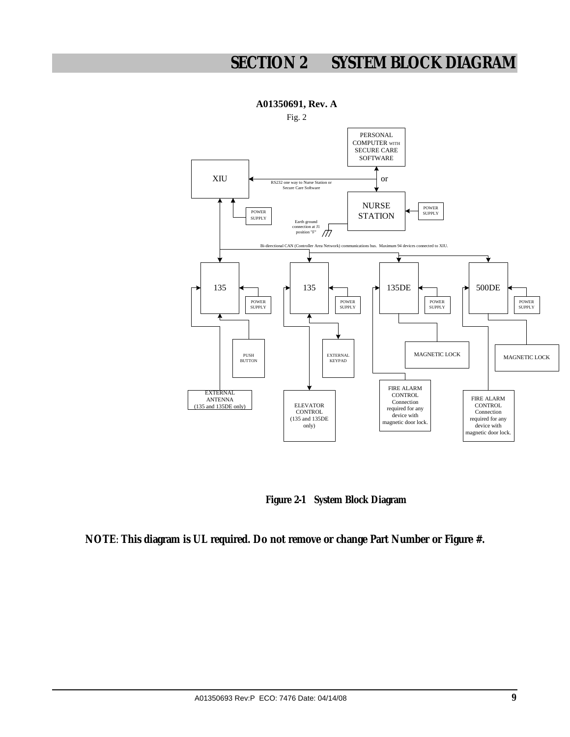# SECTION 2 SYSTEM BLOCK DIAGRAM

**A01350691, Rev. A**

Fig. 2

PERSONAL COMPUTER WITH SECURE CARE SOFTWARE

or

XIU

RS232 one way to Nurse Station or Secure Care Software

NURSE STATION

POWER SUPPLY

POWER SUPPLY

Earth ground connection at J1 position "F"

Bi-directional CAN (Controller Area Network) communications bus. Maximum 94 devices connected to XIU.

135

135

135DE

500DE

POWER SUPPLY

POWER SUPPLY

POWER SUPPLY

POWER SUPPLY

PUSH BUTTON

EXTERNAL KEYPAD

MAGNETIC LOCK

MAGNETIC LOCK

EXTERNAL ANTENNA (135 and 135DE only)

ELEVATOR CONTROL (135 and 135DE only)

FIRE ALARM CONTROL Connection required for any device with magnetic door lock.

FIRE ALARM CONTROL Connection required for any device with magnetic door lock.

**Figure 2-1 System Block Diagram**

**NOTE**: **This diagram is UL required. Do not remove or change Part Number or Figure #.**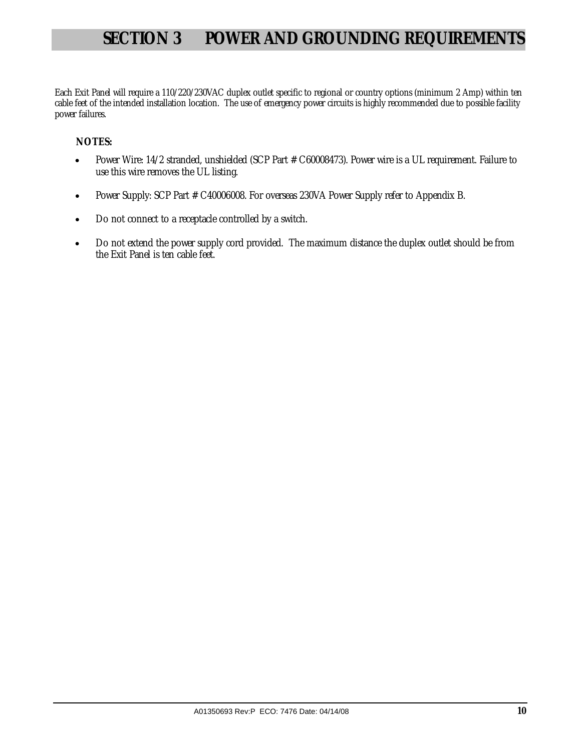# SECTION 3 POWER AND GROUNDING REQUIREMENTS

Each Exit Panel will require a 110/220/230VAC duplex outlet specific to regional or country options (minimum 2 Amp) within ten cable feet of the intended installation location. The use of emergency power circuits is highly recommended due to possible facility power failures.

**NOTES:**

- Power Wire: 14/2 stranded, unshielded (SCP Part # C60008473). Power wire is a UL requirement. Failure to use this wire removes the UL listing.
- Power Supply: SCP Part # C40006008. For overseas 230VA Power Supply refer to Appendix B.
- Do not connect to a receptacle controlled by a switch.
- Do not extend the power supply cord provided. The maximum distance the duplex outlet should be from the Exit Panel is ten cable feet.

A01350693 Rev:P ECO: 7476 Date: 04/14/08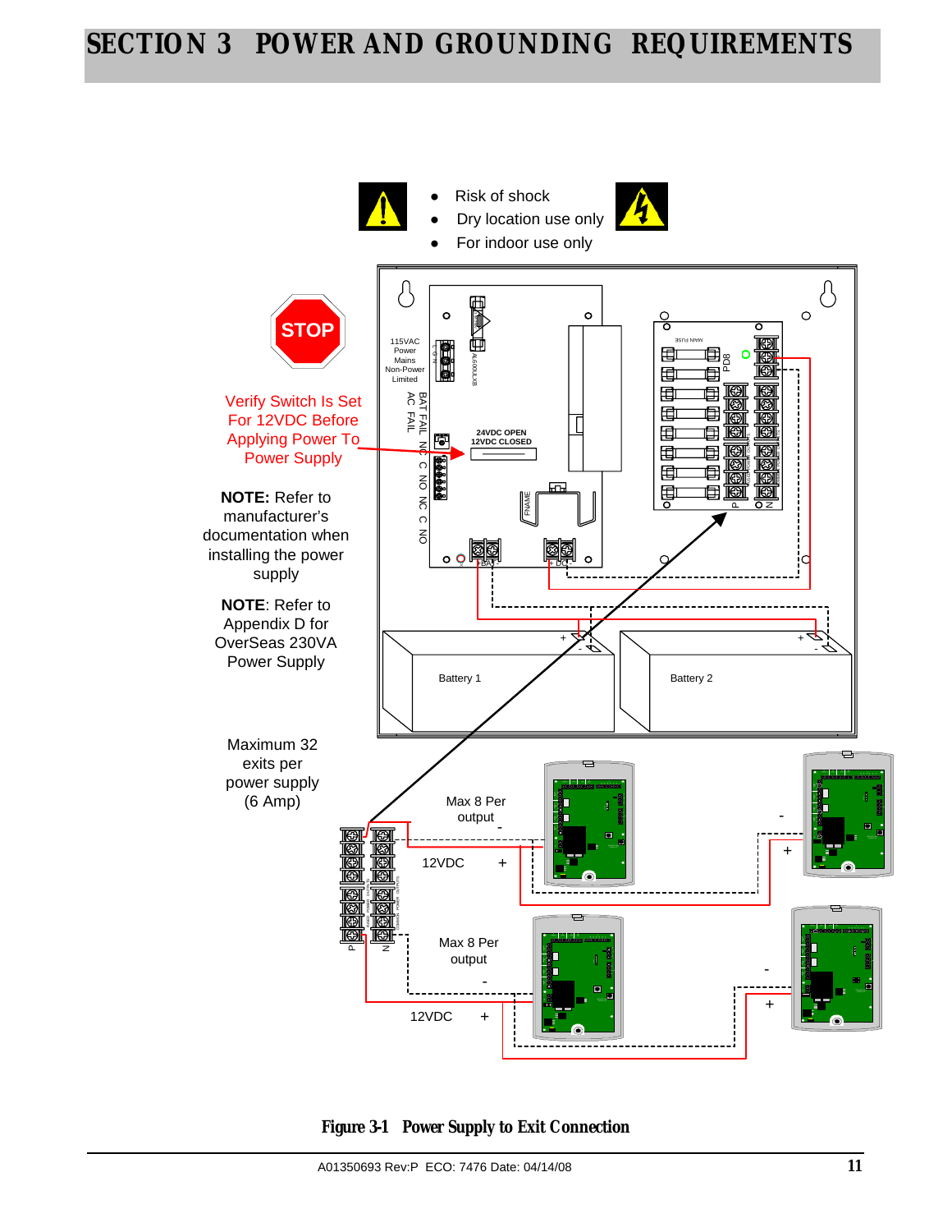# SECTION 3 POWER AND GROUNDING REQUIREMENTS

- Risk of shock
- Dry location use only
- For indoor use only

Verify Switch Is Set For 12VDC Before Applying Power To Power Supply

**NOTE:** Refer to manufacturer's documentation when installing the power supply

**NOTE**: Refer to Appendix D for OverSeas 230VA Power Supply

Maximum 32 exits per power supply (6 Amp)

**Figure 3-1 Power Supply to Exit Connection**

A01350693 Rev:P ECO: 7476 Date: 04/14/08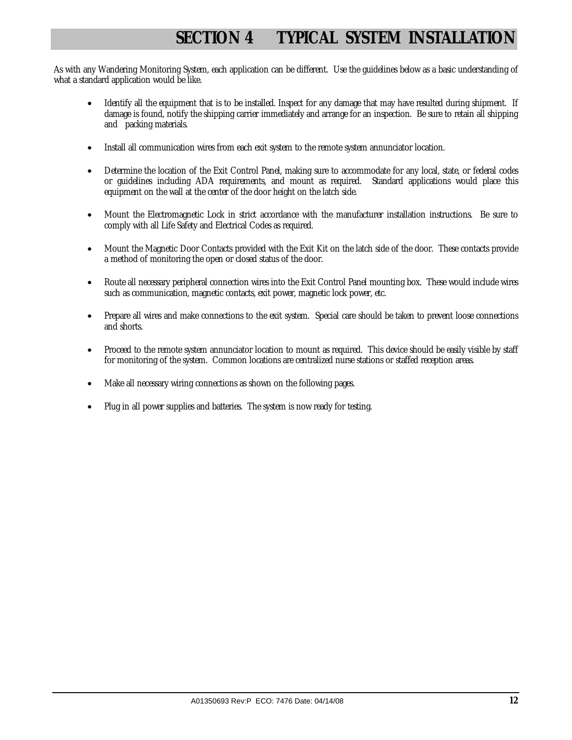# SECTION 4 TYPICAL SYSTEM INSTALLATION

As with any Wandering Monitoring System, each application can be different. Use the guidelines below as a basic understanding of what a standard application would be like.

- Identify all the equipment that is to be installed. Inspect for any damage that may have resulted during shipment. If damage is found, notify the shipping carrier immediately and arrange for an inspection. Be sure to retain all shipping and packing materials.

- Install all communication wires from each exit system to the remote system annunciator location.

- Determine the location of the Exit Control Panel, making sure to accommodate for any local, state, or federal codes or guidelines including ADA requirements, and mount as required. Standard applications would place this equipment on the wall at the center of the door height on the latch side.

- Mount the Electromagnetic Lock in strict accordance with the manufacturer installation instructions. Be sure to comply with all Life Safety and Electrical Codes as required.

- Mount the Magnetic Door Contacts provided with the Exit Kit on the latch side of the door. These contacts provide a method of monitoring the open or closed status of the door.

- Route all necessary peripheral connection wires into the Exit Control Panel mounting box. These would include wires such as communication, magnetic contacts, exit power, magnetic lock power, etc.

- Prepare all wires and make connections to the exit system. Special care should be taken to prevent loose connections and shorts.

- Proceed to the remote system annunciator location to mount as required. This device should be easily visible by staff for monitoring of the system. Common locations are centralized nurse stations or staffed reception areas.

- Make all necessary wiring connections as shown on the following pages.

- Plug in all power supplies and batteries. The system is now ready for testing.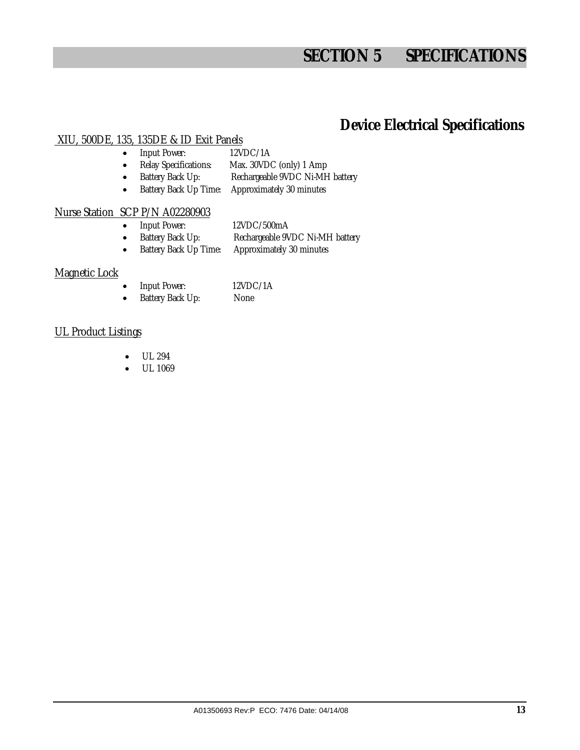# SECTION 5 SPECIFICATIONS

## Device Electrical Specifications

<u>XIU, 500DE, 135, 135DE & ID Exit Panels</u>

- Input Power: 12VDC/1A
- Relay Specifications: Max. 30VDC (only) 1 Amp
- Battery Back Up: Rechargeable 9VDC Ni-MH battery
- Battery Back Up Time: Approximately 30 minutes

<u>Nurse Station SCP P/N A02280903</u>

- Input Power: 12VDC/500mA
- Battery Back Up: Rechargeable 9VDC Ni-MH battery
- Battery Back Up Time: Approximately 30 minutes

<u>Magnetic Lock</u>

- Input Power: 12VDC/1A
- Battery Back Up: None

<u>UL Product Listings</u>

- UL 294
- UL 1069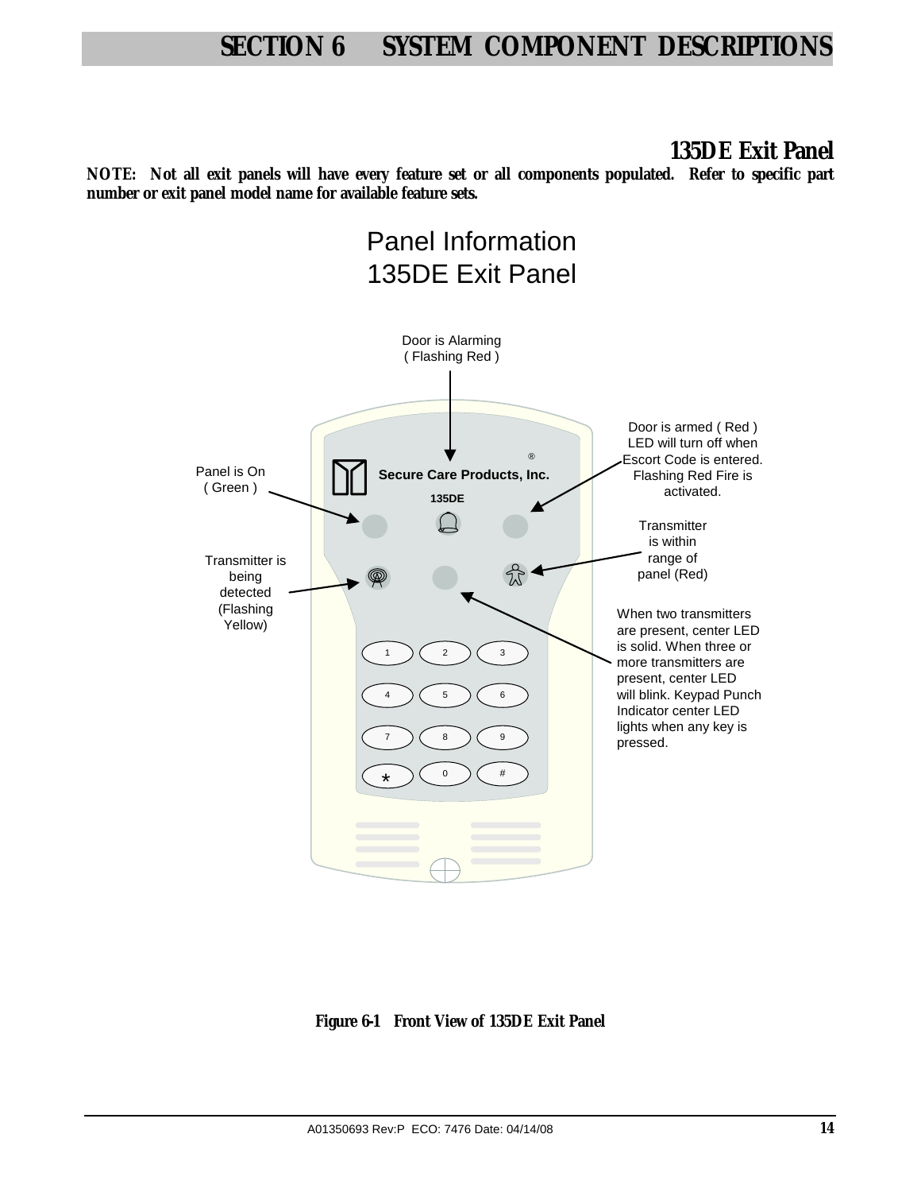# SECTION 6 SYSTEM COMPONENT DESCRIPTIONS

## 135DE Exit Panel

**NOTE: Not all exit panels will have every feature set or all components populated. Refer to specific part number or exit panel model name for available feature sets.**

Panel Information
135DE Exit Panel

Door is Alarming ( Flashing Red )

Panel is On ( Green )

Door is armed ( Red ) LED will turn off when Escort Code is entered. Flashing Red Fire is activated.

Secure Care Products, Inc.
135DE

Transmitter is within range of panel (Red)

Transmitter is being detected (Flashing Yellow)

When two transmitters are present, center LED is solid. When three or more transmitters are present, center LED will blink. Keypad Punch Indicator center LED lights when any key is pressed.

1 2 3
4 5 6
7 8 9
* 0 #

**Figure 6-1 Front View of 135DE Exit Panel**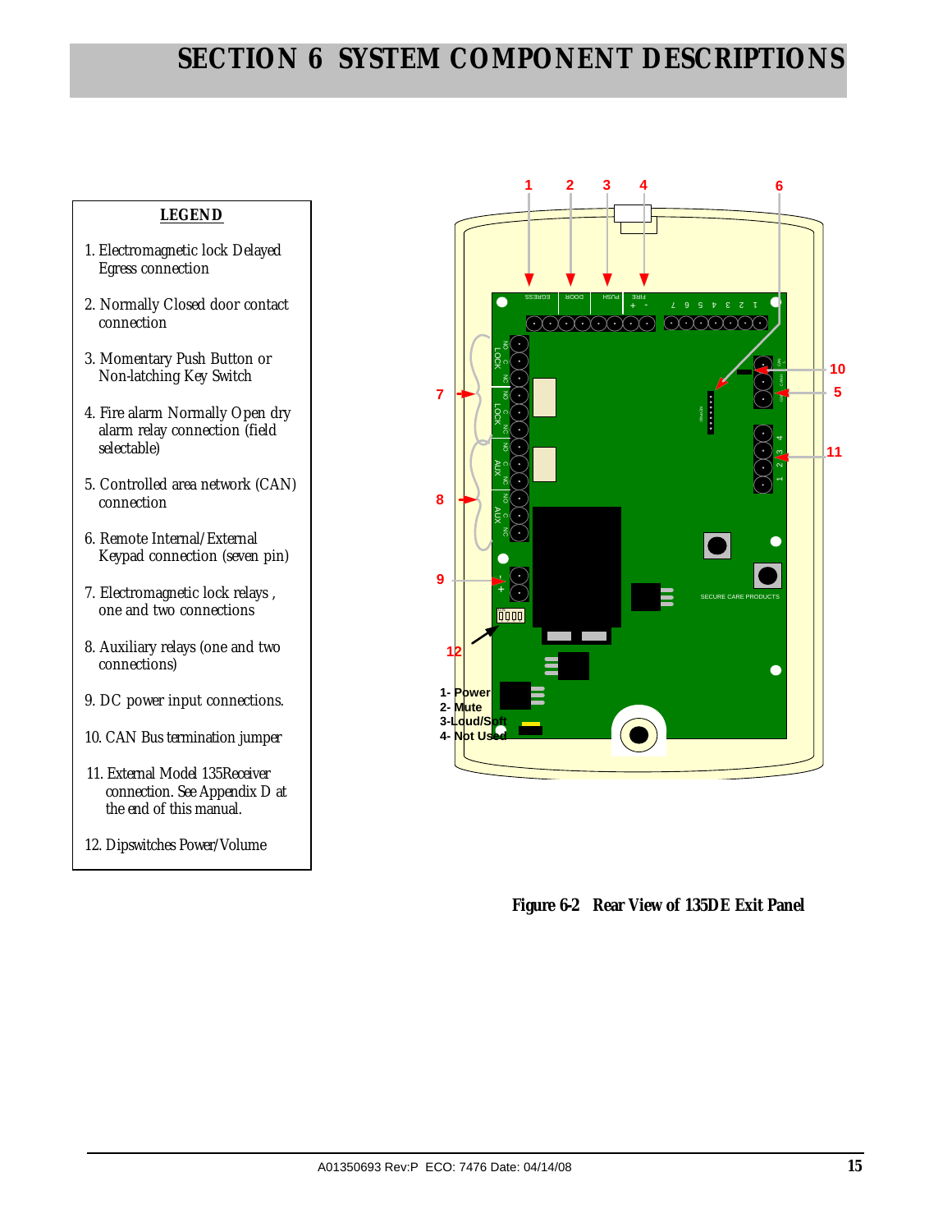# SECTION 6 SYSTEM COMPONENT DESCRIPTIONS

**LEGEND**

1. Electromagnetic lock Delayed Egress connection
2. Normally Closed door contact connection
3. Momentary Push Button or Non-latching Key Switch
4. Fire alarm Normally Open dry alarm relay connection (field selectable)
5. Controlled area network (CAN) connection
6. Remote Internal/External Keypad connection (seven pin)
7. Electromagnetic lock relays , one and two connections
8. Auxiliary relays (one and two connections)
9. DC power input connections.
10. CAN Bus termination jumper
11. External Model 135Receiver connection. See Appendix D at the end of this manual.
12. Dipswitches Power/Volume

1- Power
2- Mute
3-Loud/Soft
4- Not Used

**Figure 6-2 Rear View of 135DE Exit Panel**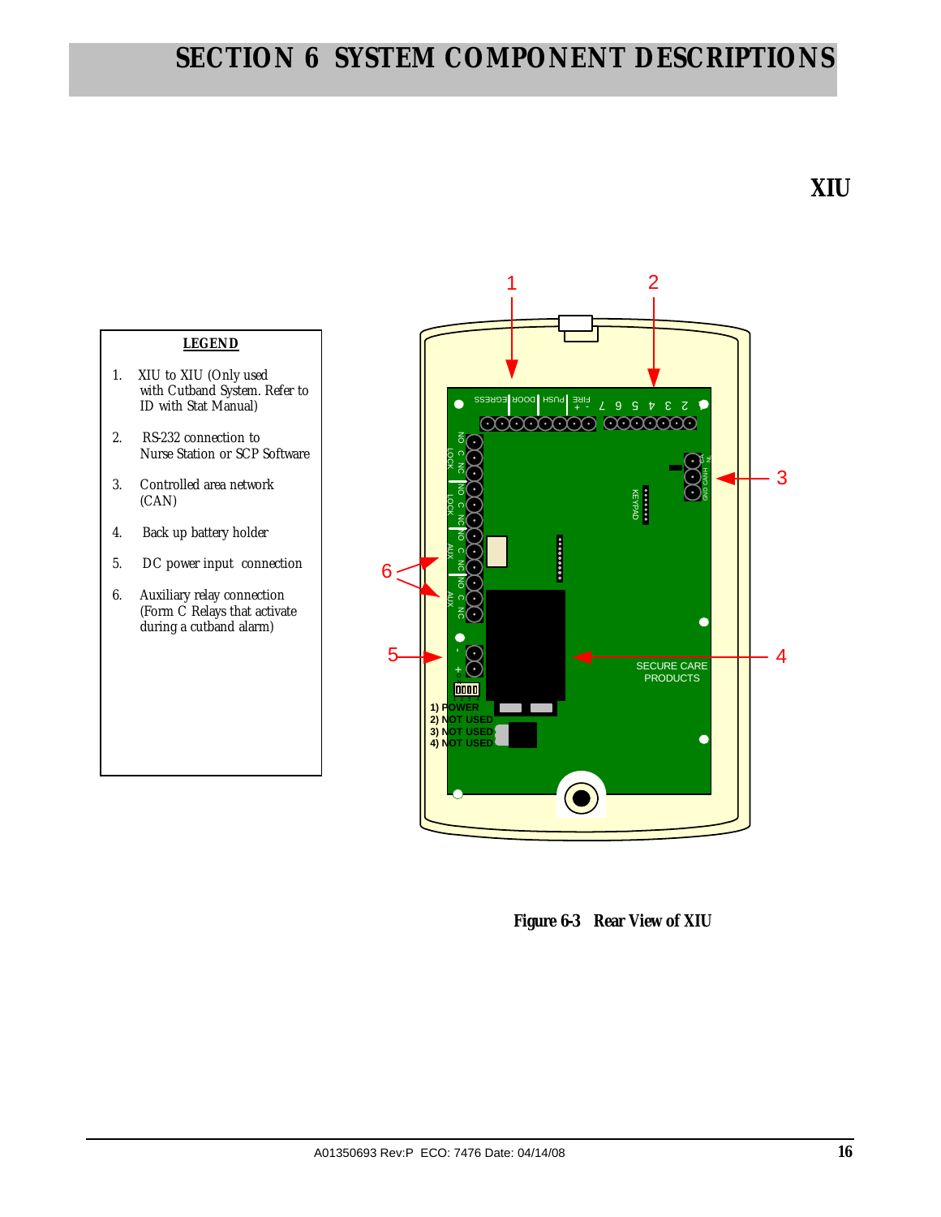# SECTION 6 SYSTEM COMPONENT DESCRIPTIONS

## XIU

**LEGEND**

1. XIU to XIU (Only used with Cutband System. Refer to ID with Stat Manual)
2. RS-232 connection to Nurse Station or SCP Software
3. Controlled area network (CAN)
4. Back up battery holder
5. DC power input connection
6. Auxiliary relay connection (Form C Relays that activate during a cutband alarm)

**Figure 6-3 Rear View of XIU**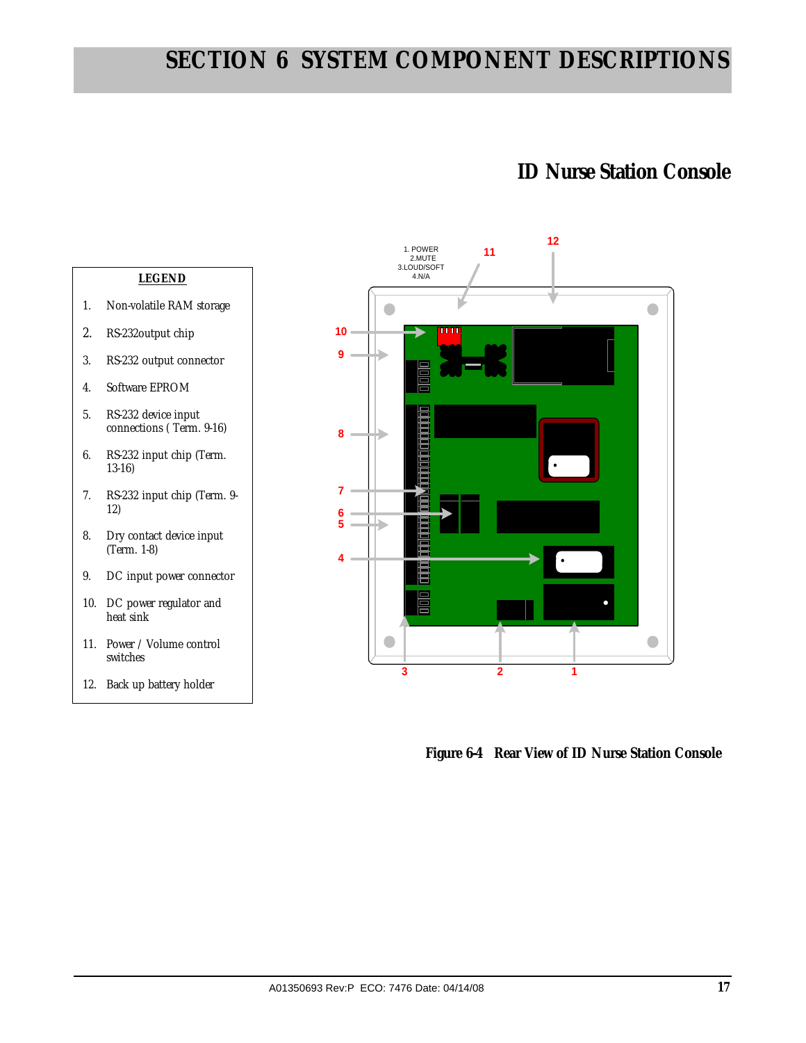# SECTION 6 SYSTEM COMPONENT DESCRIPTIONS

## ID Nurse Station Console

**LEGEND**

1. Non-volatile RAM storage
2. RS-232output chip
3. RS-232 output connector
4. Software EPROM
5. RS-232 device input connections ( Term. 9-16)
6. RS-232 input chip (Term. 13-16)
7. RS-232 input chip (Term. 9-12)
8. Dry contact device input (Term. 1-8)
9. DC input power connector
10. DC power regulator and heat sink
11. Power / Volume control switches
12. Back up battery holder

1. POWER
2. MUTE
3. LOUD/SOFT
4. N/A

**Figure 6-4 Rear View of ID Nurse Station Console**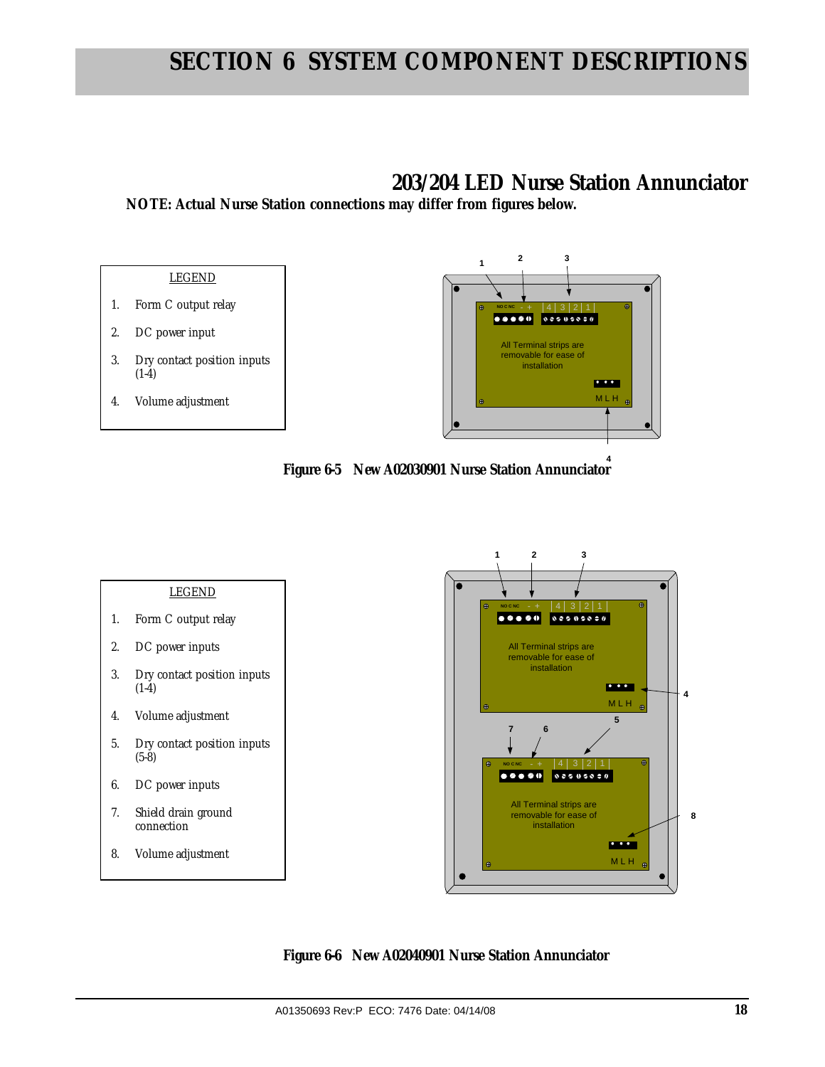# SECTION 6 SYSTEM COMPONENT DESCRIPTIONS

## 203/204 LED Nurse Station Annunciator

**NOTE: Actual Nurse Station connections may differ from figures below.**

LEGEND

1. Form C output relay
2. DC power input
3. Dry contact position inputs (1-4)
4. Volume adjustment

All Terminal strips are removable for ease of installation

**Figure 6-5 New A02030901 Nurse Station Annunciator**

LEGEND

1. Form C output relay
2. DC power inputs
3. Dry contact position inputs (1-4)
4. Volume adjustment
5. Dry contact position inputs (5-8)
6. DC power inputs
7. Shield drain ground connection
8. Volume adjustment

All Terminal strips are removable for ease of installation

**Figure 6-6 New A02040901 Nurse Station Annunciator**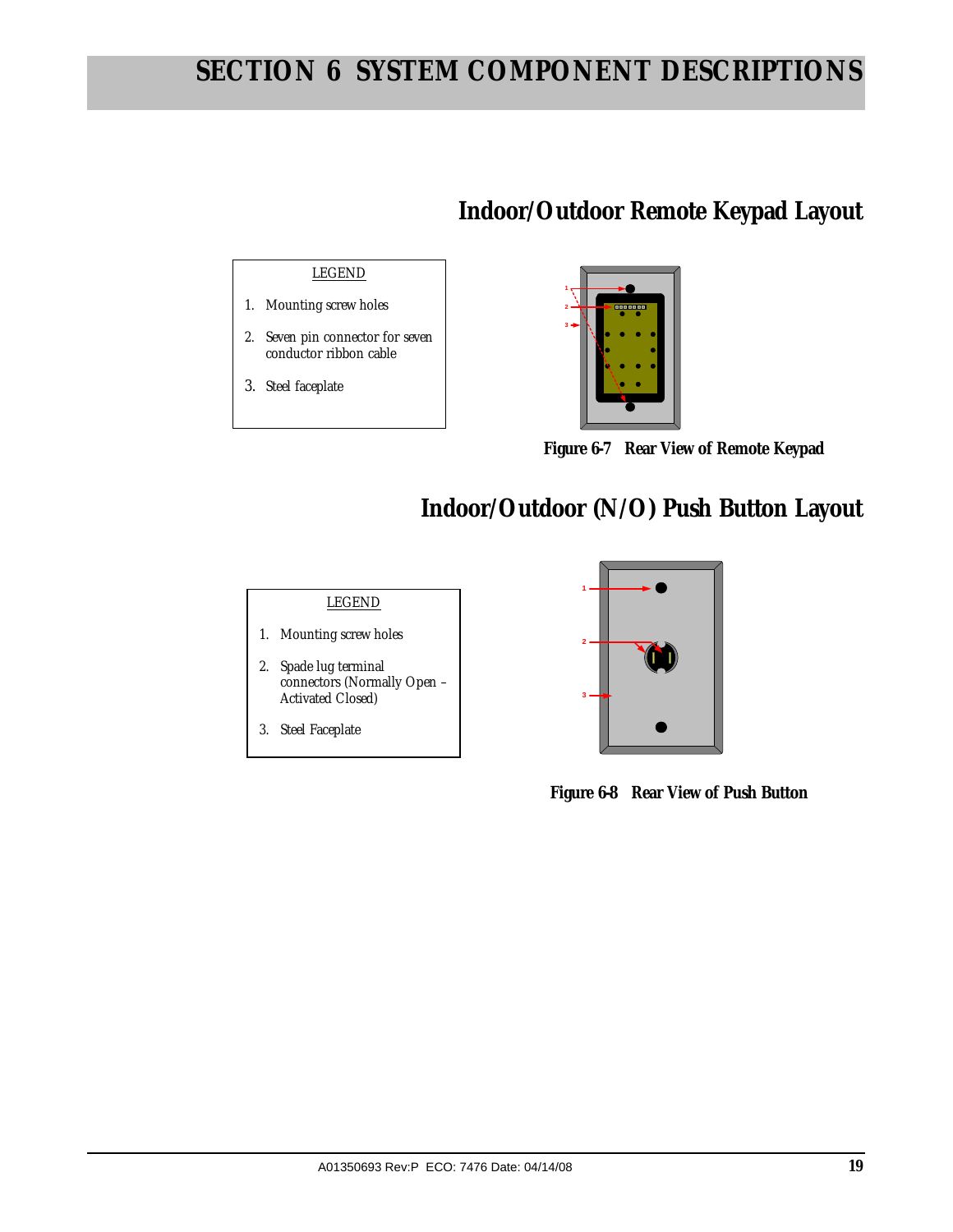# SECTION 6 SYSTEM COMPONENT DESCRIPTIONS

## Indoor/Outdoor Remote Keypad Layout

LEGEND

1. Mounting screw holes
2. Seven pin connector for seven conductor ribbon cable
3. Steel faceplate

**Figure 6-7 Rear View of Remote Keypad**

## Indoor/Outdoor (N/O) Push Button Layout

LEGEND

1. Mounting screw holes
2. Spade lug terminal connectors (Normally Open – Activated Closed)
3. Steel Faceplate

**Figure 6-8 Rear View of Push Button**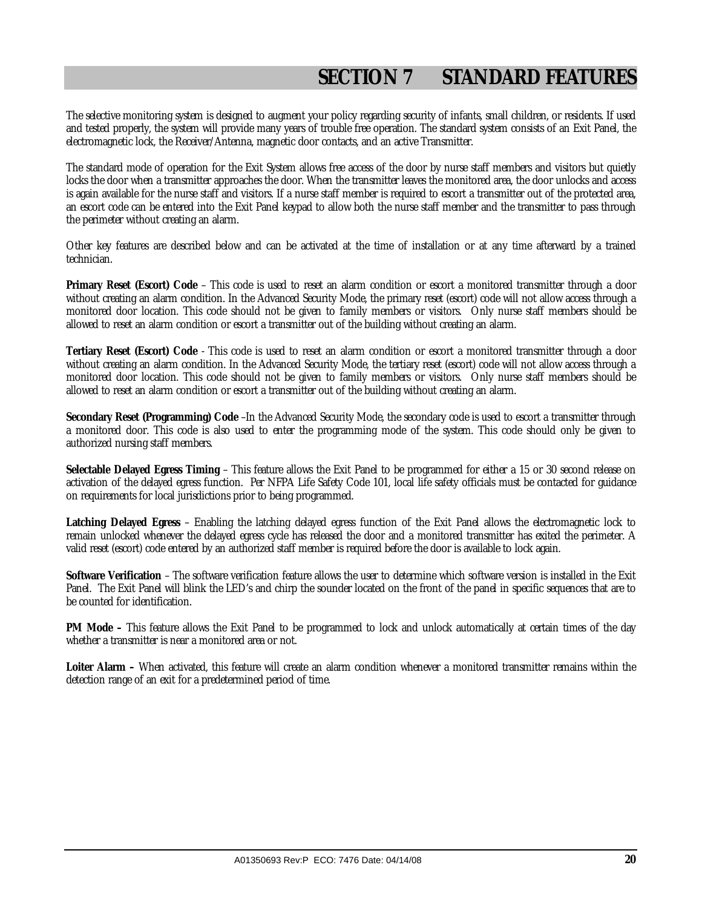# SECTION 7 STANDARD FEATURES

The selective monitoring system is designed to augment your policy regarding security of infants, small children, or residents. If used and tested properly, the system will provide many years of trouble free operation. The standard system consists of an Exit Panel, the electromagnetic lock, the Receiver/Antenna, magnetic door contacts, and an active Transmitter.

The standard mode of operation for the Exit System allows free access of the door by nurse staff members and visitors but quietly locks the door when a transmitter approaches the door. When the transmitter leaves the monitored area, the door unlocks and access is again available for the nurse staff and visitors. If a nurse staff member is required to escort a transmitter out of the protected area, an escort code can be entered into the Exit Panel keypad to allow both the nurse staff member and the transmitter to pass through the perimeter without creating an alarm.

Other key features are described below and can be activated at the time of installation or at any time afterward by a trained technician.

**Primary Reset (Escort) Code** – This code is used to reset an alarm condition or escort a monitored transmitter through a door without creating an alarm condition. In the Advanced Security Mode, the primary reset (escort) code will not allow access through a monitored door location. This code should not be given to family members or visitors. Only nurse staff members should be allowed to reset an alarm condition or escort a transmitter out of the building without creating an alarm.

**Tertiary Reset (Escort) Code** - This code is used to reset an alarm condition or escort a monitored transmitter through a door without creating an alarm condition. In the Advanced Security Mode, the tertiary reset (escort) code will not allow access through a monitored door location. This code should not be given to family members or visitors. Only nurse staff members should be allowed to reset an alarm condition or escort a transmitter out of the building without creating an alarm.

**Secondary Reset (Programming) Code** –In the Advanced Security Mode, the secondary code is used to escort a transmitter through a monitored door. This code is also used to enter the programming mode of the system. This code should only be given to authorized nursing staff members.

**Selectable Delayed Egress Timing** – This feature allows the Exit Panel to be programmed for either a 15 or 30 second release on activation of the delayed egress function. Per NFPA Life Safety Code 101, local life safety officials must be contacted for guidance on requirements for local jurisdictions prior to being programmed.

**Latching Delayed Egress** – Enabling the latching delayed egress function of the Exit Panel allows the electromagnetic lock to remain unlocked whenever the delayed egress cycle has released the door and a monitored transmitter has exited the perimeter. A valid reset (escort) code entered by an authorized staff member is required before the door is available to lock again.

**Software Verification** – The software verification feature allows the user to determine which software version is installed in the Exit Panel. The Exit Panel will blink the LED's and chirp the sounder located on the front of the panel in specific sequences that are to be counted for identification.

**PM Mode –** This feature allows the Exit Panel to be programmed to lock and unlock automatically at certain times of the day whether a transmitter is near a monitored area or not.

**Loiter Alarm –** When activated, this feature will create an alarm condition whenever a monitored transmitter remains within the detection range of an exit for a predetermined period of time.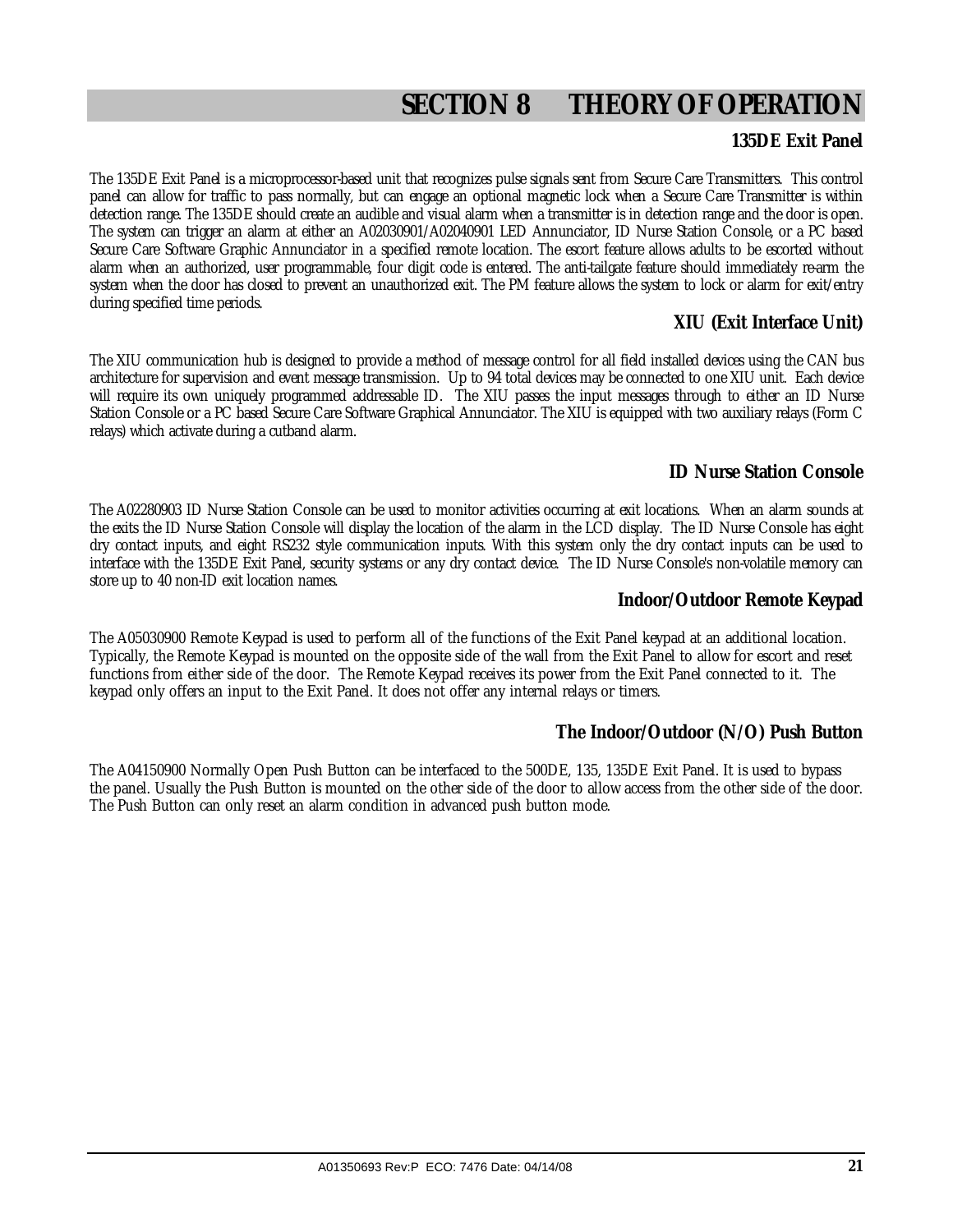# SECTION 8 THEORY OF OPERATION

### 135DE Exit Panel

The 135DE Exit Panel is a microprocessor-based unit that recognizes pulse signals sent from Secure Care Transmitters. This control panel can allow for traffic to pass normally, but can engage an optional magnetic lock when a Secure Care Transmitter is within detection range. The 135DE should create an audible and visual alarm when a transmitter is in detection range and the door is open. The system can trigger an alarm at either an A02030901/A02040901 LED Annunciator, ID Nurse Station Console, or a PC based Secure Care Software Graphic Annunciator in a specified remote location. The escort feature allows adults to be escorted without alarm when an authorized, user programmable, four digit code is entered. The anti-tailgate feature should immediately re-arm the system when the door has closed to prevent an unauthorized exit. The PM feature allows the system to lock or alarm for exit/entry during specified time periods.

### XIU (Exit Interface Unit)

The XIU communication hub is designed to provide a method of message control for all field installed devices using the CAN bus architecture for supervision and event message transmission. Up to 94 total devices may be connected to one XIU unit. Each device will require its own uniquely programmed addressable ID. The XIU passes the input messages through to either an ID Nurse Station Console or a PC based Secure Care Software Graphical Annunciator. The XIU is equipped with two auxiliary relays (Form C relays) which activate during a cutband alarm.

### ID Nurse Station Console

The A02280903 ID Nurse Station Console can be used to monitor activities occurring at exit locations. When an alarm sounds at the exits the ID Nurse Station Console will display the location of the alarm in the LCD display. The ID Nurse Console has eight dry contact inputs, and eight RS232 style communication inputs. With this system only the dry contact inputs can be used to interface with the 135DE Exit Panel, security systems or any dry contact device. The ID Nurse Console's non-volatile memory can store up to 40 non-ID exit location names.

### Indoor/Outdoor Remote Keypad

The A05030900 Remote Keypad is used to perform all of the functions of the Exit Panel keypad at an additional location. Typically, the Remote Keypad is mounted on the opposite side of the wall from the Exit Panel to allow for escort and reset functions from either side of the door. The Remote Keypad receives its power from the Exit Panel connected to it. The keypad only offers an input to the Exit Panel. It does not offer any internal relays or timers.

### The Indoor/Outdoor (N/O) Push Button

The A04150900 Normally Open Push Button can be interfaced to the 500DE, 135, 135DE Exit Panel. It is used to bypass the panel. Usually the Push Button is mounted on the other side of the door to allow access from the other side of the door. The Push Button can only reset an alarm condition in advanced push button mode.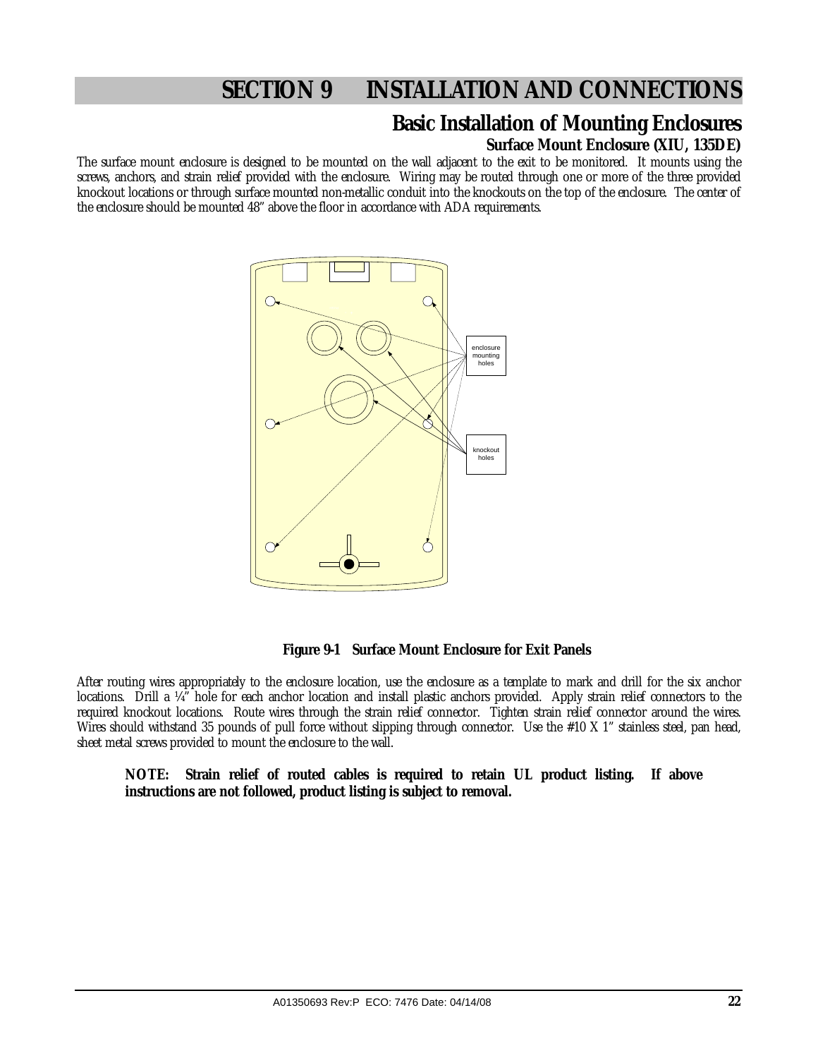# SECTION 9 INSTALLATION AND CONNECTIONS

## Basic Installation of Mounting Enclosures

### Surface Mount Enclosure (XIU, 135DE)

*The surface mount enclosure is designed to be mounted on the wall adjacent to the exit to be monitored. It mounts using the screws, anchors, and strain relief provided with the enclosure. Wiring may be routed through one or more of the three provided knockout locations or through surface mounted non-metallic conduit into the knockouts on the top of the enclosure. The center of the enclosure should be mounted 48" above the floor in accordance with ADA requirements.*

enclosure mounting holes

knockout holes

**Figure 9-1 Surface Mount Enclosure for Exit Panels**

After routing wires appropriately to the enclosure location, use the enclosure as a template to mark and drill for the six anchor locations. Drill a ¼" hole for each anchor location and install plastic anchors provided. Apply strain relief connectors to the required knockout locations. Route wires through the strain relief connector. Tighten strain relief connector around the wires. Wires should withstand 35 pounds of pull force without slipping through connector. Use the #10 X 1" stainless steel, pan head, sheet metal screws provided to mount the enclosure to the wall.

> **NOTE: Strain relief of routed cables is required to retain UL product listing. If above instructions are not followed, product listing is subject to removal.**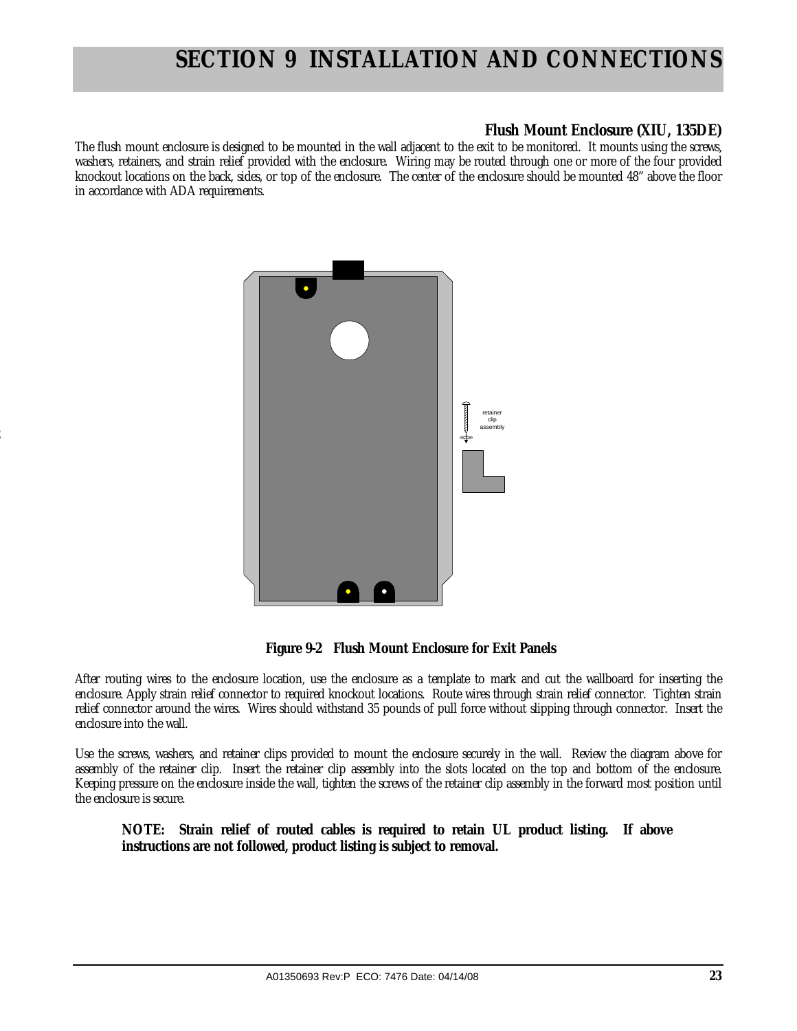# SECTION 9 INSTALLATION AND CONNECTIONS

### Flush Mount Enclosure (XIU, 135DE)

*The flush mount enclosure is designed to be mounted in the wall adjacent to the exit to be monitored. It mounts using the screws, washers, retainers, and strain relief provided with the enclosure. Wiring may be routed through one or more of the four provided knockout locations on the back, sides, or top of the enclosure. The center of the enclosure should be mounted 48" above the floor in accordance with ADA requirements.*

retainer clip assembly

**Figure 9-2 Flush Mount Enclosure for Exit Panels**

*After routing wires to the enclosure location, use the enclosure as a template to mark and cut the wallboard for inserting the enclosure. Apply strain relief connector to required knockout locations. Route wires through strain relief connector. Tighten strain relief connector around the wires. Wires should withstand 35 pounds of pull force without slipping through connector. Insert the enclosure into the wall.*

*Use the screws, washers, and retainer clips provided to mount the enclosure securely in the wall. Review the diagram above for assembly of the retainer clip. Insert the retainer clip assembly into the slots located on the top and bottom of the enclosure. Keeping pressure on the enclosure inside the wall, tighten the screws of the retainer clip assembly in the forward most position until the enclosure is secure.*

> **NOTE: Strain relief of routed cables is required to retain UL product listing. If above instructions are not followed, product listing is subject to removal.**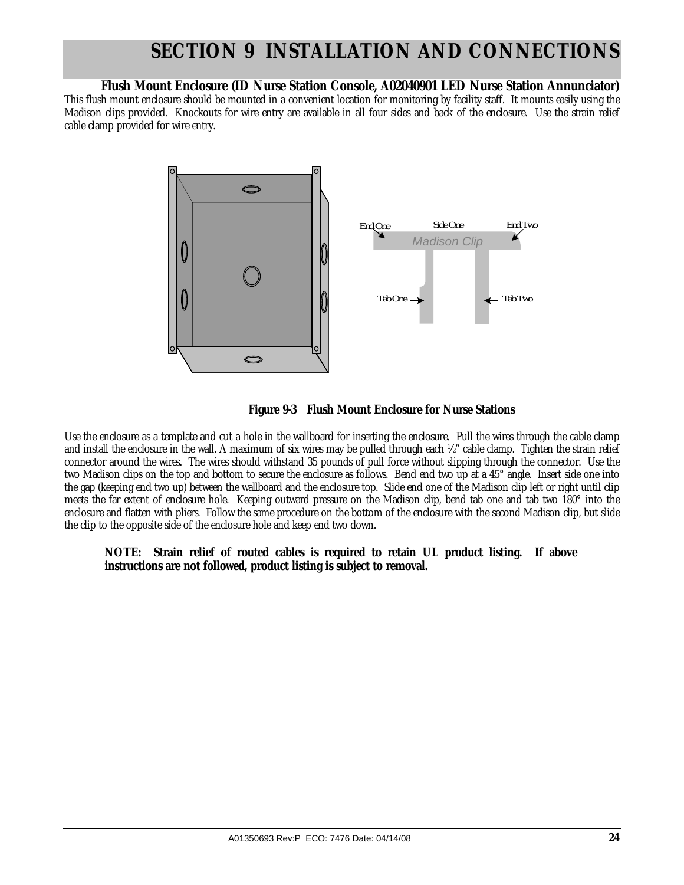# SECTION 9 INSTALLATION AND CONNECTIONS

### Flush Mount Enclosure (ID Nurse Station Console, A02040901 LED Nurse Station Annunciator)

This flush mount enclosure should be mounted in a convenient location for monitoring by facility staff. It mounts easily using the Madison clips provided. Knockouts for wire entry are available in all four sides and back of the enclosure. Use the strain relief cable clamp provided for wire entry.

**Figure 9-3 Flush Mount Enclosure for Nurse Stations**

Use the enclosure as a template and cut a hole in the wallboard for inserting the enclosure. Pull the wires through the cable clamp and install the enclosure in the wall. A maximum of six wires may be pulled through each ½" cable clamp. Tighten the strain relief connector around the wires. The wires should withstand 35 pounds of pull force without slipping through the connector. Use the two Madison clips on the top and bottom to secure the enclosure as follows. Bend end two up at a 45° angle. Insert side one into the gap (keeping end two up) between the wallboard and the enclosure top. Slide end one of the Madison clip left or right until clip meets the far extent of enclosure hole. Keeping outward pressure on the Madison clip, bend tab one and tab two 180° into the enclosure and flatten with pliers. Follow the same procedure on the bottom of the enclosure with the second Madison clip, but slide the clip to the opposite side of the enclosure hole and keep end two down.

> **NOTE: Strain relief of routed cables is required to retain UL product listing. If above instructions are not followed, product listing is subject to removal.**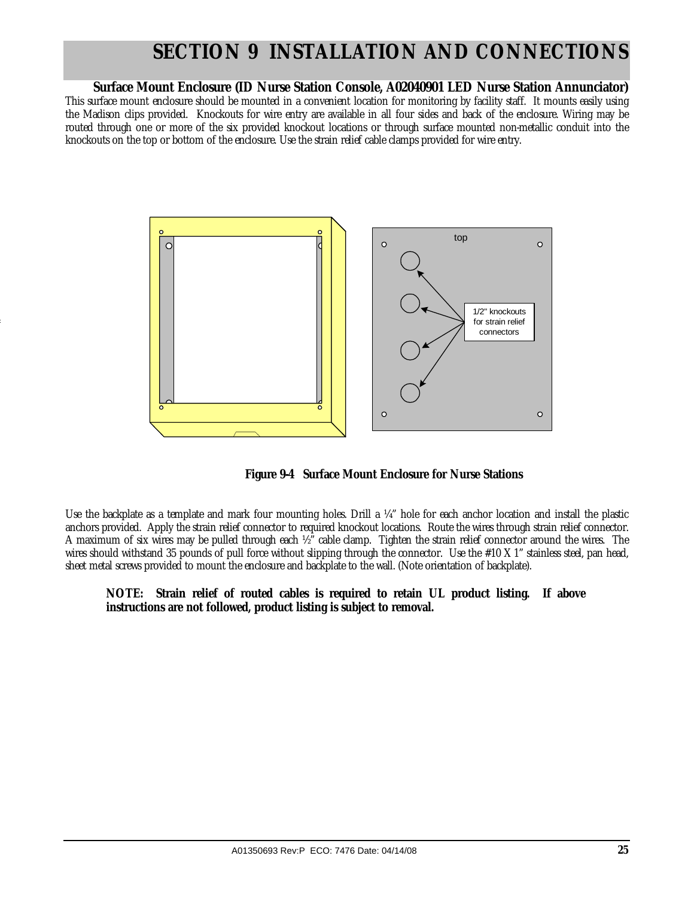# SECTION 9 INSTALLATION AND CONNECTIONS

### Surface Mount Enclosure (ID Nurse Station Console, A02040901 LED Nurse Station Annunciator)

This surface mount enclosure should be mounted in a convenient location for monitoring by facility staff. It mounts easily using the Madison clips provided. Knockouts for wire entry are available in all four sides and back of the enclosure. Wiring may be routed through one or more of the six provided knockout locations or through surface mounted non-metallic conduit into the knockouts on the top or bottom of the enclosure. Use the strain relief cable clamps provided for wire entry.

top

1/2" knockouts for strain relief connectors

**Figure 9-4 Surface Mount Enclosure for Nurse Stations**

Use the backplate as a template and mark four mounting holes. Drill a ¼" hole for each anchor location and install the plastic anchors provided. Apply the strain relief connector to required knockout locations. Route the wires through strain relief connector. A maximum of six wires may be pulled through each ½" cable clamp. Tighten the strain relief connector around the wires. The wires should withstand 35 pounds of pull force without slipping through the connector. Use the #10 X 1" stainless steel, pan head, sheet metal screws provided to mount the enclosure and backplate to the wall. (Note orientation of backplate).

**NOTE: Strain relief of routed cables is required to retain UL product listing. If above instructions are not followed, product listing is subject to removal.**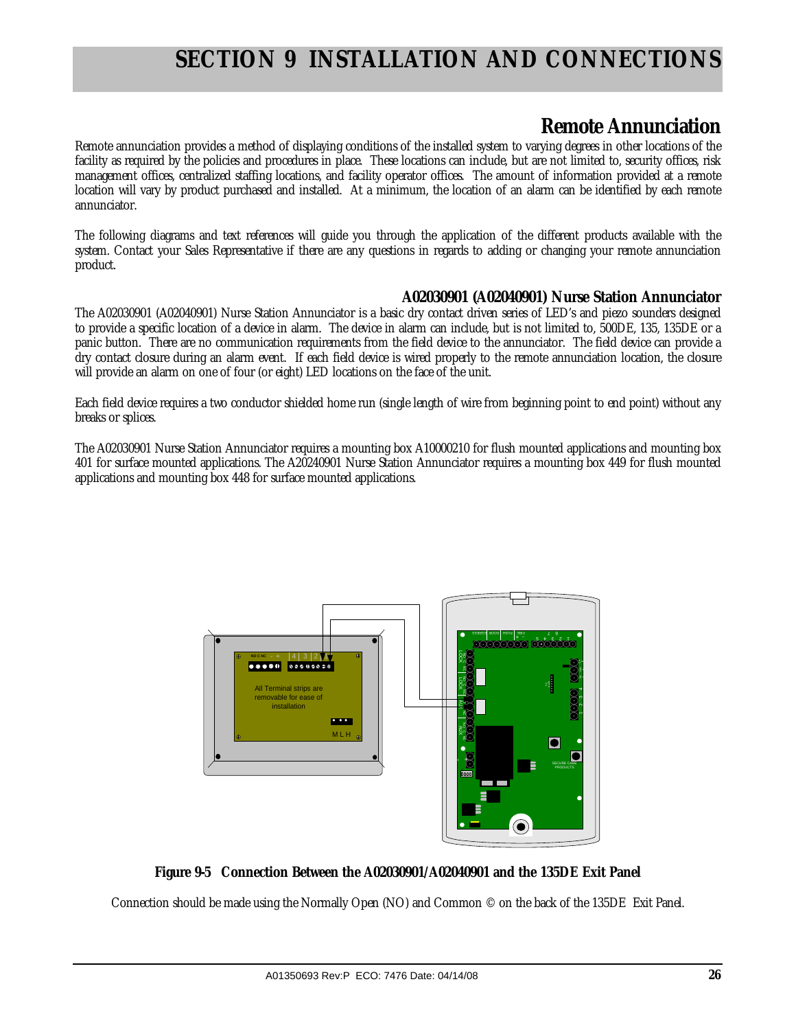# SECTION 9 INSTALLATION AND CONNECTIONS

## Remote Annunciation

Remote annunciation provides a method of displaying conditions of the installed system to varying degrees in other locations of the facility as required by the policies and procedures in place. These locations can include, but are not limited to, security offices, risk management offices, centralized staffing locations, and facility operator offices. The amount of information provided at a remote location will vary by product purchased and installed. At a minimum, the location of an alarm can be identified by each remote annunciator.

The following diagrams and text references will guide you through the application of the different products available with the system. Contact your Sales Representative if there are any questions in regards to adding or changing your remote annunciation product.

### A02030901 (A02040901) Nurse Station Annunciator

The A02030901 (A02040901) Nurse Station Annunciator is a basic dry contact driven series of LED's and piezo sounders designed to provide a specific location of a device in alarm. The device in alarm can include, but is not limited to, 500DE, 135, 135DE or a panic button. There are no communication requirements from the field device to the annunciator. The field device can provide a dry contact closure during an alarm event. If each field device is wired properly to the remote annunciation location, the closure will provide an alarm on one of four (or eight) LED locations on the face of the unit.

Each field device requires a two conductor shielded home run (single length of wire from beginning point to end point) without any breaks or splices.

The A02030901 Nurse Station Annunciator requires a mounting box A10000210 for flush mounted applications and mounting box 401 for surface mounted applications. The A20240901 Nurse Station Annunciator requires a mounting box 449 for flush mounted applications and mounting box 448 for surface mounted applications.

**Figure 9-5 Connection Between the A02030901/A02040901 and the 135DE Exit Panel**

Connection should be made using the Normally Open (NO) and Common © on the back of the 135DE Exit Panel.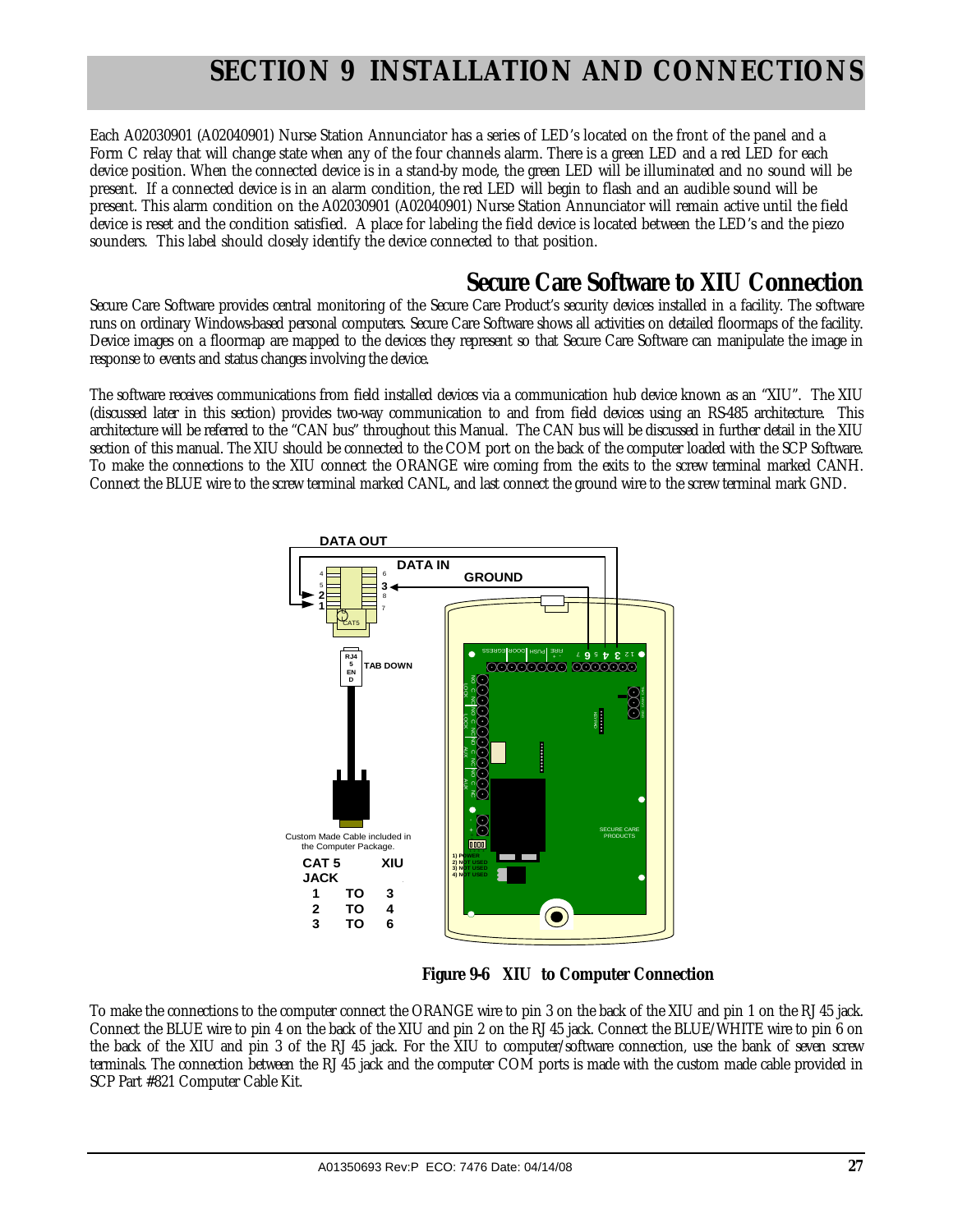# SECTION 9 INSTALLATION AND CONNECTIONS

Each A02030901 (A02040901) Nurse Station Annunciator has a series of LED's located on the front of the panel and a Form C relay that will change state when any of the four channels alarm. There is a green LED and a red LED for each device position. When the connected device is in a stand-by mode, the green LED will be illuminated and no sound will be present. If a connected device is in an alarm condition, the red LED will begin to flash and an audible sound will be present. This alarm condition on the A02030901 (A02040901) Nurse Station Annunciator will remain active until the field device is reset and the condition satisfied. A place for labeling the field device is located between the LED's and the piezo sounders. This label should closely identify the device connected to that position.

## Secure Care Software to XIU Connection

Secure Care Software provides central monitoring of the Secure Care Product's security devices installed in a facility. The software runs on ordinary Windows-based personal computers. Secure Care Software shows all activities on detailed floormaps of the facility. Device images on a floormap are mapped to the devices they represent so that Secure Care Software can manipulate the image in response to events and status changes involving the device.

The software receives communications from field installed devices via a communication hub device known as an "XIU". The XIU (discussed later in this section) provides two-way communication to and from field devices using an RS-485 architecture. This architecture will be referred to the "CAN bus" throughout this Manual. The CAN bus will be discussed in further detail in the XIU section of this manual. The XIU should be connected to the COM port on the back of the computer loaded with the SCP Software. To make the connections to the XIU connect the ORANGE wire coming from the exits to the screw terminal marked CANH. Connect the BLUE wire to the screw terminal marked CANL, and last connect the ground wire to the screw terminal mark GND.

DATA OUT

DATA IN

GROUND

RJ45 END

TAB DOWN

Custom Made Cable included in the Computer Package.

| CAT 5 JACK | | XIU |
|---|---|---|
| 1 | TO | 3 |
| 2 | TO | 4 |
| 3 | TO | 6 |

**Figure 9-6 XIU to Computer Connection**

To make the connections to the computer connect the ORANGE wire to pin 3 on the back of the XIU and pin 1 on the RJ45 jack. Connect the BLUE wire to pin 4 on the back of the XIU and pin 2 on the RJ45 jack. Connect the BLUE/WHITE wire to pin 6 on the back of the XIU and pin 3 of the RJ45 jack. For the XIU to computer/software connection, use the bank of seven screw terminals. The connection between the RJ45 jack and the computer COM ports is made with the custom made cable provided in SCP Part #821 Computer Cable Kit.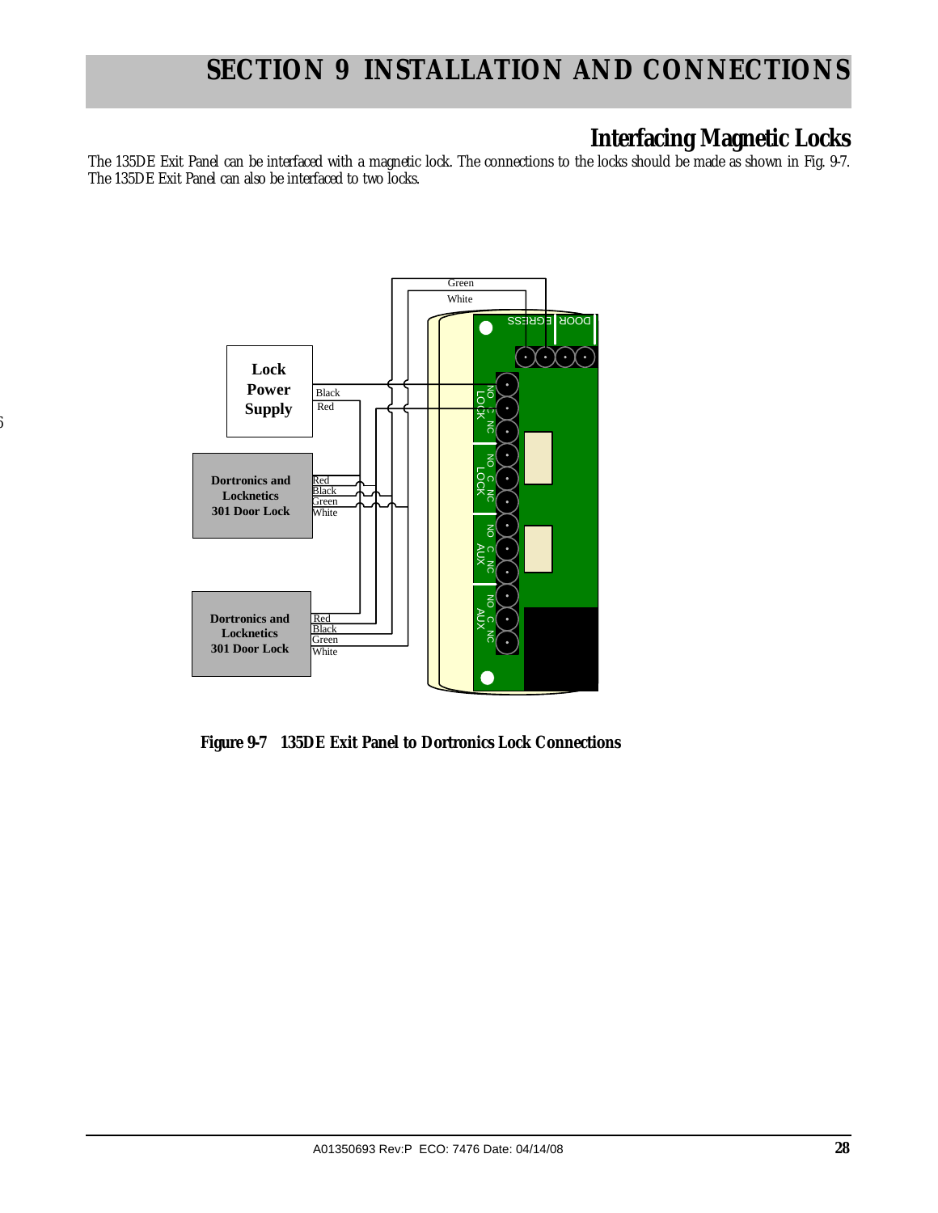# SECTION 9 INSTALLATION AND CONNECTIONS

## Interfacing Magnetic Locks

The 135DE Exit Panel can be interfaced with a magnetic lock. The connections to the locks should be made as shown in Fig. 9-7. The 135DE Exit Panel can also be interfaced to two locks.

**Figure 9-7 135DE Exit Panel to Dortronics Lock Connections**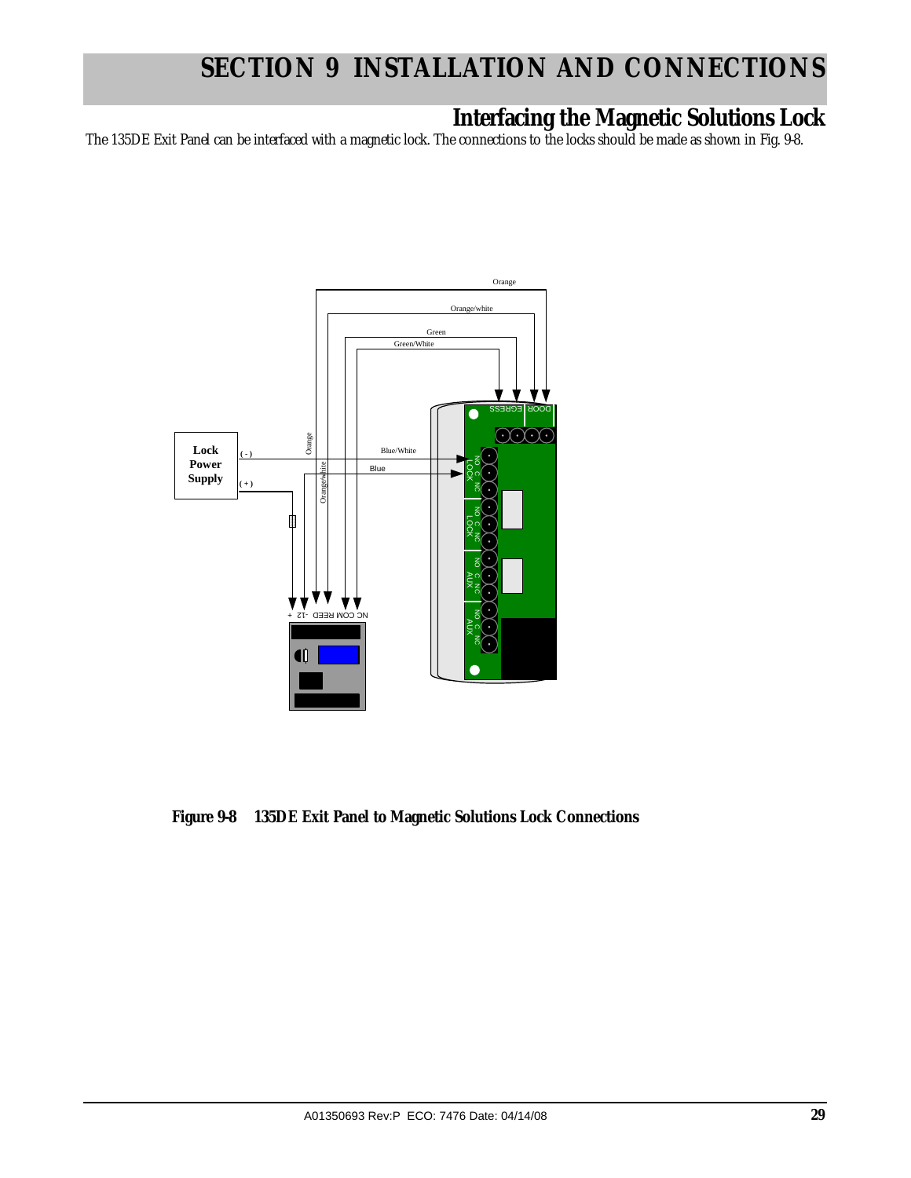# SECTION 9 INSTALLATION AND CONNECTIONS

## Interfacing the Magnetic Solutions Lock

*The 135DE Exit Panel can be interfaced with a magnetic lock. The connections to the locks should be made as shown in Fig. 9-8.*

**Figure 9-8 135DE Exit Panel to Magnetic Solutions Lock Connections**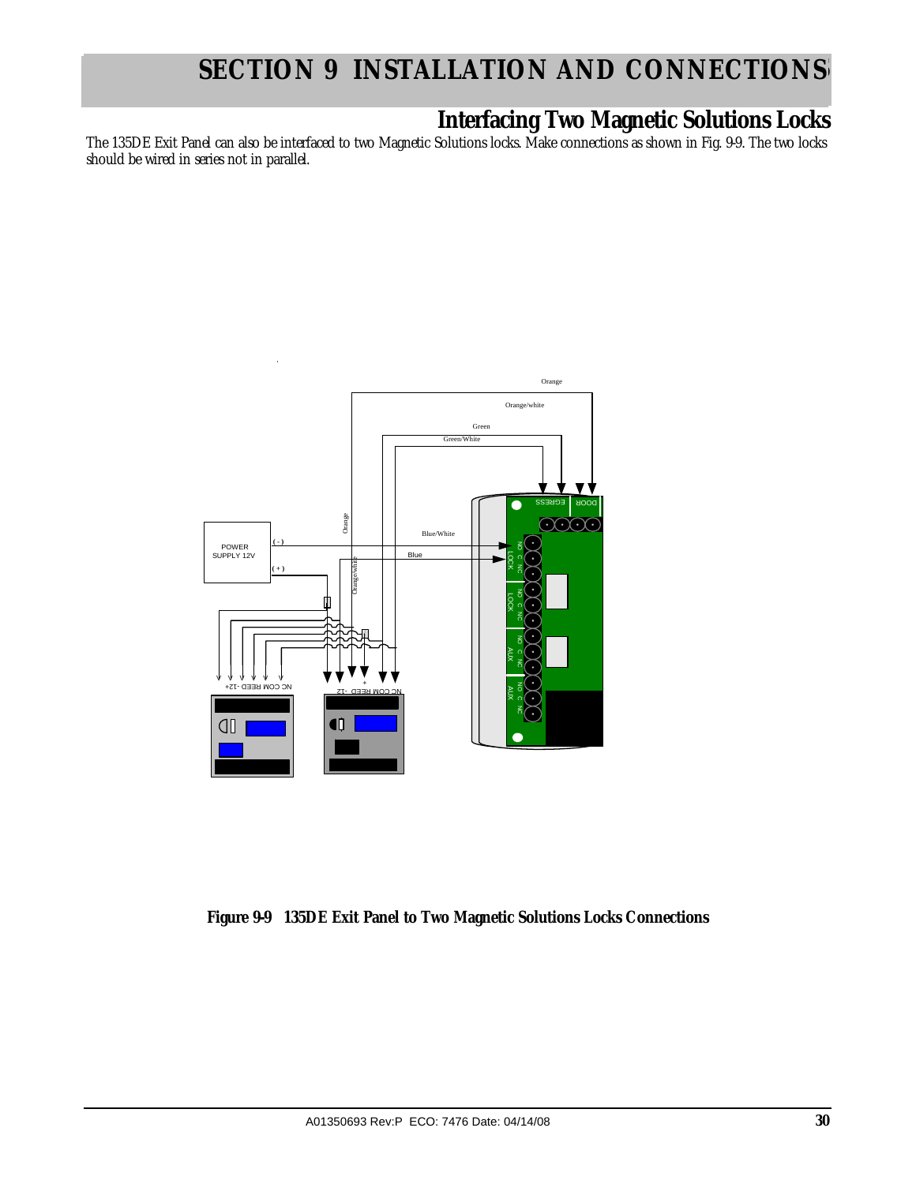## Interfacing Two Magnetic Solutions Locks

The 135DE Exit Panel can also be interfaced to two Magnetic Solutions locks. Make connections as shown in Fig. 9-9. The two locks should be wired in series not in parallel.

**Figure 9-9 135DE Exit Panel to Two Magnetic Solutions Locks Connections**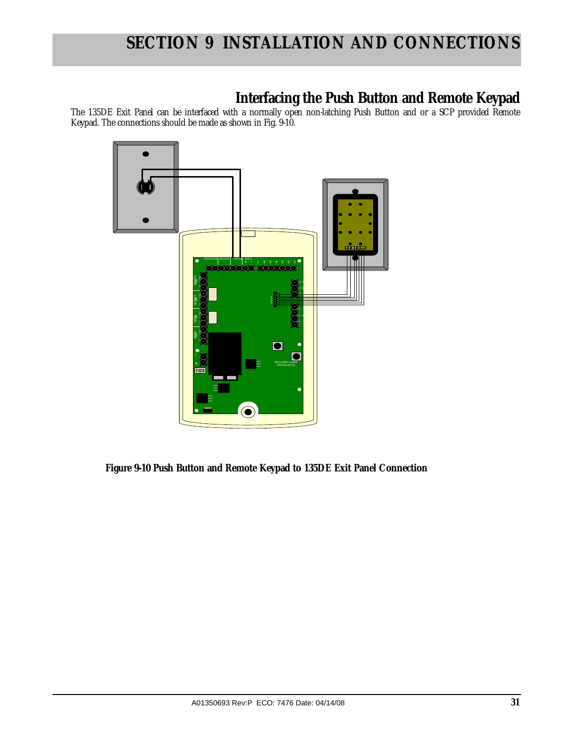# SECTION 9 INSTALLATION AND CONNECTIONS

## Interfacing the Push Button and Remote Keypad

The 135DE Exit Panel can be interfaced with a normally open non-latching Push Button and or a SCP provided Remote Keypad. The connections should be made as shown in Fig. 9-10.

**Figure 9-10 Push Button and Remote Keypad to 135DE Exit Panel Connection**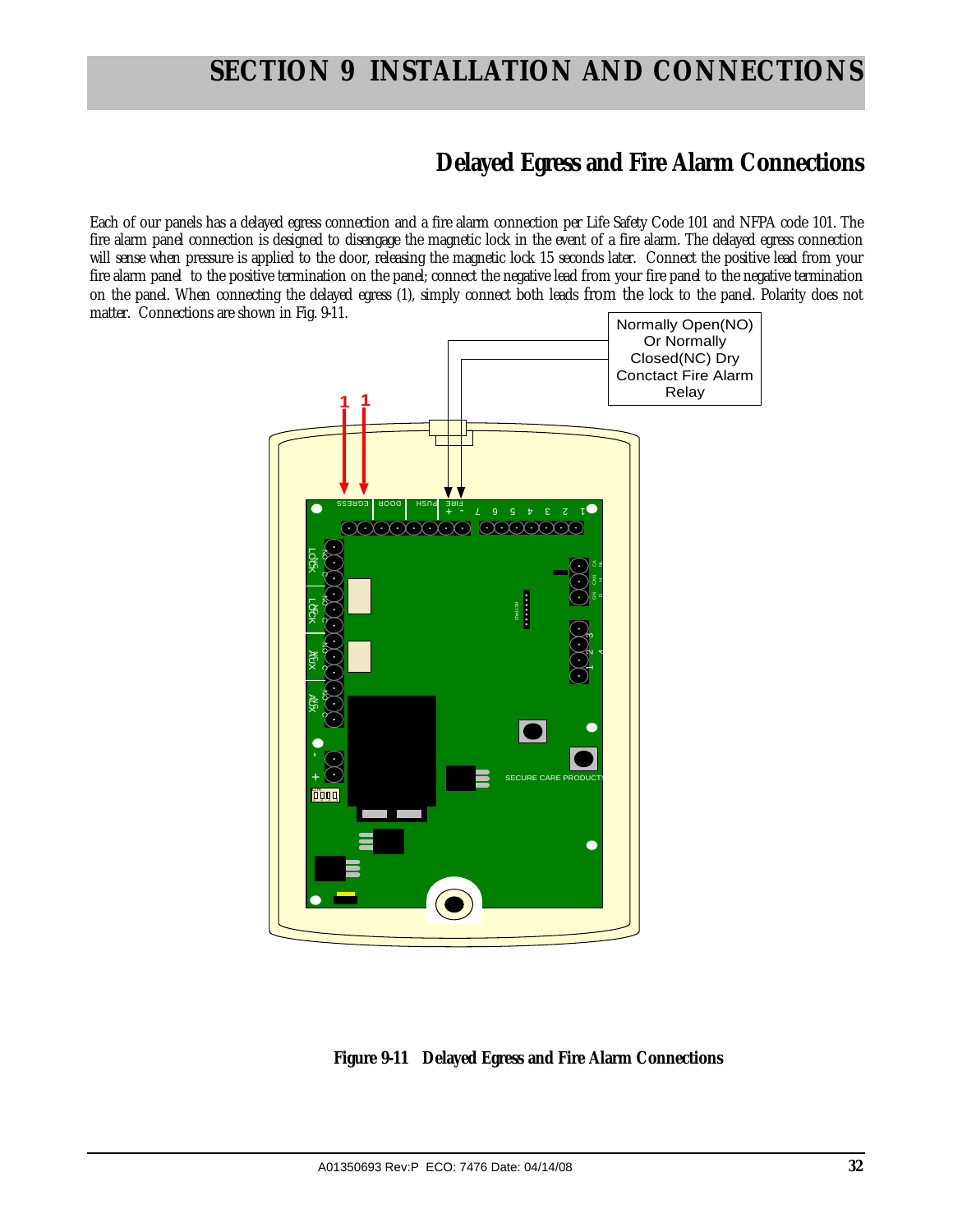# SECTION 9 INSTALLATION AND CONNECTIONS

## Delayed Egress and Fire Alarm Connections

Each of our panels has a delayed egress connection and a fire alarm connection per Life Safety Code 101 and NFPA code 101. The fire alarm panel connection is designed to disengage the magnetic lock in the event of a fire alarm. The delayed egress connection will sense when pressure is applied to the door, releasing the magnetic lock 15 seconds later. Connect the positive lead from your fire alarm panel to the positive termination on the panel; connect the negative lead from your fire panel to the negative termination on the panel. When connecting the delayed egress (1), simply connect both leads from the lock to the panel. Polarity does not matter. Connections are shown in Fig. 9-11.

Normally Open(NO) Or Normally Closed(NC) Dry Conctact Fire Alarm Relay

**Figure 9-11 Delayed Egress and Fire Alarm Connections**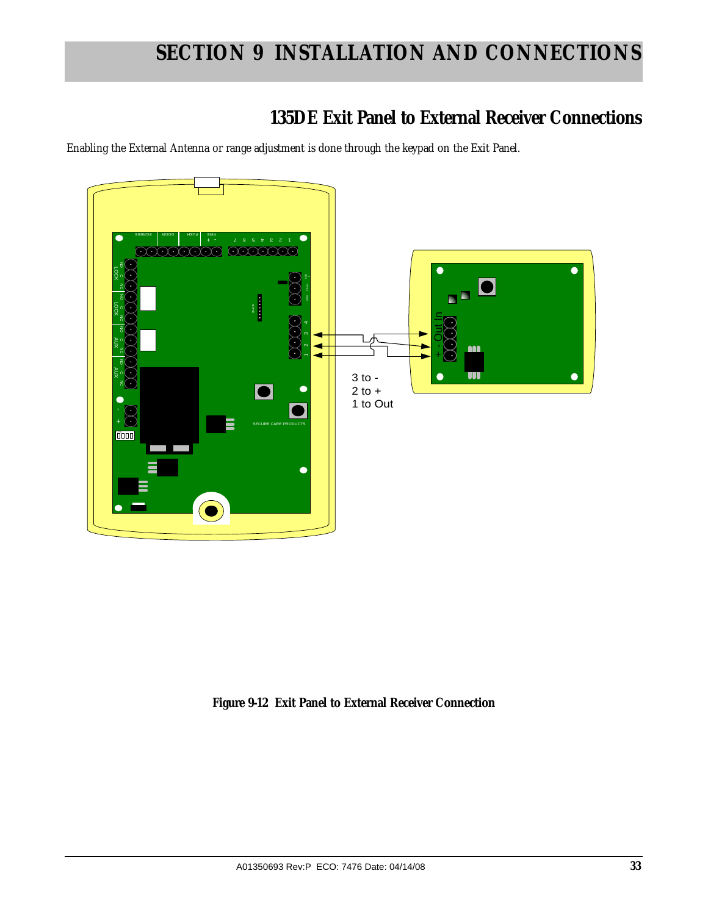# SECTION 9 INSTALLATION AND CONNECTIONS

## 135DE Exit Panel to External Receiver Connections

*Enabling the External Antenna or range adjustment is done through the keypad on the Exit Panel.*

3 to -
2 to +
1 to Out

**Figure 9-12 Exit Panel to External Receiver Connection**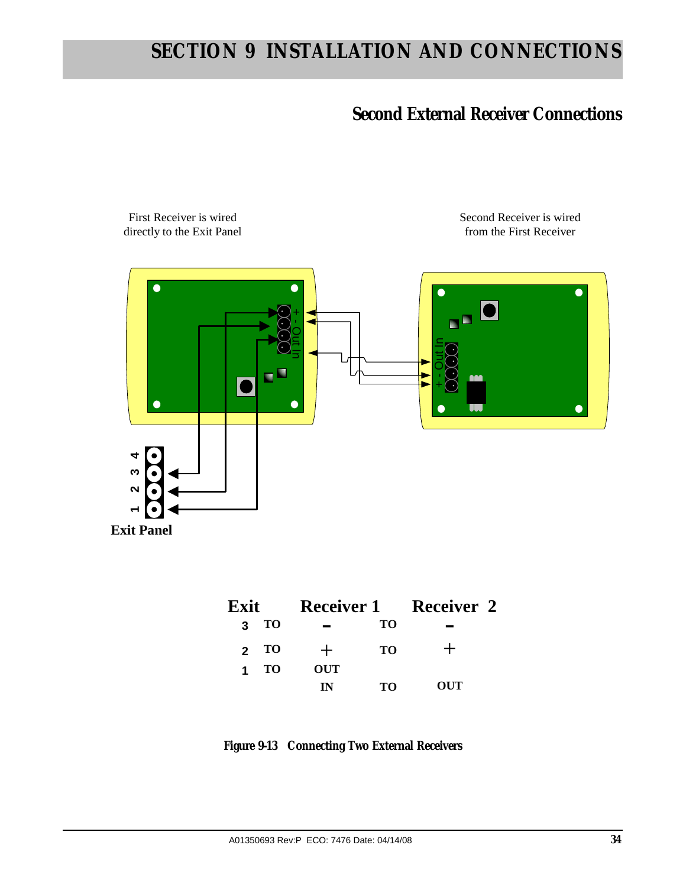# SECTION 9 INSTALLATION AND CONNECTIONS

## Second External Receiver Connections

First Receiver is wired directly to the Exit Panel

Second Receiver is wired from the First Receiver

Exit Panel

| Exit | | Receiver 1 | | Receiver 2 |
|---|---|---|---|---|
| 3 | TO | – | TO | – |
| 2 | TO | + | TO | + |
| 1 | TO | OUT | | |
| | | IN | TO | OUT |

**Figure 9-13 Connecting Two External Receivers**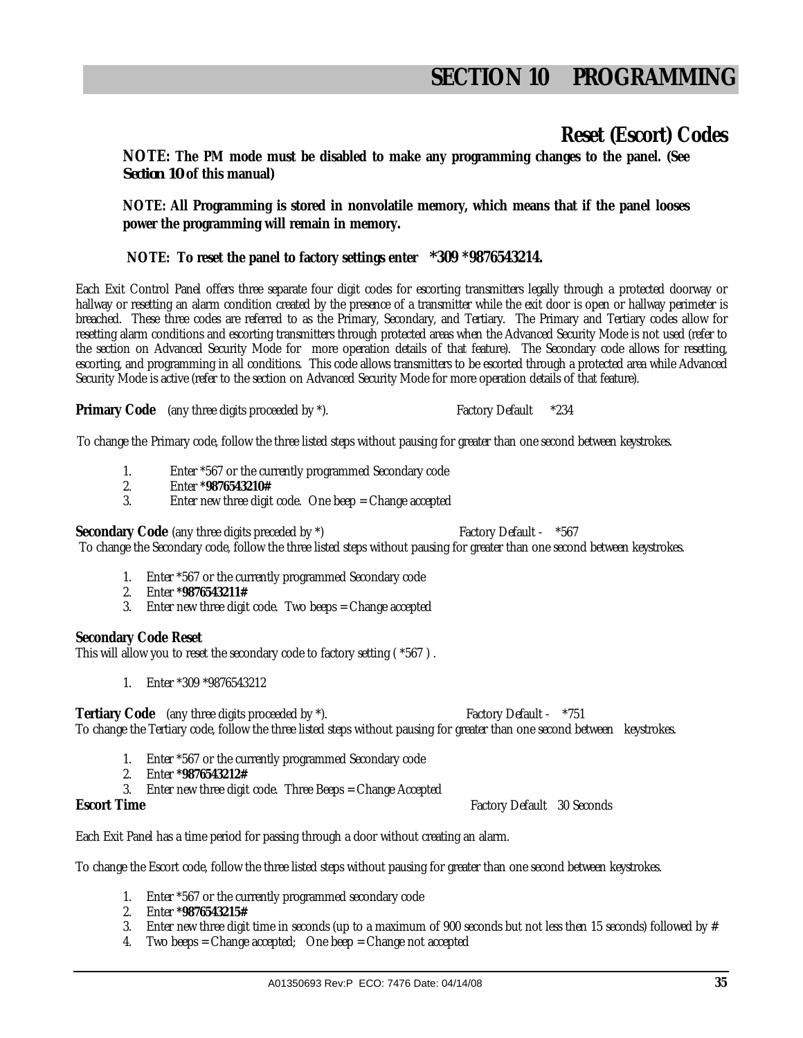# SECTION 10 PROGRAMMING

## Reset (Escort) Codes

**NOTE: The PM mode must be disabled to make any programming changes to the panel. (See *Section 10* of this manual)**

**NOTE: All Programming is stored in nonvolatile memory, which means that if the panel looses power the programming will remain in memory.**

**NOTE: To reset the panel to factory settings enter \*309 \*9876543214.**

Each Exit Control Panel offers three separate four digit codes for escorting transmitters legally through a protected doorway or hallway or resetting an alarm condition created by the presence of a transmitter while the exit door is open or hallway perimeter is breached. These three codes are referred to as the Primary, Secondary, and Tertiary. The Primary and Tertiary codes allow for resetting alarm conditions and escorting transmitters through protected areas when the Advanced Security Mode is not used (refer to the section on Advanced Security Mode for more operation details of that feature). The Secondary code allows for resetting, escorting, and programming in all conditions. This code allows transmitters to be escorted through a protected area while Advanced Security Mode is active (refer to the section on Advanced Security Mode for more operation details of that feature).

**Primary Code** (any three digits proceeded by *). Factory Default *234

To change the Primary code, follow the three listed steps without pausing for greater than one second between keystrokes.

1. Enter *567 or the currently programmed Secondary code
2. Enter **\*9876543210#**
3. Enter new three digit code. One beep = Change accepted

**Secondary Code** (any three digits preceded by *) Factory Default - *567

To change the Secondary code, follow the three listed steps without pausing for greater than one second between keystrokes.

1. Enter *567 or the currently programmed Secondary code
2. Enter **\*9876543211#**
3. Enter new three digit code. Two beeps = Change accepted

**Secondary Code Reset**

This will allow you to reset the secondary code to factory setting ( *567 ) .

1. Enter *309 *9876543212

**Tertiary Code** (any three digits proceeded by *). Factory Default - *751

To change the Tertiary code, follow the three listed steps without pausing for greater than one second between keystrokes.

1. Enter *567 or the currently programmed Secondary code
2. Enter **\*9876543212#**
3. Enter new three digit code. Three Beeps = Change Accepted

**Escort Time** Factory Default 30 Seconds

Each Exit Panel has a time period for passing through a door without creating an alarm.

To change the Escort code, follow the three listed steps without pausing for greater than one second between keystrokes.

1. Enter *567 or the currently programmed secondary code
2. Enter **\*9876543215#**
3. Enter new three digit time in seconds (up to a maximum of 900 seconds but not less then 15 seconds) followed by #
4. Two beeps = Change accepted; One beep = Change not accepted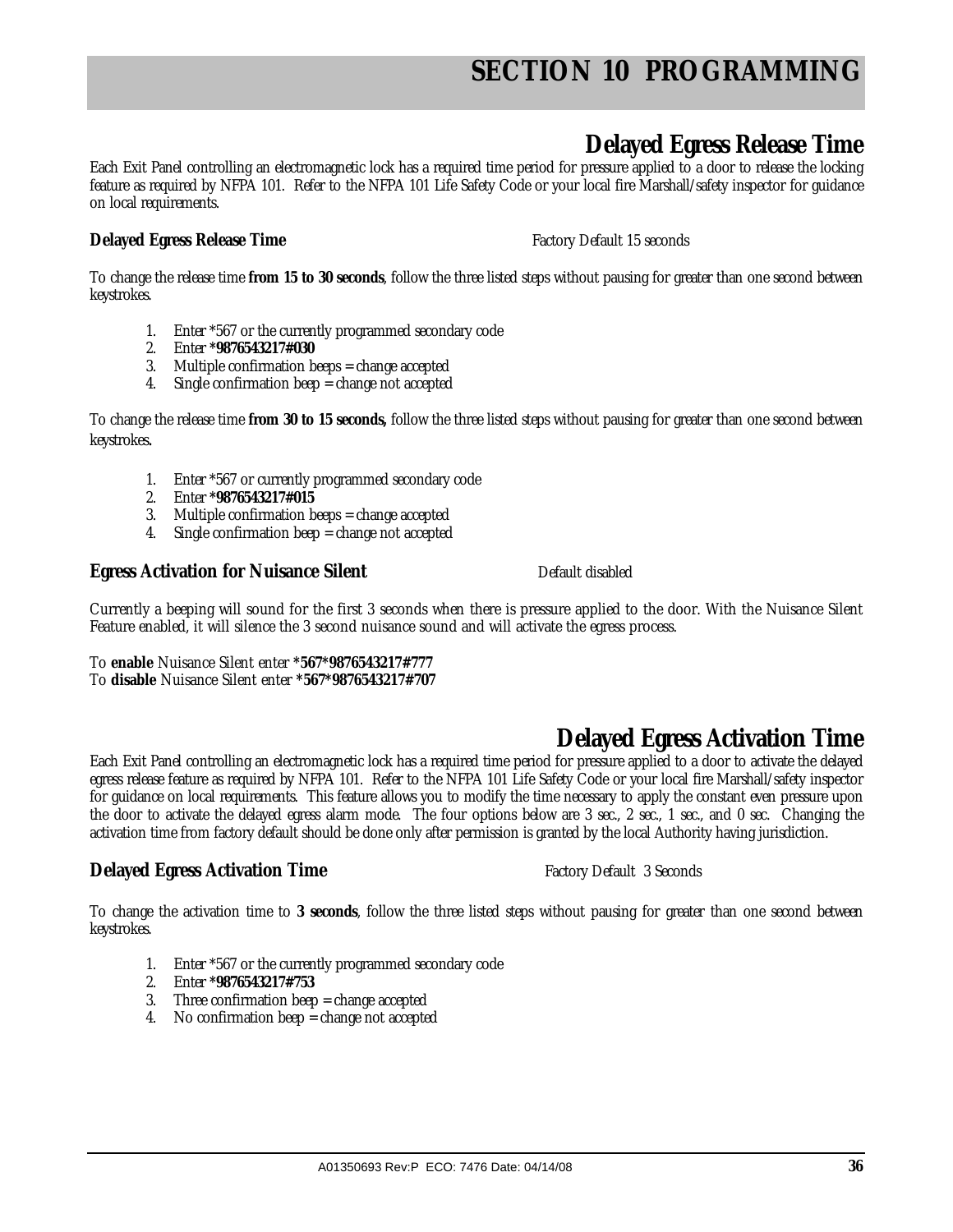# SECTION 10 PROGRAMMING

## Delayed Egress Release Time

Each Exit Panel controlling an electromagnetic lock has a required time period for pressure applied to a door to release the locking feature as required by NFPA 101. Refer to the NFPA 101 Life Safety Code or your local fire Marshall/safety inspector for guidance on local requirements.

**Delayed Egress Release Time** Factory Default 15 seconds

To change the release time **from 15 to 30 seconds**, follow the three listed steps without pausing for greater than one second between keystrokes.

1. Enter *567 or the currently programmed secondary code
2. Enter ***9876543217#030**
3. Multiple confirmation beeps = change accepted
4. Single confirmation beep = change not accepted

To change the release time **from 30 to 15 seconds,** follow the three listed steps without pausing for greater than one second between keystrokes.

1. Enter *567 or currently programmed secondary code
2. Enter ***9876543217#015**
3. Multiple confirmation beeps = change accepted
4. Single confirmation beep = change not accepted

**Egress Activation for Nuisance Silent** Default disabled

Currently a beeping will sound for the first 3 seconds when there is pressure applied to the door. With the Nuisance Silent Feature enabled, it will silence the 3 second nuisance sound and will activate the egress process.

To **enable** Nuisance Silent enter ***567*9876543217#777**
To **disable** Nuisance Silent enter ***567*9876543217#707**

## Delayed Egress Activation Time

Each Exit Panel controlling an electromagnetic lock has a required time period for pressure applied to a door to activate the delayed egress release feature as required by NFPA 101. Refer to the NFPA 101 Life Safety Code or your local fire Marshall/safety inspector for guidance on local requirements. This feature allows you to modify the time necessary to apply the constant even pressure upon the door to activate the delayed egress alarm mode. The four options below are 3 sec., 2 sec., 1 sec., and 0 sec. Changing the activation time from factory default should be done only after permission is granted by the local Authority having jurisdiction.

**Delayed Egress Activation Time** Factory Default 3 Seconds

To change the activation time to **3 seconds**, follow the three listed steps without pausing for greater than one second between keystrokes.

1. Enter *567 or the currently programmed secondary code
2. Enter ***9876543217#753**
3. Three confirmation beep = change accepted
4. No confirmation beep = change not accepted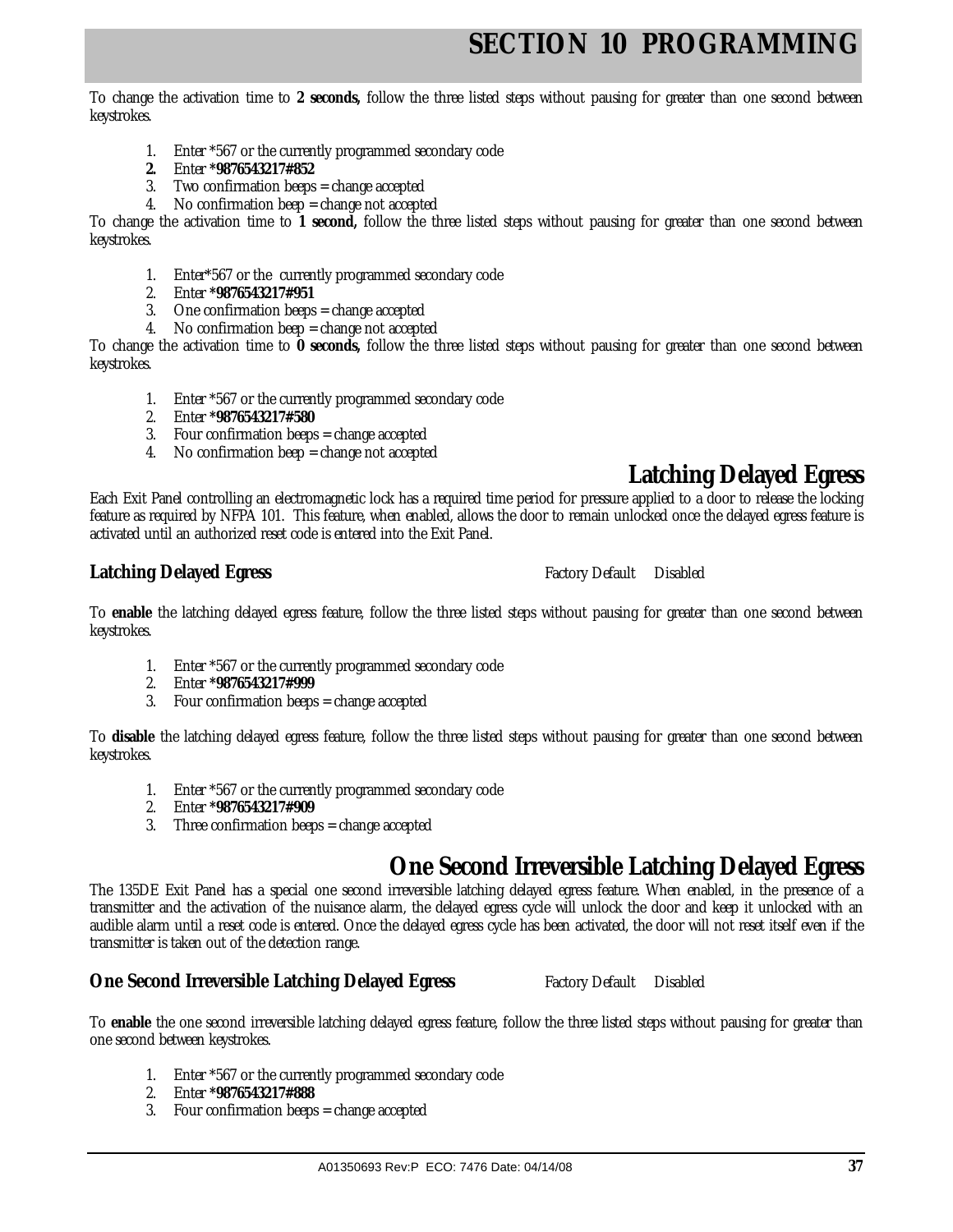To change the activation time to **2 seconds,** follow the three listed steps without pausing for greater than one second between keystrokes.

1. Enter *567 or the currently programmed secondary code
2. Enter ***9876543217#852**
3. Two confirmation beeps = change accepted
4. No confirmation beep = change not accepted

To change the activation time to **1 second,** follow the three listed steps without pausing for greater than one second between keystrokes.

1. Enter*567 or the currently programmed secondary code
2. Enter ***9876543217#951**
3. One confirmation beeps = change accepted
4. No confirmation beep = change not accepted

To change the activation time to **0 seconds,** follow the three listed steps without pausing for greater than one second between keystrokes.

1. Enter *567 or the currently programmed secondary code
2. Enter ***9876543217#580**
3. Four confirmation beeps = change accepted
4. No confirmation beep = change not accepted

## Latching Delayed Egress

Each Exit Panel controlling an electromagnetic lock has a required time period for pressure applied to a door to release the locking feature as required by NFPA 101. This feature, when enabled, allows the door to remain unlocked once the delayed egress feature is activated until an authorized reset code is entered into the Exit Panel.

### Latching Delayed Egress

Factory Default Disabled

To **enable** the latching delayed egress feature, follow the three listed steps without pausing for greater than one second between keystrokes.

1. Enter *567 or the currently programmed secondary code
2. Enter ***9876543217#999**
3. Four confirmation beeps = change accepted

To **disable** the latching delayed egress feature, follow the three listed steps without pausing for greater than one second between keystrokes.

1. Enter *567 or the currently programmed secondary code
2. Enter ***9876543217#909**
3. Three confirmation beeps = change accepted

## One Second Irreversible Latching Delayed Egress

The 135DE Exit Panel has a special one second irreversible latching delayed egress feature. When enabled, in the presence of a transmitter and the activation of the nuisance alarm, the delayed egress cycle will unlock the door and keep it unlocked with an audible alarm until a reset code is entered. Once the delayed egress cycle has been activated, the door will not reset itself even if the transmitter is taken out of the detection range.

### One Second Irreversible Latching Delayed Egress

Factory Default Disabled

To **enable** the one second irreversible latching delayed egress feature, follow the three listed steps without pausing for greater than one second between keystrokes.

1. Enter *567 or the currently programmed secondary code
2. Enter ***9876543217#888**
3. Four confirmation beeps = change accepted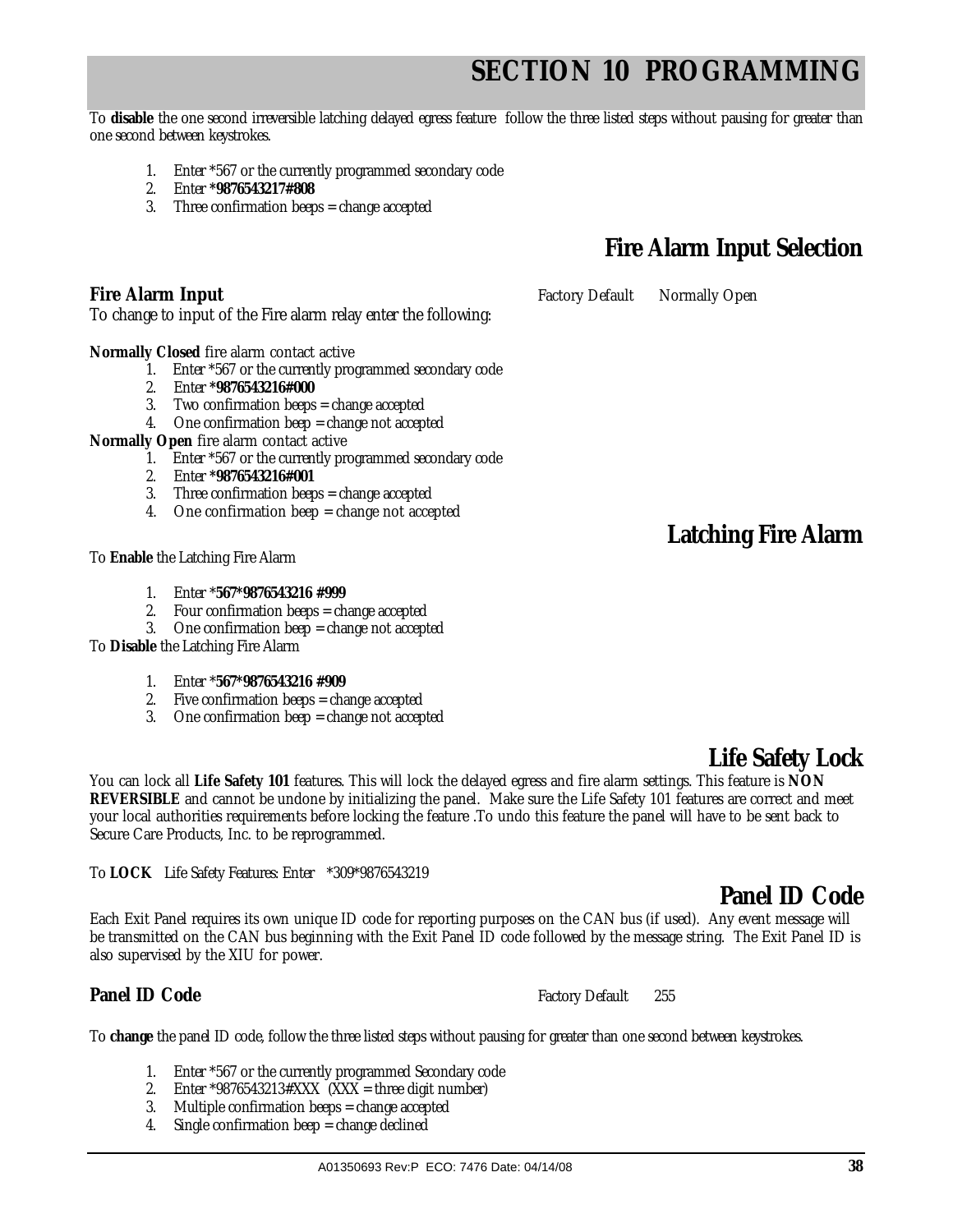# SECTION 10 PROGRAMMING

To **disable** the one second irreversible latching delayed egress feature follow the three listed steps without pausing for greater than one second between keystrokes.

1. Enter *567 or the currently programmed secondary code
2. Enter ***9876543217#808**
3. Three confirmation beeps = change accepted

## Fire Alarm Input Selection

**Fire Alarm Input** Factory Default Normally Open

To change to input of the Fire alarm relay enter the following:

**Normally Closed** fire alarm contact active

1. Enter *567 or the currently programmed secondary code
2. Enter ***9876543216#000**
3. Two confirmation beeps = change accepted
4. One confirmation beep = change not accepted

**Normally Open** fire alarm contact active

1. Enter *567 or the currently programmed secondary code
2. Enter ***9876543216#001**
3. Three confirmation beeps = change accepted
4. One confirmation beep = change not accepted

## Latching Fire Alarm

To **Enable** the Latching Fire Alarm

1. Enter ***567*9876543216 #999**
2. Four confirmation beeps = change accepted
3. One confirmation beep = change not accepted

To **Disable** the Latching Fire Alarm

1. Enter ***567*9876543216 #909**
2. Five confirmation beeps = change accepted
3. One confirmation beep = change not accepted

## Life Safety Lock

You can lock all **Life Safety 101** features. This will lock the delayed egress and fire alarm settings. This feature is **NON REVERSIBLE** and cannot be undone by initializing the panel. Make sure the Life Safety 101 features are correct and meet your local authorities requirements before locking the feature .To undo this feature the panel will have to be sent back to Secure Care Products, Inc. to be reprogrammed.

To **LOCK** Life Safety Features: Enter *309*9876543219

## Panel ID Code

Each Exit Panel requires its own unique ID code for reporting purposes on the CAN bus (if used). Any event message will be transmitted on the CAN bus beginning with the Exit Panel ID code followed by the message string. The Exit Panel ID is also supervised by the XIU for power.

**Panel ID Code** Factory Default 255

To **change** the panel ID code, follow the three listed steps without pausing for greater than one second between keystrokes.

1. Enter *567 or the currently programmed Secondary code
2. Enter *9876543213#XXX (XXX = three digit number)
3. Multiple confirmation beeps = change accepted
4. Single confirmation beep = change declined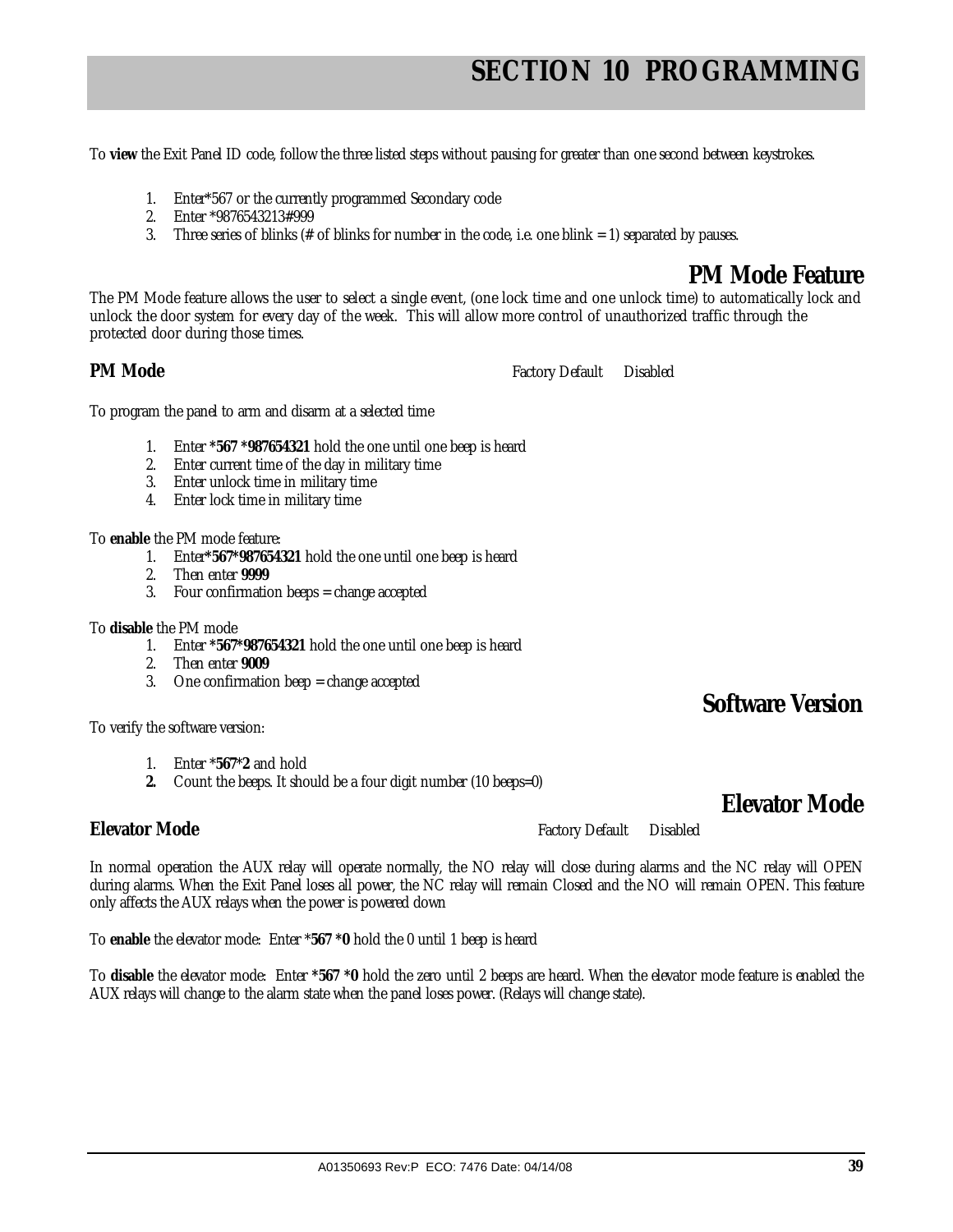To **view** the Exit Panel ID code, follow the three listed steps without pausing for greater than one second between keystrokes.

1. Enter*567 or the currently programmed Secondary code
2. Enter *9876543213#999
3. Three series of blinks (# of blinks for number in the code, i.e. one blink = 1) separated by pauses.

## PM Mode Feature

The PM Mode feature allows the user to select a single event, (one lock time and one unlock time) to automatically lock and unlock the door system for every day of the week. This will allow more control of unauthorized traffic through the protected door during those times.

### PM Mode

Factory Default Disabled

To program the panel to arm and disarm at a selected time

1. Enter ***567 *987654321** hold the one until one beep is heard
2. Enter current time of the day in military time
3. Enter unlock time in military time
4. Enter lock time in military time

To **enable** the PM mode feature:

1. Enter***567*987654321** hold the one until one beep is heard
2. Then enter **9999**
3. Four confirmation beeps = change accepted

To **disable** the PM mode

1. Enter ***567*987654321** hold the one until one beep is heard
2. Then enter **9009**
3. One confirmation beep = change accepted

## Software Version

To verify the software version:

1. Enter ***567*2** and hold
2. Count the beeps. It should be a four digit number (10 beeps=0)

## Elevator Mode

### Elevator Mode

Factory Default Disabled

In normal operation the AUX relay will operate normally, the NO relay will close during alarms and the NC relay will OPEN during alarms. When the Exit Panel loses all power, the NC relay will remain Closed and the NO will remain OPEN. This feature only affects the AUX relays when the power is powered down

To **enable** the elevator mode: Enter ***567 *0** hold the 0 until 1 beep is heard

To **disable** the elevator mode: Enter ***567 *0** hold the zero until 2 beeps are heard. When the elevator mode feature is enabled the AUX relays will change to the alarm state when the panel loses power. (Relays will change state).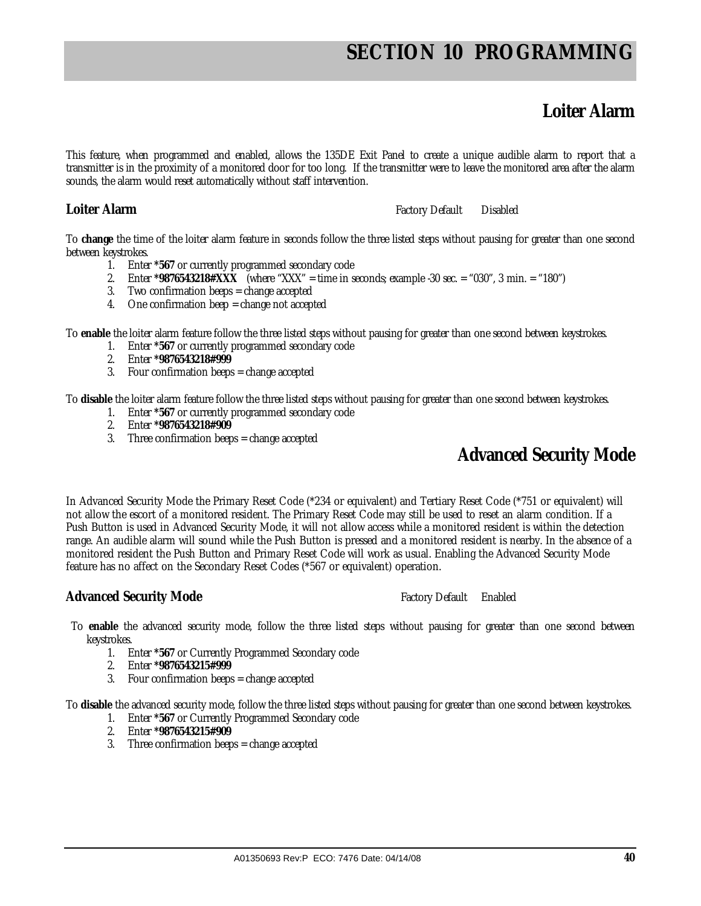# SECTION 10 PROGRAMMING

## Loiter Alarm

This feature, when programmed and enabled, allows the 135DE Exit Panel to create a unique audible alarm to report that a transmitter is in the proximity of a monitored door for too long. If the transmitter were to leave the monitored area after the alarm sounds, the alarm would reset automatically without staff intervention.

### Loiter Alarm

Factory Default Disabled

To **change** the time of the loiter alarm feature in seconds follow the three listed steps without pausing for greater than one second between keystrokes.

1. Enter ***567** or currently programmed secondary code
2. Enter ***9876543218#XXX** (where "XXX" = time in seconds; example -30 sec. = "030", 3 min. = "180")
3. Two confirmation beeps = change accepted
4. One confirmation beep = change not accepted

To **enable** the loiter alarm feature follow the three listed steps without pausing for greater than one second between keystrokes.

1. Enter ***567** or currently programmed secondary code
2. Enter ***9876543218#999**
3. Four confirmation beeps = change accepted

To **disable** the loiter alarm feature follow the three listed steps without pausing for greater than one second between keystrokes.

1. Enter ***567** or currently programmed secondary code
2. Enter ***9876543218#909**
3. Three confirmation beeps = change accepted

## Advanced Security Mode

In Advanced Security Mode the Primary Reset Code (*234 or equivalent) and Tertiary Reset Code (*751 or equivalent) will not allow the escort of a monitored resident. The Primary Reset Code may still be used to reset an alarm condition. If a Push Button is used in Advanced Security Mode, it will not allow access while a monitored resident is within the detection range. An audible alarm will sound while the Push Button is pressed and a monitored resident is nearby. In the absence of a monitored resident the Push Button and Primary Reset Code will work as usual. Enabling the Advanced Security Mode feature has no affect on the Secondary Reset Codes (*567 or equivalent) operation.

### Advanced Security Mode

Factory Default Enabled

To **enable** the advanced security mode, follow the three listed steps without pausing for greater than one second between keystrokes.

1. Enter ***567** or Currently Programmed Secondary code
2. Enter ***9876543215#999**
3. Four confirmation beeps = change accepted

To **disable** the advanced security mode, follow the three listed steps without pausing for greater than one second between keystrokes.

1. Enter ***567** or Currently Programmed Secondary code
2. Enter ***9876543215#909**
3. Three confirmation beeps = change accepted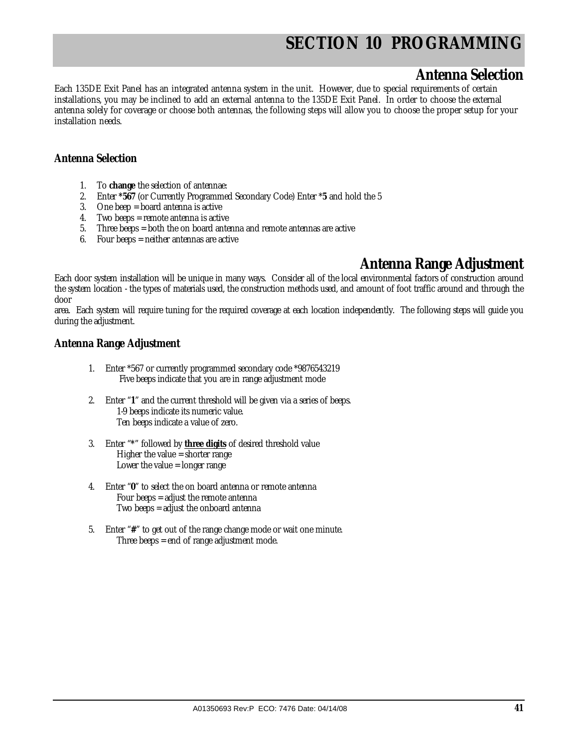# SECTION 10 PROGRAMMING

## Antenna Selection

Each 135DE Exit Panel has an integrated antenna system in the unit. However, due to special requirements of certain installations, you may be inclined to add an external antenna to the 135DE Exit Panel. In order to choose the external antenna solely for coverage or choose both antennas, the following steps will allow you to choose the proper setup for your installation needs.

### Antenna Selection

1. To **change** the selection of antennae:
2. Enter ***567** (or Currently Programmed Secondary Code) Enter ***5** and hold the 5
3. One beep = board antenna is active
4. Two beeps = remote antenna is active
5. Three beeps = both the on board antenna and remote antennas are active
6. Four beeps = neither antennas are active

## Antenna Range Adjustment

Each door system installation will be unique in many ways. Consider all of the local environmental factors of construction around the system location - the types of materials used, the construction methods used, and amount of foot traffic around and through the door

area. Each system will require tuning for the required coverage at each location independently. The following steps will guide you during the adjustment.

### Antenna Range Adjustment

1. Enter *567 or currently programmed secondary code *9876543219
   Five beeps indicate that you are in range adjustment mode

2. Enter "**1**" and the current threshold will be given via a series of beeps.
   1-9 beeps indicate its numeric value.
   Ten beeps indicate a value of zero.

3. Enter "*" followed by **<u>three digits</u>** of desired threshold value
   Higher the value = shorter range
   Lower the value = longer range

4. Enter "**0**" to select the on board antenna or remote antenna
   Four beeps = adjust the remote antenna
   Two beeps = adjust the onboard antenna

5. Enter "**#**" to get out of the range change mode or wait one minute.
   Three beeps = end of range adjustment mode.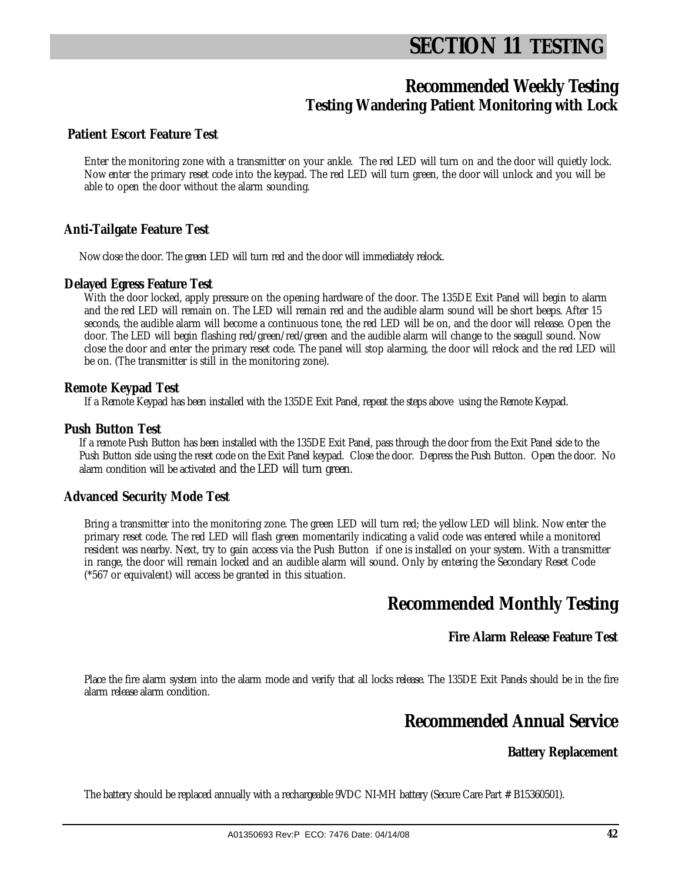# SECTION 11 TESTING

## Recommended Weekly Testing

### Testing Wandering Patient Monitoring with Lock

#### Patient Escort Feature Test

Enter the monitoring zone with a transmitter on your ankle. The red LED will turn on and the door will quietly lock. Now enter the primary reset code into the keypad. The red LED will turn green, the door will unlock and you will be able to open the door without the alarm sounding.

#### Anti-Tailgate Feature Test

Now close the door. The green LED will turn red and the door will immediately relock.

#### Delayed Egress Feature Test

With the door locked, apply pressure on the opening hardware of the door. The 135DE Exit Panel will begin to alarm and the red LED will remain on. The LED will remain red and the audible alarm sound will be short beeps. After 15 seconds, the audible alarm will become a continuous tone, the red LED will be on, and the door will release. Open the door. The LED will begin flashing red/green/red/green and the audible alarm will change to the seagull sound. Now close the door and enter the primary reset code. The panel will stop alarming, the door will relock and the red LED will be on. (The transmitter is still in the monitoring zone).

#### Remote Keypad Test

If a Remote Keypad has been installed with the 135DE Exit Panel, repeat the steps above using the Remote Keypad.

#### Push Button Test

If a remote Push Button has been installed with the 135DE Exit Panel, pass through the door from the Exit Panel side to the Push Button side using the reset code on the Exit Panel keypad. Close the door. Depress the Push Button. Open the door. No alarm condition will be activated and the LED will turn green.

#### Advanced Security Mode Test

Bring a transmitter into the monitoring zone. The green LED will turn red; the yellow LED will blink. Now enter the primary reset code. The red LED will flash green momentarily indicating a valid code was entered while a monitored resident was nearby. Next, try to gain access via the Push Button if one is installed on your system. With a transmitter in range, the door will remain locked and an audible alarm will sound. Only by entering the Secondary Reset Code (*567 or equivalent) will access be granted in this situation.

## Recommended Monthly Testing

#### Fire Alarm Release Feature Test

Place the fire alarm system into the alarm mode and verify that all locks release. The 135DE Exit Panels should be in the fire alarm release alarm condition.

## Recommended Annual Service

#### Battery Replacement

The battery should be replaced annually with a rechargeable 9VDC NI-MH battery (Secure Care Part # B15360501).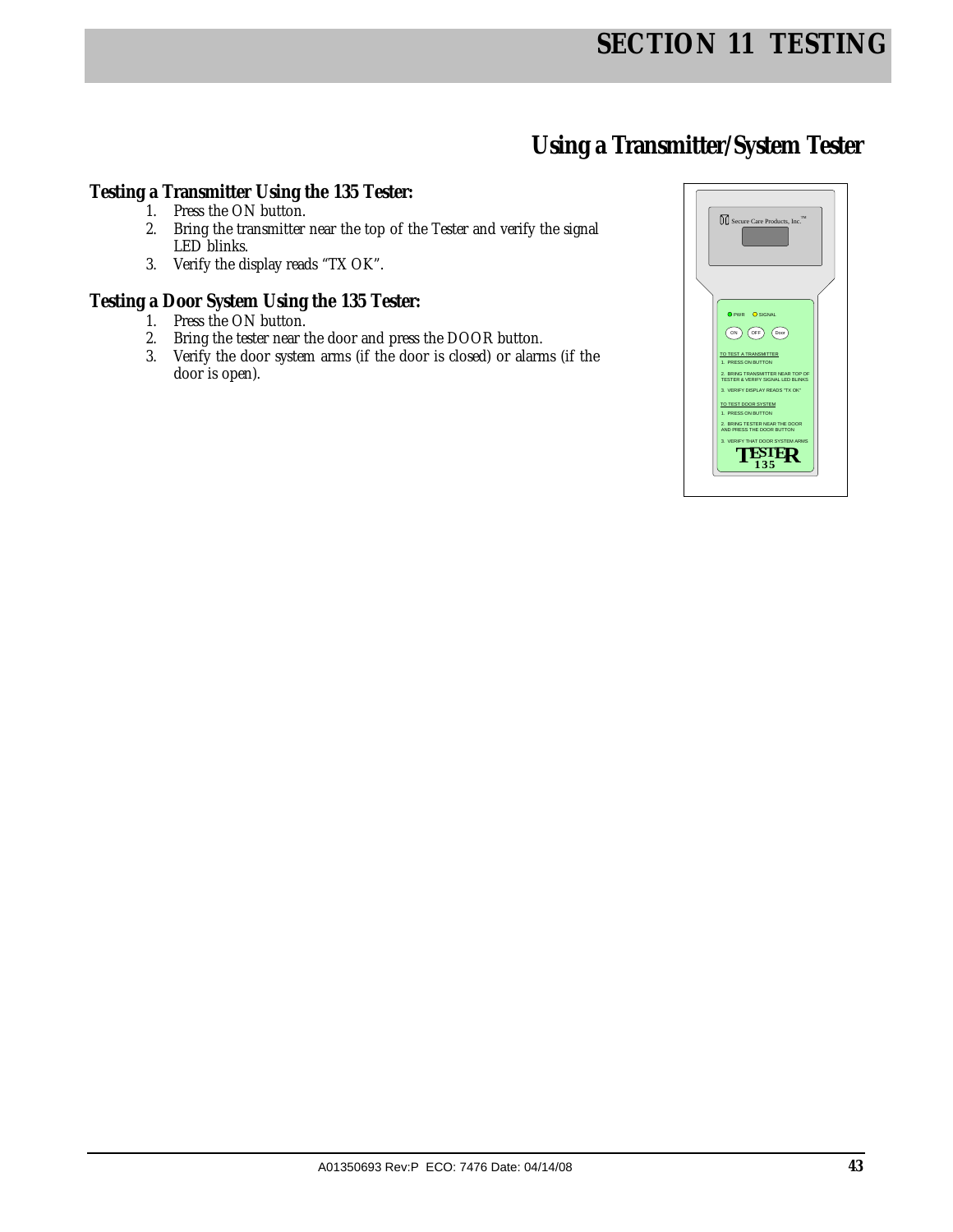# SECTION 11 TESTING

## Using a Transmitter/System Tester

### Testing a Transmitter Using the 135 Tester:

1. Press the ON button.
2. Bring the transmitter near the top of the Tester and verify the signal LED blinks.
3. Verify the display reads "TX OK".

### Testing a Door System Using the 135 Tester:

1. Press the ON button.
2. Bring the tester near the door and press the DOOR button.
3. Verify the door system arms (if the door is closed) or alarms (if the door is open).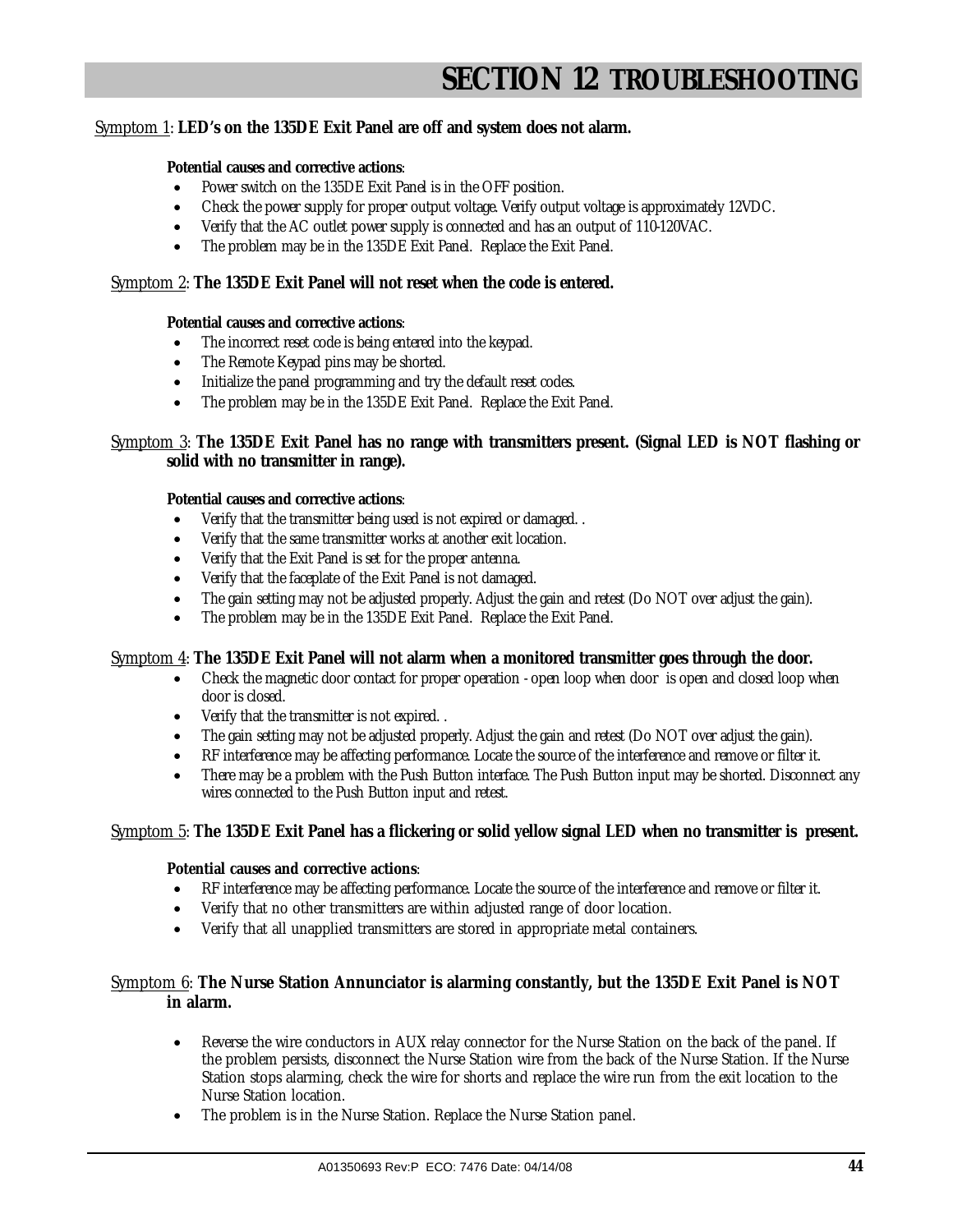# SECTION 12 TROUBLESHOOTING

Symptom 1: **LED's on the 135DE Exit Panel are off and system does not alarm.**

**Potential causes and corrective actions**:

- Power switch on the 135DE Exit Panel is in the OFF position.
- Check the power supply for proper output voltage. Verify output voltage is approximately 12VDC.
- Verify that the AC outlet power supply is connected and has an output of 110-120VAC.
- The problem may be in the 135DE Exit Panel. Replace the Exit Panel.

Symptom 2: **The 135DE Exit Panel will not reset when the code is entered.**

**Potential causes and corrective actions**:

- The incorrect reset code is being entered into the keypad.
- The Remote Keypad pins may be shorted.
- Initialize the panel programming and try the default reset codes.
- The problem may be in the 135DE Exit Panel. Replace the Exit Panel.

Symptom 3: **The 135DE Exit Panel has no range with transmitters present. (Signal LED is NOT flashing or solid with no transmitter in range).**

**Potential causes and corrective actions**:

- Verify that the transmitter being used is not expired or damaged. .
- Verify that the same transmitter works at another exit location.
- Verify that the Exit Panel is set for the proper antenna.
- Verify that the faceplate of the Exit Panel is not damaged.
- The gain setting may not be adjusted properly. Adjust the gain and retest (Do NOT over adjust the gain).
- The problem may be in the 135DE Exit Panel. Replace the Exit Panel.

Symptom 4: **The 135DE Exit Panel will not alarm when a monitored transmitter goes through the door.**

- Check the magnetic door contact for proper operation - open loop when door is open and closed loop when door is closed.
- Verify that the transmitter is not expired. .
- The gain setting may not be adjusted properly. Adjust the gain and retest (Do NOT over adjust the gain).
- RF interference may be affecting performance. Locate the source of the interference and remove or filter it.
- There may be a problem with the Push Button interface. The Push Button input may be shorted. Disconnect any wires connected to the Push Button input and retest.

Symptom 5: **The 135DE Exit Panel has a flickering or solid yellow signal LED when no transmitter is present.**

**Potential causes and corrective actions**:

- RF interference may be affecting performance. Locate the source of the interference and remove or filter it.
- Verify that no other transmitters are within adjusted range of door location.
- Verify that all unapplied transmitters are stored in appropriate metal containers.

Symptom 6: **The Nurse Station Annunciator is alarming constantly, but the 135DE Exit Panel is NOT in alarm.**

- Reverse the wire conductors in AUX relay connector for the Nurse Station on the back of the panel. If the problem persists, disconnect the Nurse Station wire from the back of the Nurse Station. If the Nurse Station stops alarming, check the wire for shorts and replace the wire run from the exit location to the Nurse Station location.
- The problem is in the Nurse Station. Replace the Nurse Station panel.

A01350693 Rev:P ECO: 7476 Date: 04/14/08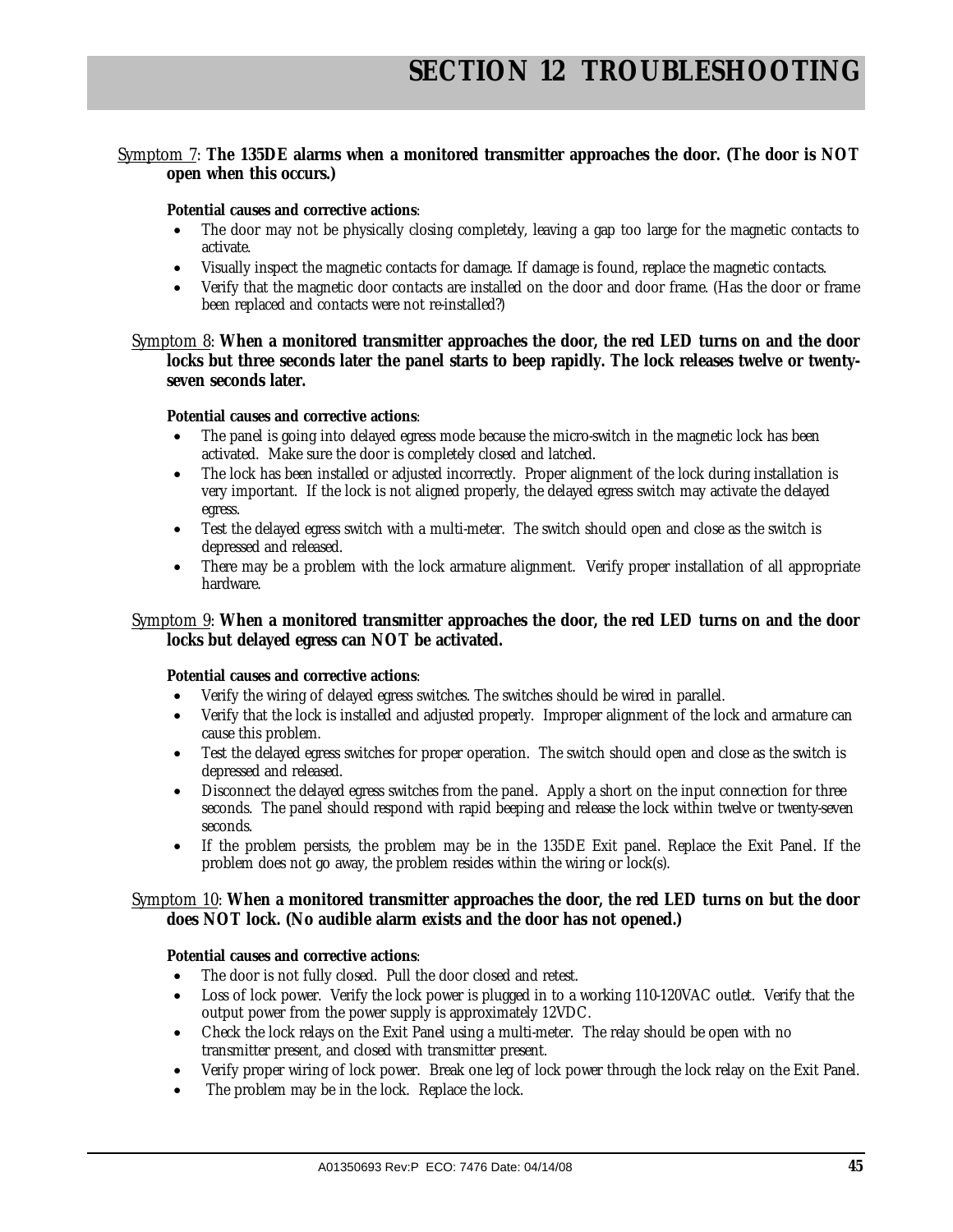# SECTION 12 TROUBLESHOOTING

Symptom 7: **The 135DE alarms when a monitored transmitter approaches the door. (The door is NOT open when this occurs.)**

**Potential causes and corrective actions**:

- The door may not be physically closing completely, leaving a gap too large for the magnetic contacts to activate.
- Visually inspect the magnetic contacts for damage. If damage is found, replace the magnetic contacts.
- Verify that the magnetic door contacts are installed on the door and door frame. (Has the door or frame been replaced and contacts were not re-installed?)

Symptom 8: **When a monitored transmitter approaches the door, the red LED turns on and the door locks but three seconds later the panel starts to beep rapidly. The lock releases twelve or twenty-seven seconds later.**

**Potential causes and corrective actions**:

- The panel is going into delayed egress mode because the micro-switch in the magnetic lock has been activated. Make sure the door is completely closed and latched.
- The lock has been installed or adjusted incorrectly. Proper alignment of the lock during installation is very important. If the lock is not aligned properly, the delayed egress switch may activate the delayed egress.
- Test the delayed egress switch with a multi-meter. The switch should open and close as the switch is depressed and released.
- There may be a problem with the lock armature alignment. Verify proper installation of all appropriate hardware.

Symptom 9: **When a monitored transmitter approaches the door, the red LED turns on and the door locks but delayed egress can NOT be activated.**

**Potential causes and corrective actions**:

- Verify the wiring of delayed egress switches. The switches should be wired in parallel.
- Verify that the lock is installed and adjusted properly. Improper alignment of the lock and armature can cause this problem.
- Test the delayed egress switches for proper operation. The switch should open and close as the switch is depressed and released.
- Disconnect the delayed egress switches from the panel. Apply a short on the input connection for three seconds. The panel should respond with rapid beeping and release the lock within twelve or twenty-seven seconds.
- If the problem persists, the problem may be in the 135DE Exit panel. Replace the Exit Panel. If the problem does not go away, the problem resides within the wiring or lock(s).

Symptom 10: **When a monitored transmitter approaches the door, the red LED turns on but the door does NOT lock. (No audible alarm exists and the door has not opened.)**

**Potential causes and corrective actions**:

- The door is not fully closed. Pull the door closed and retest.
- Loss of lock power. Verify the lock power is plugged in to a working 110-120VAC outlet. Verify that the output power from the power supply is approximately 12VDC.
- Check the lock relays on the Exit Panel using a multi-meter. The relay should be open with no transmitter present, and closed with transmitter present.
- Verify proper wiring of lock power. Break one leg of lock power through the lock relay on the Exit Panel.
- The problem may be in the lock. Replace the lock.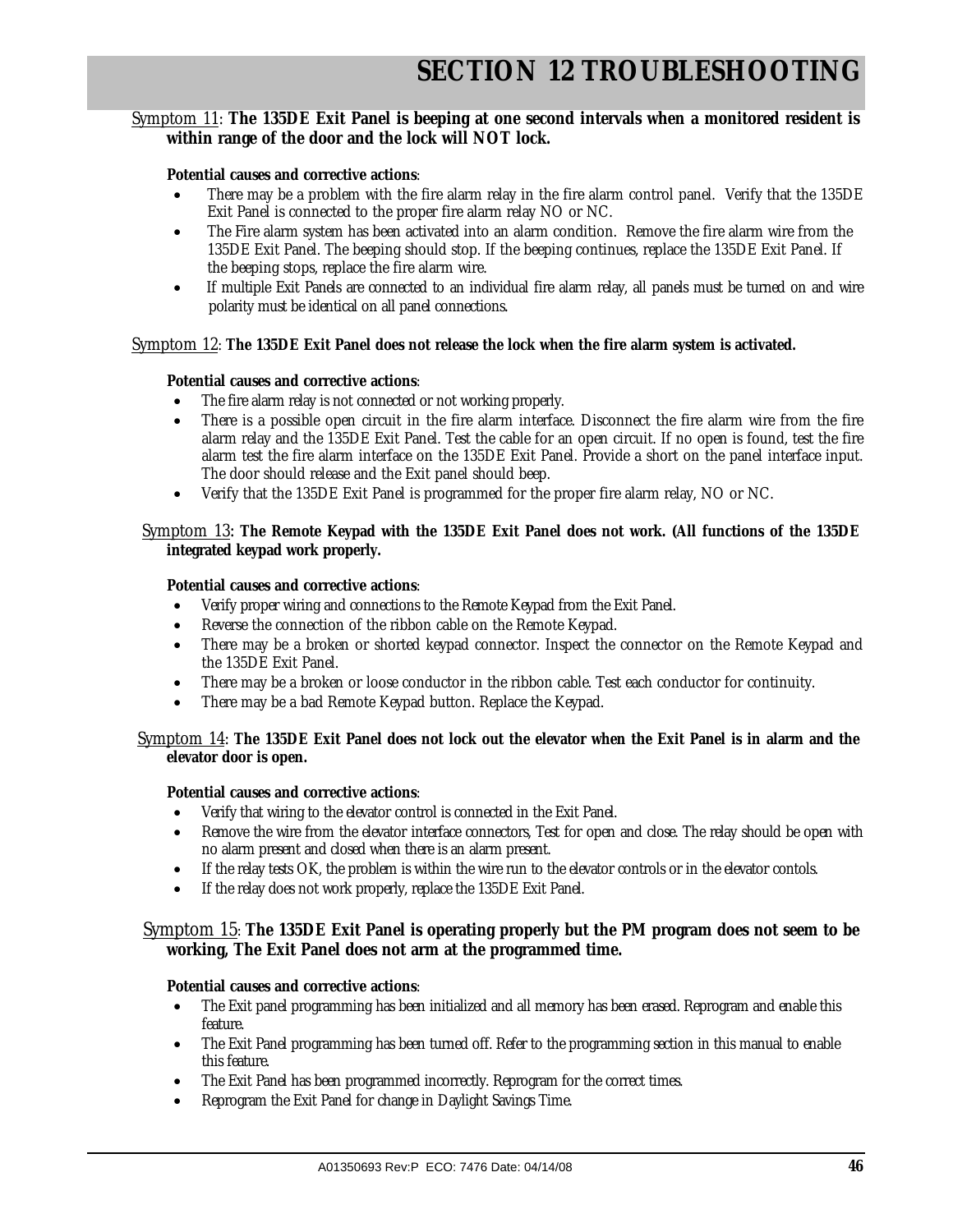# SECTION 12 TROUBLESHOOTING

Symptom 11: **The 135DE Exit Panel is beeping at one second intervals when a monitored resident is within range of the door and the lock will NOT lock.**

**Potential causes and corrective actions**:

- There may be a problem with the fire alarm relay in the fire alarm control panel. Verify that the 135DE Exit Panel is connected to the proper fire alarm relay NO or NC.
- The Fire alarm system has been activated into an alarm condition. Remove the fire alarm wire from the 135DE Exit Panel. The beeping should stop. If the beeping continues, replace the 135DE Exit Panel. If the beeping stops, replace the fire alarm wire.
- If multiple Exit Panels are connected to an individual fire alarm relay, all panels must be turned on and wire polarity must be identical on all panel connections.

Symptom 12: **The 135DE Exit Panel does not release the lock when the fire alarm system is activated.**

**Potential causes and corrective actions**:

- The fire alarm relay is not connected or not working properly.
- There is a possible open circuit in the fire alarm interface. Disconnect the fire alarm wire from the fire alarm relay and the 135DE Exit Panel. Test the cable for an open circuit. If no open is found, test the fire alarm test the fire alarm interface on the 135DE Exit Panel. Provide a short on the panel interface input. The door should release and the Exit panel should beep.
- Verify that the 135DE Exit Panel is programmed for the proper fire alarm relay, NO or NC.

Symptom 13: **The Remote Keypad with the 135DE Exit Panel does not work. (All functions of the 135DE integrated keypad work properly.**

**Potential causes and corrective actions**:

- Verify proper wiring and connections to the Remote Keypad from the Exit Panel.
- Reverse the connection of the ribbon cable on the Remote Keypad.
- There may be a broken or shorted keypad connector. Inspect the connector on the Remote Keypad and the 135DE Exit Panel.
- There may be a broken or loose conductor in the ribbon cable. Test each conductor for continuity.
- There may be a bad Remote Keypad button. Replace the Keypad.

Symptom 14: **The 135DE Exit Panel does not lock out the elevator when the Exit Panel is in alarm and the elevator door is open.**

**Potential causes and corrective actions**:

- Verify that wiring to the elevator control is connected in the Exit Panel.
- Remove the wire from the elevator interface connectors, Test for open and close. The relay should be open with no alarm present and closed when there is an alarm present.
- If the relay tests OK, the problem is within the wire run to the elevator controls or in the elevator contols.
- If the relay does not work properly, replace the 135DE Exit Panel.

Symptom 15: **The 135DE Exit Panel is operating properly but the PM program does not seem to be working, The Exit Panel does not arm at the programmed time.**

**Potential causes and corrective actions**:

- The Exit panel programming has been initialized and all memory has been erased. Reprogram and enable this feature.
- The Exit Panel programming has been turned off. Refer to the programming section in this manual to enable this feature.
- The Exit Panel has been programmed incorrectly. Reprogram for the correct times.
- Reprogram the Exit Panel for change in Daylight Savings Time.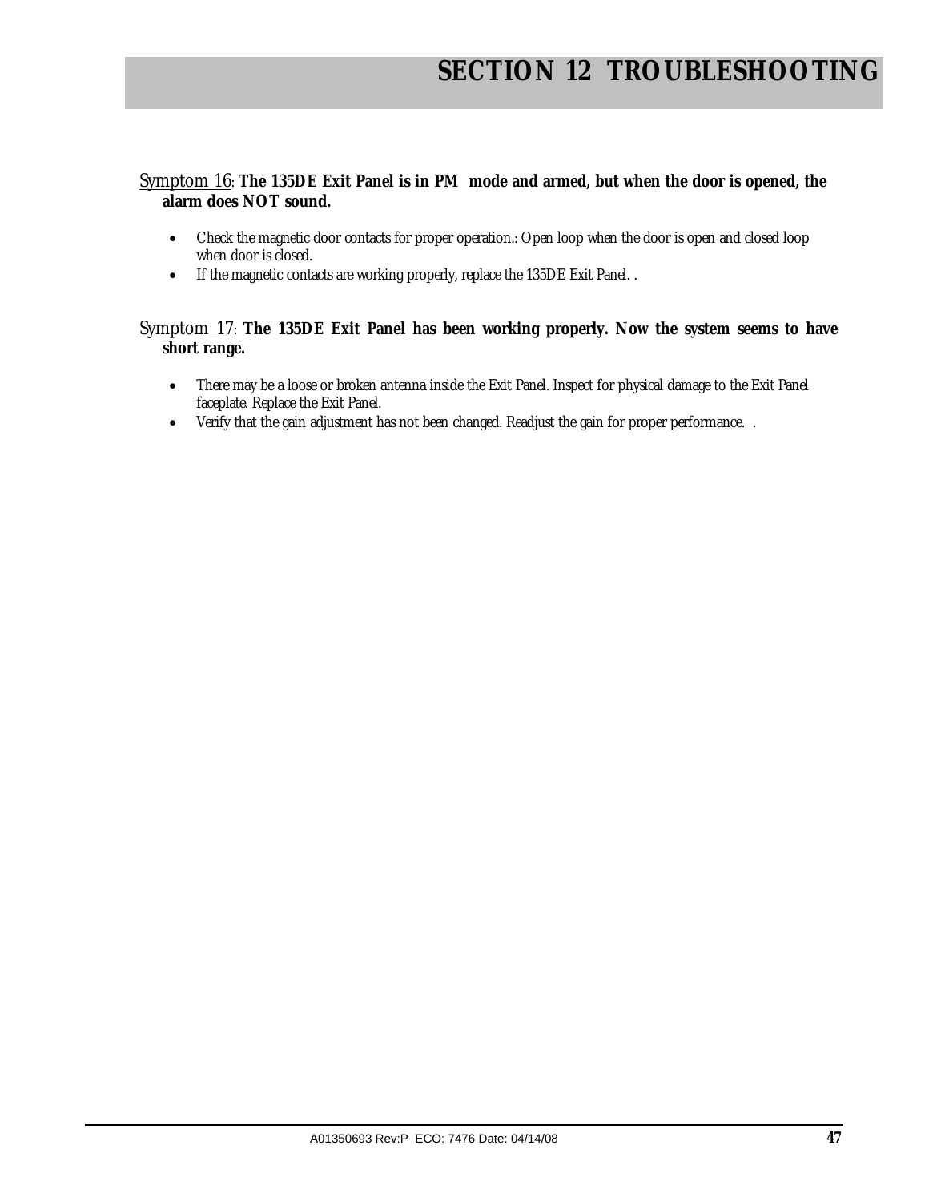# SECTION 12 TROUBLESHOOTING

<u>Symptom 16</u>: **The 135DE Exit Panel is in PM mode and armed, but when the door is opened, the alarm does NOT sound.**

- Check the magnetic door contacts for proper operation.: Open loop when the door is open and closed loop when door is closed.
- If the magnetic contacts are working properly, replace the 135DE Exit Panel. .

<u>Symptom 17</u>: **The 135DE Exit Panel has been working properly. Now the system seems to have short range.**

- There may be a loose or broken antenna inside the Exit Panel. Inspect for physical damage to the Exit Panel faceplate. Replace the Exit Panel.
- Verify that the gain adjustment has not been changed. Readjust the gain for proper performance. .

A01350693 Rev:P ECO: 7476 Date: 04/14/08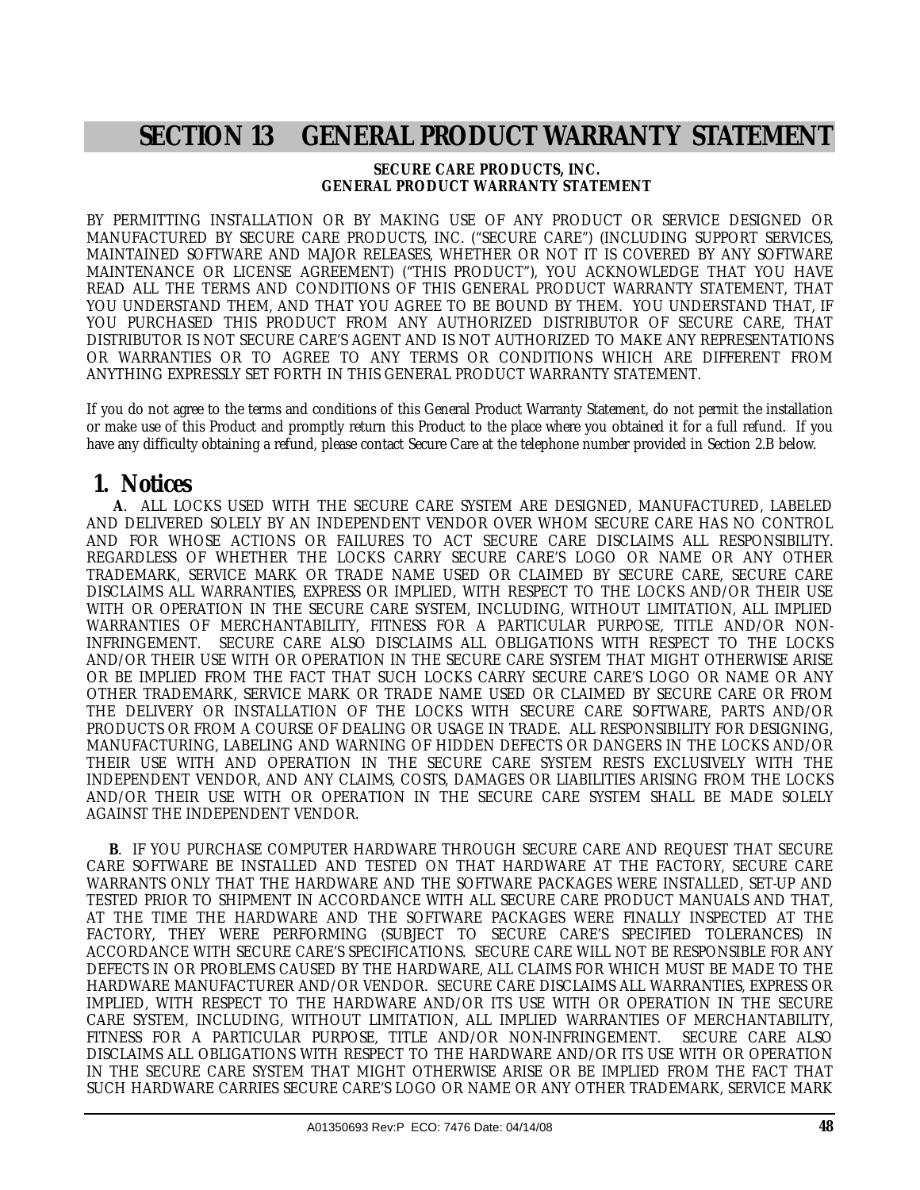# SECTION 13 GENERAL PRODUCT WARRANTY STATEMENT

**SECURE CARE PRODUCTS, INC.**
**GENERAL PRODUCT WARRANTY STATEMENT**

BY PERMITTING INSTALLATION OR BY MAKING USE OF ANY PRODUCT OR SERVICE DESIGNED OR MANUFACTURED BY SECURE CARE PRODUCTS, INC. ("SECURE CARE") (INCLUDING SUPPORT SERVICES, MAINTAINED SOFTWARE AND MAJOR RELEASES, WHETHER OR NOT IT IS COVERED BY ANY SOFTWARE MAINTENANCE OR LICENSE AGREEMENT) ("THIS PRODUCT"), YOU ACKNOWLEDGE THAT YOU HAVE READ ALL THE TERMS AND CONDITIONS OF THIS GENERAL PRODUCT WARRANTY STATEMENT, THAT YOU UNDERSTAND THEM, AND THAT YOU AGREE TO BE BOUND BY THEM. YOU UNDERSTAND THAT, IF YOU PURCHASED THIS PRODUCT FROM ANY AUTHORIZED DISTRIBUTOR OF SECURE CARE, THAT DISTRIBUTOR IS NOT SECURE CARE'S AGENT AND IS NOT AUTHORIZED TO MAKE ANY REPRESENTATIONS OR WARRANTIES OR TO AGREE TO ANY TERMS OR CONDITIONS WHICH ARE DIFFERENT FROM ANYTHING EXPRESSLY SET FORTH IN THIS GENERAL PRODUCT WARRANTY STATEMENT.

If you do not agree to the terms and conditions of this General Product Warranty Statement, do not permit the installation or make use of this Product and promptly return this Product to the place where you obtained it for a full refund. If you have any difficulty obtaining a refund, please contact Secure Care at the telephone number provided in Section 2.B below.

## 1. Notices

**A**. ALL LOCKS USED WITH THE SECURE CARE SYSTEM ARE DESIGNED, MANUFACTURED, LABELED AND DELIVERED SOLELY BY AN INDEPENDENT VENDOR OVER WHOM SECURE CARE HAS NO CONTROL AND FOR WHOSE ACTIONS OR FAILURES TO ACT SECURE CARE DISCLAIMS ALL RESPONSIBILITY. REGARDLESS OF WHETHER THE LOCKS CARRY SECURE CARE'S LOGO OR NAME OR ANY OTHER TRADEMARK, SERVICE MARK OR TRADE NAME USED OR CLAIMED BY SECURE CARE, SECURE CARE DISCLAIMS ALL WARRANTIES, EXPRESS OR IMPLIED, WITH RESPECT TO THE LOCKS AND/OR THEIR USE WITH OR OPERATION IN THE SECURE CARE SYSTEM, INCLUDING, WITHOUT LIMITATION, ALL IMPLIED WARRANTIES OF MERCHANTABILITY, FITNESS FOR A PARTICULAR PURPOSE, TITLE AND/OR NON-INFRINGEMENT. SECURE CARE ALSO DISCLAIMS ALL OBLIGATIONS WITH RESPECT TO THE LOCKS AND/OR THEIR USE WITH OR OPERATION IN THE SECURE CARE SYSTEM THAT MIGHT OTHERWISE ARISE OR BE IMPLIED FROM THE FACT THAT SUCH LOCKS CARRY SECURE CARE'S LOGO OR NAME OR ANY OTHER TRADEMARK, SERVICE MARK OR TRADE NAME USED OR CLAIMED BY SECURE CARE OR FROM THE DELIVERY OR INSTALLATION OF THE LOCKS WITH SECURE CARE SOFTWARE, PARTS AND/OR PRODUCTS OR FROM A COURSE OF DEALING OR USAGE IN TRADE. ALL RESPONSIBILITY FOR DESIGNING, MANUFACTURING, LABELING AND WARNING OF HIDDEN DEFECTS OR DANGERS IN THE LOCKS AND/OR THEIR USE WITH AND OPERATION IN THE SECURE CARE SYSTEM RESTS EXCLUSIVELY WITH THE INDEPENDENT VENDOR, AND ANY CLAIMS, COSTS, DAMAGES OR LIABILITIES ARISING FROM THE LOCKS AND/OR THEIR USE WITH OR OPERATION IN THE SECURE CARE SYSTEM SHALL BE MADE SOLELY AGAINST THE INDEPENDENT VENDOR.

**B**. IF YOU PURCHASE COMPUTER HARDWARE THROUGH SECURE CARE AND REQUEST THAT SECURE CARE SOFTWARE BE INSTALLED AND TESTED ON THAT HARDWARE AT THE FACTORY, SECURE CARE WARRANTS ONLY THAT THE HARDWARE AND THE SOFTWARE PACKAGES WERE INSTALLED, SET-UP AND TESTED PRIOR TO SHIPMENT IN ACCORDANCE WITH ALL SECURE CARE PRODUCT MANUALS AND THAT, AT THE TIME THE HARDWARE AND THE SOFTWARE PACKAGES WERE FINALLY INSPECTED AT THE FACTORY, THEY WERE PERFORMING (SUBJECT TO SECURE CARE'S SPECIFIED TOLERANCES) IN ACCORDANCE WITH SECURE CARE'S SPECIFICATIONS. SECURE CARE WILL NOT BE RESPONSIBLE FOR ANY DEFECTS IN OR PROBLEMS CAUSED BY THE HARDWARE, ALL CLAIMS FOR WHICH MUST BE MADE TO THE HARDWARE MANUFACTURER AND/OR VENDOR. SECURE CARE DISCLAIMS ALL WARRANTIES, EXPRESS OR IMPLIED, WITH RESPECT TO THE HARDWARE AND/OR ITS USE WITH OR OPERATION IN THE SECURE CARE SYSTEM, INCLUDING, WITHOUT LIMITATION, ALL IMPLIED WARRANTIES OF MERCHANTABILITY, FITNESS FOR A PARTICULAR PURPOSE, TITLE AND/OR NON-INFRINGEMENT. SECURE CARE ALSO DISCLAIMS ALL OBLIGATIONS WITH RESPECT TO THE HARDWARE AND/OR ITS USE WITH OR OPERATION IN THE SECURE CARE SYSTEM THAT MIGHT OTHERWISE ARISE OR BE IMPLIED FROM THE FACT THAT SUCH HARDWARE CARRIES SECURE CARE'S LOGO OR NAME OR ANY OTHER TRADEMARK, SERVICE MARK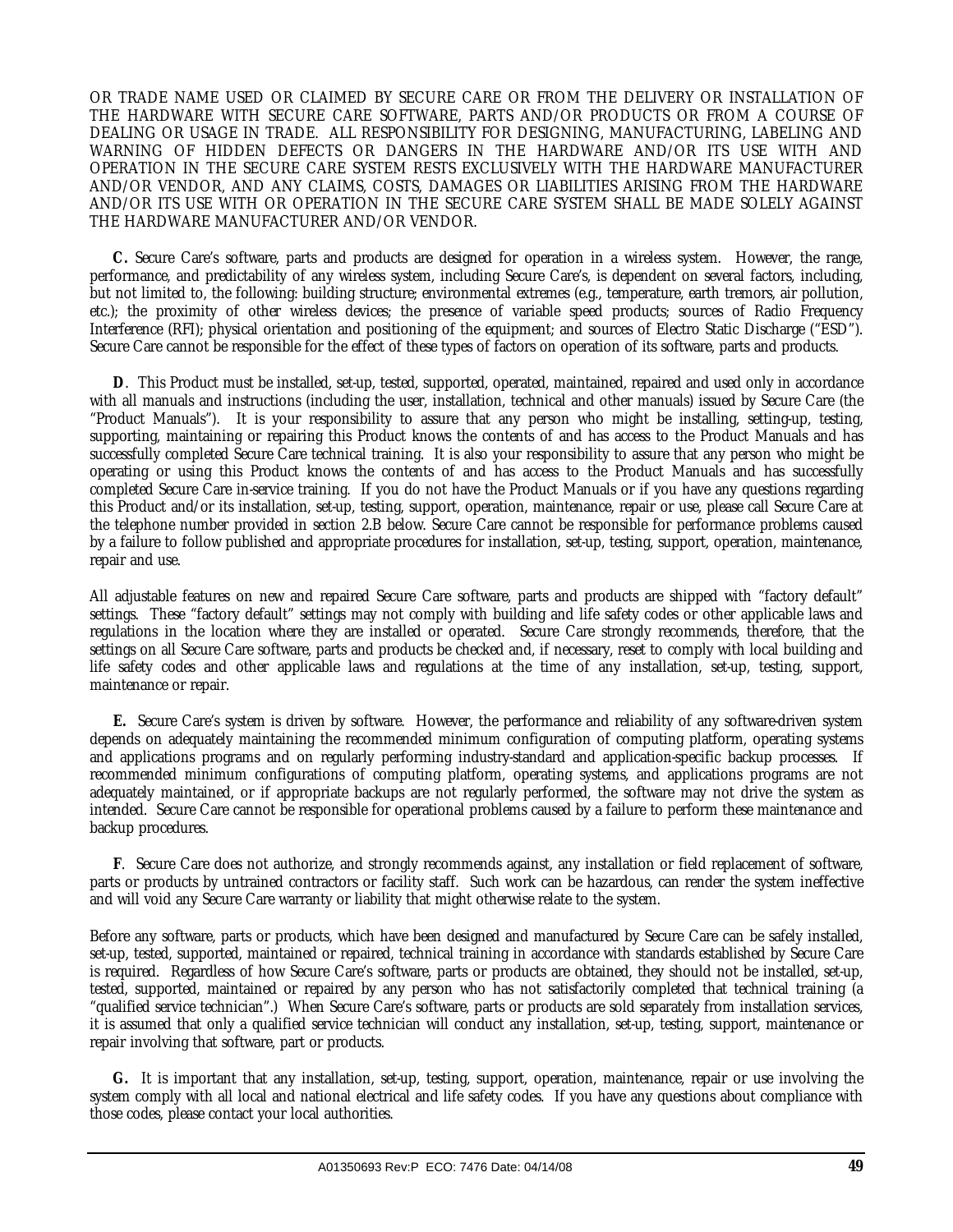OR TRADE NAME USED OR CLAIMED BY SECURE CARE OR FROM THE DELIVERY OR INSTALLATION OF THE HARDWARE WITH SECURE CARE SOFTWARE, PARTS AND/OR PRODUCTS OR FROM A COURSE OF DEALING OR USAGE IN TRADE. ALL RESPONSIBILITY FOR DESIGNING, MANUFACTURING, LABELING AND WARNING OF HIDDEN DEFECTS OR DANGERS IN THE HARDWARE AND/OR ITS USE WITH AND OPERATION IN THE SECURE CARE SYSTEM RESTS EXCLUSIVELY WITH THE HARDWARE MANUFACTURER AND/OR VENDOR, AND ANY CLAIMS, COSTS, DAMAGES OR LIABILITIES ARISING FROM THE HARDWARE AND/OR ITS USE WITH OR OPERATION IN THE SECURE CARE SYSTEM SHALL BE MADE SOLELY AGAINST THE HARDWARE MANUFACTURER AND/OR VENDOR.

**C.** Secure Care's software, parts and products are designed for operation in a wireless system. However, the range, performance, and predictability of any wireless system, including Secure Care's, is dependent on several factors, including, but not limited to, the following: building structure; environmental extremes (e.g., temperature, earth tremors, air pollution, etc.); the proximity of other wireless devices; the presence of variable speed products; sources of Radio Frequency Interference (RFI); physical orientation and positioning of the equipment; and sources of Electro Static Discharge ("ESD"). Secure Care cannot be responsible for the effect of these types of factors on operation of its software, parts and products.

**D**. This Product must be installed, set-up, tested, supported, operated, maintained, repaired and used only in accordance with all manuals and instructions (including the user, installation, technical and other manuals) issued by Secure Care (the "Product Manuals"). It is your responsibility to assure that any person who might be installing, setting-up, testing, supporting, maintaining or repairing this Product knows the contents of and has access to the Product Manuals and has successfully completed Secure Care technical training. It is also your responsibility to assure that any person who might be operating or using this Product knows the contents of and has access to the Product Manuals and has successfully completed Secure Care in-service training. If you do not have the Product Manuals or if you have any questions regarding this Product and/or its installation, set-up, testing, support, operation, maintenance, repair or use, please call Secure Care at the telephone number provided in section 2.B below. Secure Care cannot be responsible for performance problems caused by a failure to follow published and appropriate procedures for installation, set-up, testing, support, operation, maintenance, repair and use.

All adjustable features on new and repaired Secure Care software, parts and products are shipped with "factory default" settings. These "factory default" settings may not comply with building and life safety codes or other applicable laws and regulations in the location where they are installed or operated. Secure Care strongly recommends, therefore, that the settings on all Secure Care software, parts and products be checked and, if necessary, reset to comply with local building and life safety codes and other applicable laws and regulations at the time of any installation, set-up, testing, support, maintenance or repair.

**E.** Secure Care's system is driven by software. However, the performance and reliability of any software-driven system depends on adequately maintaining the recommended minimum configuration of computing platform, operating systems and applications programs and on regularly performing industry-standard and application-specific backup processes. If recommended minimum configurations of computing platform, operating systems, and applications programs are not adequately maintained, or if appropriate backups are not regularly performed, the software may not drive the system as intended. Secure Care cannot be responsible for operational problems caused by a failure to perform these maintenance and backup procedures.

**F**. Secure Care does not authorize, and strongly recommends against, any installation or field replacement of software, parts or products by untrained contractors or facility staff. Such work can be hazardous, can render the system ineffective and will void any Secure Care warranty or liability that might otherwise relate to the system.

Before any software, parts or products, which have been designed and manufactured by Secure Care can be safely installed, set-up, tested, supported, maintained or repaired, technical training in accordance with standards established by Secure Care is required. Regardless of how Secure Care's software, parts or products are obtained, they should not be installed, set-up, tested, supported, maintained or repaired by any person who has not satisfactorily completed that technical training (a "qualified service technician".) When Secure Care's software, parts or products are sold separately from installation services, it is assumed that only a qualified service technician will conduct any installation, set-up, testing, support, maintenance or repair involving that software, part or products.

**G.** It is important that any installation, set-up, testing, support, operation, maintenance, repair or use involving the system comply with all local and national electrical and life safety codes. If you have any questions about compliance with those codes, please contact your local authorities.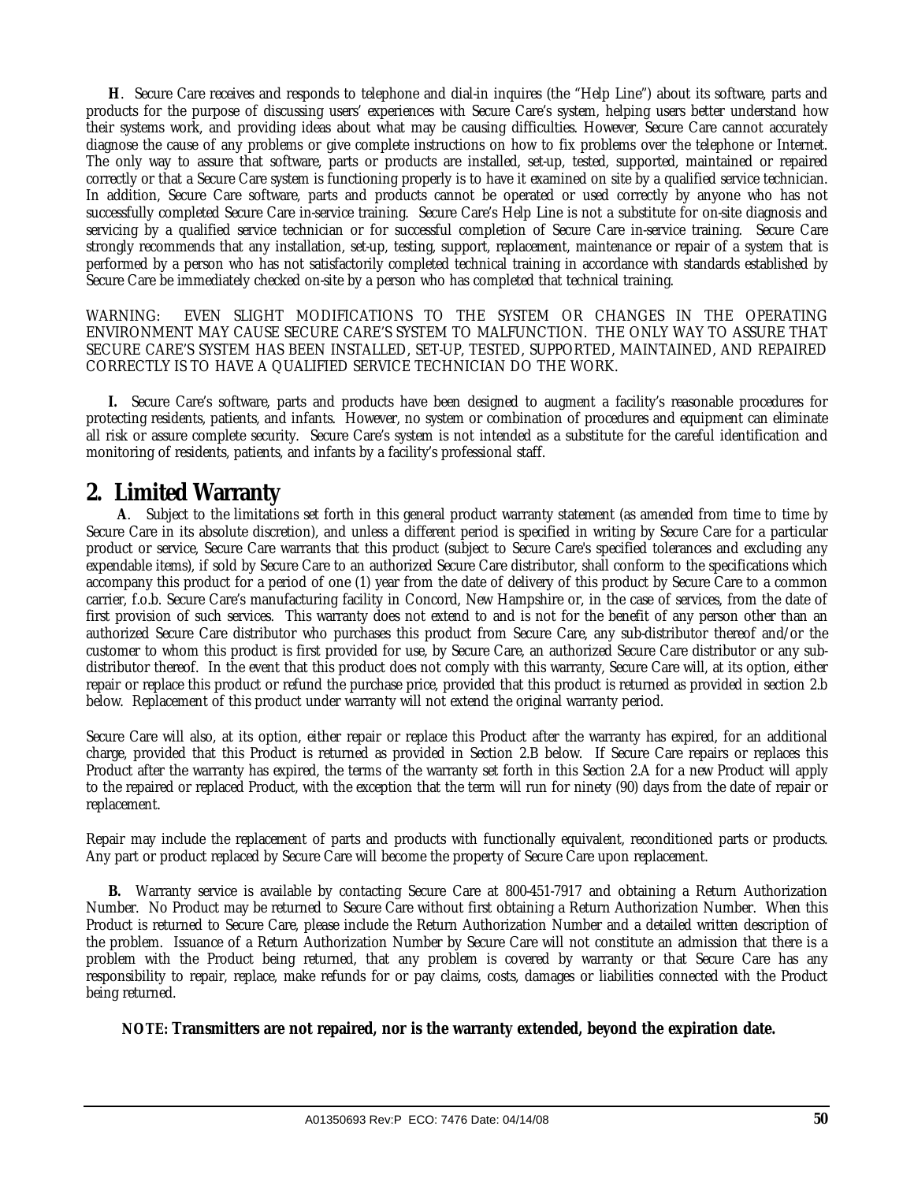**H**. Secure Care receives and responds to telephone and dial-in inquires (the "Help Line") about its software, parts and products for the purpose of discussing users' experiences with Secure Care's system, helping users better understand how their systems work, and providing ideas about what may be causing difficulties. However, Secure Care cannot accurately diagnose the cause of any problems or give complete instructions on how to fix problems over the telephone or Internet. The only way to assure that software, parts or products are installed, set-up, tested, supported, maintained or repaired correctly or that a Secure Care system is functioning properly is to have it examined on site by a qualified service technician. In addition, Secure Care software, parts and products cannot be operated or used correctly by anyone who has not successfully completed Secure Care in-service training. Secure Care's Help Line is not a substitute for on-site diagnosis and servicing by a qualified service technician or for successful completion of Secure Care in-service training. Secure Care strongly recommends that any installation, set-up, testing, support, replacement, maintenance or repair of a system that is performed by a person who has not satisfactorily completed technical training in accordance with standards established by Secure Care be immediately checked on-site by a person who has completed that technical training.

WARNING: EVEN SLIGHT MODIFICATIONS TO THE SYSTEM OR CHANGES IN THE OPERATING ENVIRONMENT MAY CAUSE SECURE CARE'S SYSTEM TO MALFUNCTION. THE ONLY WAY TO ASSURE THAT SECURE CARE'S SYSTEM HAS BEEN INSTALLED, SET-UP, TESTED, SUPPORTED, MAINTAINED, AND REPAIRED CORRECTLY IS TO HAVE A QUALIFIED SERVICE TECHNICIAN DO THE WORK.

**I.** Secure Care's software, parts and products have been designed to augment a facility's reasonable procedures for protecting residents, patients, and infants. However, no system or combination of procedures and equipment can eliminate all risk or assure complete security. Secure Care's system is not intended as a substitute for the careful identification and monitoring of residents, patients, and infants by a facility's professional staff.

# 2. Limited Warranty

**A**. Subject to the limitations set forth in this general product warranty statement (as amended from time to time by Secure Care in its absolute discretion), and unless a different period is specified in writing by Secure Care for a particular product or service, Secure Care warrants that this product (subject to Secure Care's specified tolerances and excluding any expendable items), if sold by Secure Care to an authorized Secure Care distributor, shall conform to the specifications which accompany this product for a period of one (1) year from the date of delivery of this product by Secure Care to a common carrier, f.o.b. Secure Care's manufacturing facility in Concord, New Hampshire or, in the case of services, from the date of first provision of such services. This warranty does not extend to and is not for the benefit of any person other than an authorized Secure Care distributor who purchases this product from Secure Care, any sub-distributor thereof and/or the customer to whom this product is first provided for use, by Secure Care, an authorized Secure Care distributor or any sub-distributor thereof. In the event that this product does not comply with this warranty, Secure Care will, at its option, either repair or replace this product or refund the purchase price, provided that this product is returned as provided in section 2.b below. Replacement of this product under warranty will not extend the original warranty period.

Secure Care will also, at its option, either repair or replace this Product after the warranty has expired, for an additional charge, provided that this Product is returned as provided in Section 2.B below. If Secure Care repairs or replaces this Product after the warranty has expired, the terms of the warranty set forth in this Section 2.A for a new Product will apply to the repaired or replaced Product, with the exception that the term will run for ninety (90) days from the date of repair or replacement.

Repair may include the replacement of parts and products with functionally equivalent, reconditioned parts or products. Any part or product replaced by Secure Care will become the property of Secure Care upon replacement.

**B.** Warranty service is available by contacting Secure Care at 800-451-7917 and obtaining a Return Authorization Number. No Product may be returned to Secure Care without first obtaining a Return Authorization Number. When this Product is returned to Secure Care, please include the Return Authorization Number and a detailed written description of the problem. Issuance of a Return Authorization Number by Secure Care will not constitute an admission that there is a problem with the Product being returned, that any problem is covered by warranty or that Secure Care has any responsibility to repair, replace, make refunds for or pay claims, costs, damages or liabilities connected with the Product being returned.

**NOTE: Transmitters are not repaired, nor is the warranty extended, beyond the expiration date.**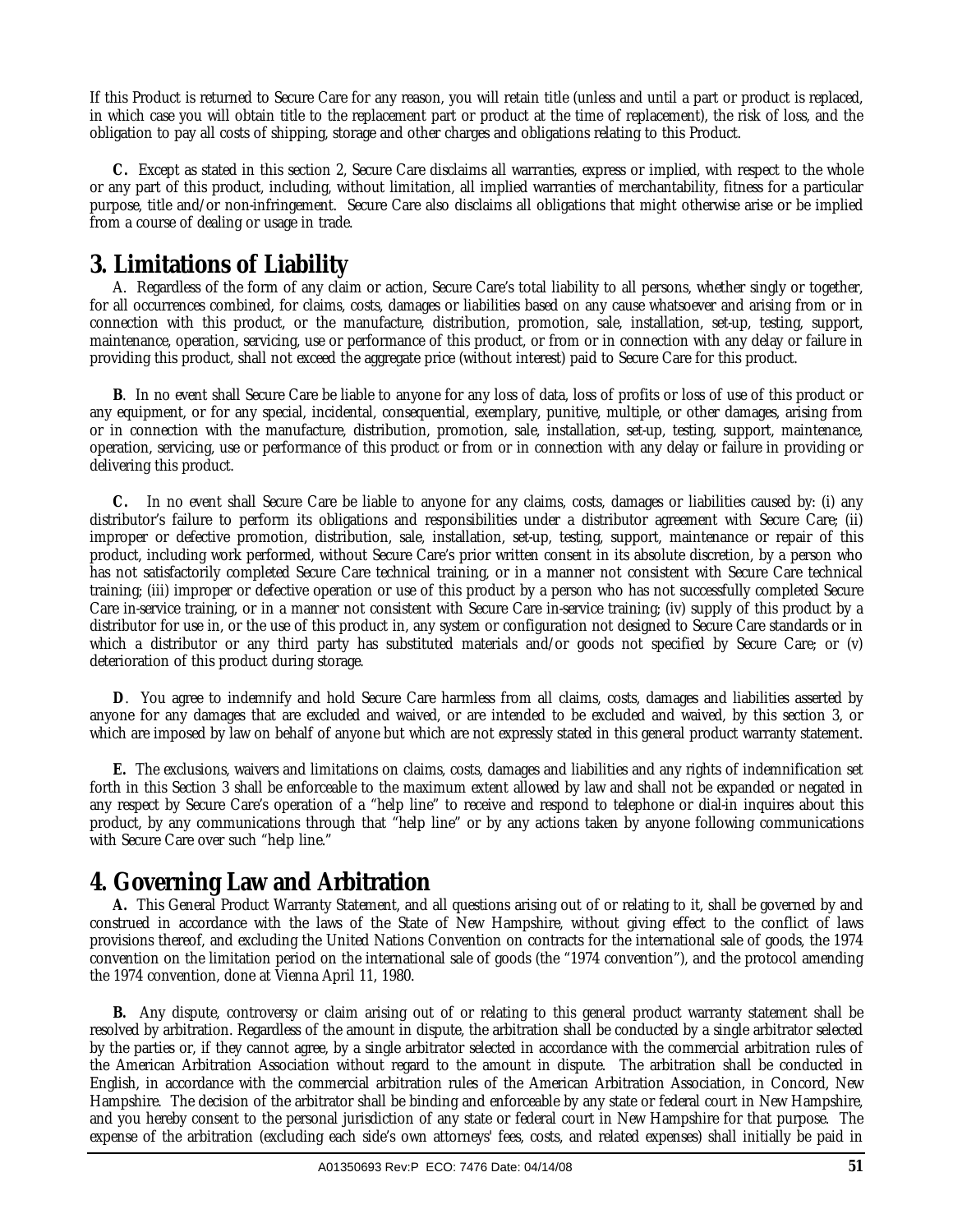If this Product is returned to Secure Care for any reason, you will retain title (unless and until a part or product is replaced, in which case you will obtain title to the replacement part or product at the time of replacement), the risk of loss, and the obligation to pay all costs of shipping, storage and other charges and obligations relating to this Product.

**C.** Except as stated in this section 2, Secure Care disclaims all warranties, express or implied, with respect to the whole or any part of this product, including, without limitation, all implied warranties of merchantability, fitness for a particular purpose, title and/or non-infringement. Secure Care also disclaims all obligations that might otherwise arise or be implied from a course of dealing or usage in trade.

## 3. Limitations of Liability

A. Regardless of the form of any claim or action, Secure Care's total liability to all persons, whether singly or together, for all occurrences combined, for claims, costs, damages or liabilities based on any cause whatsoever and arising from or in connection with this product, or the manufacture, distribution, promotion, sale, installation, set-up, testing, support, maintenance, operation, servicing, use or performance of this product, or from or in connection with any delay or failure in providing this product, shall not exceed the aggregate price (without interest) paid to Secure Care for this product.

**B**. In no event shall Secure Care be liable to anyone for any loss of data, loss of profits or loss of use of this product or any equipment, or for any special, incidental, consequential, exemplary, punitive, multiple, or other damages, arising from or in connection with the manufacture, distribution, promotion, sale, installation, set-up, testing, support, maintenance, operation, servicing, use or performance of this product or from or in connection with any delay or failure in providing or delivering this product.

**C.** In no event shall Secure Care be liable to anyone for any claims, costs, damages or liabilities caused by: (i) any distributor's failure to perform its obligations and responsibilities under a distributor agreement with Secure Care; (ii) improper or defective promotion, distribution, sale, installation, set-up, testing, support, maintenance or repair of this product, including work performed, without Secure Care's prior written consent in its absolute discretion, by a person who has not satisfactorily completed Secure Care technical training, or in a manner not consistent with Secure Care technical training; (iii) improper or defective operation or use of this product by a person who has not successfully completed Secure Care in-service training, or in a manner not consistent with Secure Care in-service training; (iv) supply of this product by a distributor for use in, or the use of this product in, any system or configuration not designed to Secure Care standards or in which a distributor or any third party has substituted materials and/or goods not specified by Secure Care; or (v) deterioration of this product during storage.

**D**. You agree to indemnify and hold Secure Care harmless from all claims, costs, damages and liabilities asserted by anyone for any damages that are excluded and waived, or are intended to be excluded and waived, by this section 3, or which are imposed by law on behalf of anyone but which are not expressly stated in this general product warranty statement.

**E.** The exclusions, waivers and limitations on claims, costs, damages and liabilities and any rights of indemnification set forth in this Section 3 shall be enforceable to the maximum extent allowed by law and shall not be expanded or negated in any respect by Secure Care's operation of a "help line" to receive and respond to telephone or dial-in inquires about this product, by any communications through that "help line" or by any actions taken by anyone following communications with Secure Care over such "help line."

## 4. Governing Law and Arbitration

**A.** This General Product Warranty Statement, and all questions arising out of or relating to it, shall be governed by and construed in accordance with the laws of the State of New Hampshire, without giving effect to the conflict of laws provisions thereof, and excluding the United Nations Convention on contracts for the international sale of goods, the 1974 convention on the limitation period on the international sale of goods (the "1974 convention"), and the protocol amending the 1974 convention, done at Vienna April 11, 1980.

**B.** Any dispute, controversy or claim arising out of or relating to this general product warranty statement shall be resolved by arbitration. Regardless of the amount in dispute, the arbitration shall be conducted by a single arbitrator selected by the parties or, if they cannot agree, by a single arbitrator selected in accordance with the commercial arbitration rules of the American Arbitration Association without regard to the amount in dispute. The arbitration shall be conducted in English, in accordance with the commercial arbitration rules of the American Arbitration Association, in Concord, New Hampshire. The decision of the arbitrator shall be binding and enforceable by any state or federal court in New Hampshire, and you hereby consent to the personal jurisdiction of any state or federal court in New Hampshire for that purpose. The expense of the arbitration (excluding each side's own attorneys' fees, costs, and related expenses) shall initially be paid in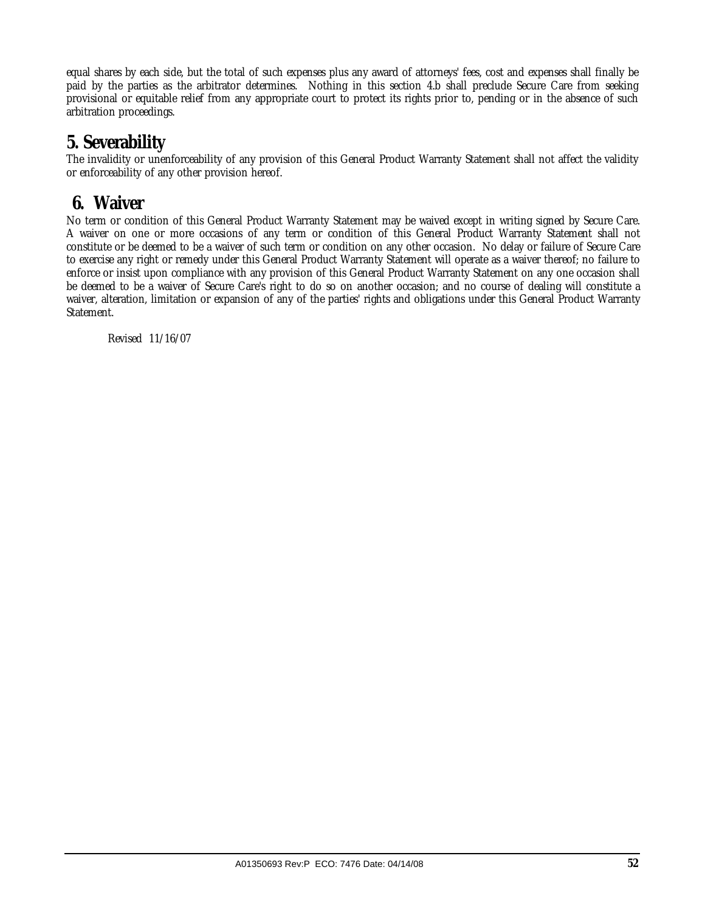equal shares by each side, but the total of such expenses plus any award of attorneys' fees, cost and expenses shall finally be paid by the parties as the arbitrator determines. Nothing in this section 4.b shall preclude Secure Care from seeking provisional or equitable relief from any appropriate court to protect its rights prior to, pending or in the absence of such arbitration proceedings.

## 5. Severability

The invalidity or unenforceability of any provision of this General Product Warranty Statement shall not affect the validity or enforceability of any other provision hereof.

## 6. Waiver

No term or condition of this General Product Warranty Statement may be waived except in writing signed by Secure Care. A waiver on one or more occasions of any term or condition of this General Product Warranty Statement shall not constitute or be deemed to be a waiver of such term or condition on any other occasion. No delay or failure of Secure Care to exercise any right or remedy under this General Product Warranty Statement will operate as a waiver thereof; no failure to enforce or insist upon compliance with any provision of this General Product Warranty Statement on any one occasion shall be deemed to be a waiver of Secure Care's right to do so on another occasion; and no course of dealing will constitute a waiver, alteration, limitation or expansion of any of the parties' rights and obligations under this General Product Warranty Statement.

Revised 11/16/07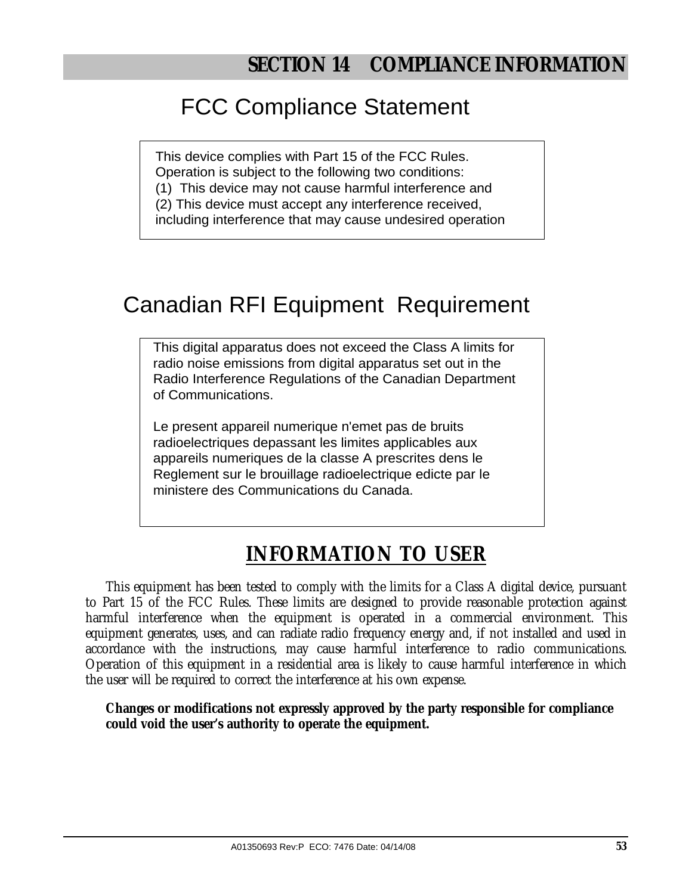# SECTION 14 COMPLIANCE INFORMATION

## FCC Compliance Statement

This device complies with Part 15 of the FCC Rules.
Operation is subject to the following two conditions:
(1) This device may not cause harmful interference and
(2) This device must accept any interference received, including interference that may cause undesired operation

## Canadian RFI Equipment Requirement

This digital apparatus does not exceed the Class A limits for radio noise emissions from digital apparatus set out in the Radio Interference Regulations of the Canadian Department of Communications.

Le present appareil numerique n'emet pas de bruits radioelectriques depassant les limites applicables aux appareils numeriques de la classe A prescrites dens le Reglement sur le brouillage radioelectrique edicte par le ministere des Communications du Canada.

## INFORMATION TO USER

This equipment has been tested to comply with the limits for a Class A digital device, pursuant to Part 15 of the FCC Rules. These limits are designed to provide reasonable protection against harmful interference when the equipment is operated in a commercial environment. This equipment generates, uses, and can radiate radio frequency energy and, if not installed and used in accordance with the instructions, may cause harmful interference to radio communications. Operation of this equipment in a residential area is likely to cause harmful interference in which the user will be required to correct the interference at his own expense.

**Changes or modifications not expressly approved by the party responsible for compliance could void the user's authority to operate the equipment.**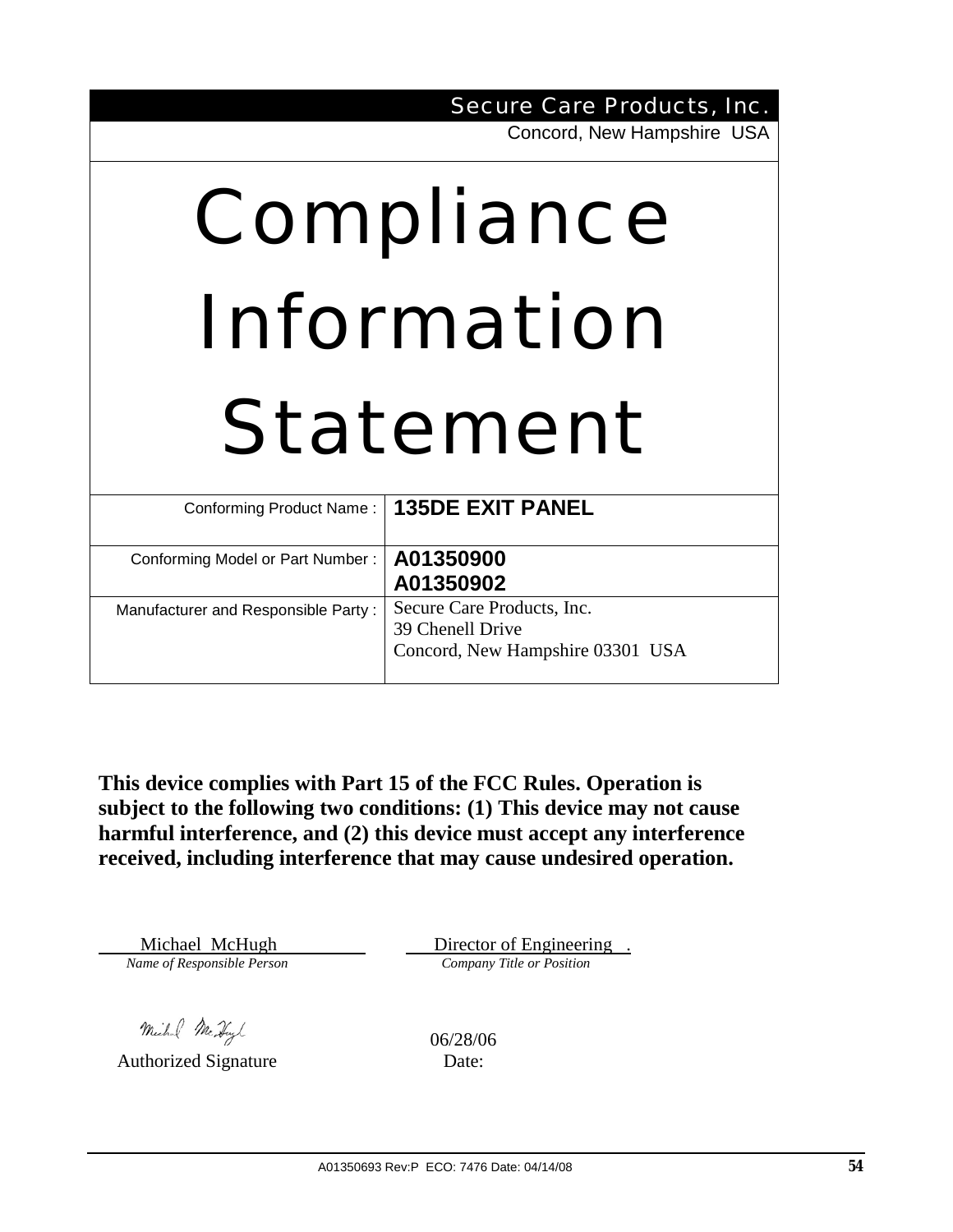Secure Care Products, Inc.

Concord, New Hampshire USA

# Compliance Information Statement

| | |
|---|---|
| Conforming Product Name : | **135DE EXIT PANEL** |
| Conforming Model or Part Number : | **A01350900**<br>**A01350902** |
| Manufacturer and Responsible Party : | Secure Care Products, Inc.<br>39 Chenell Drive<br>Concord, New Hampshire 03301 USA |

**This device complies with Part 15 of the FCC Rules. Operation is subject to the following two conditions: (1) This device may not cause harmful interference, and (2) this device must accept any interference received, including interference that may cause undesired operation.**

Michael McHugh — *Name of Responsible Person*

Director of Engineering — *Company Title or Position*

Authorized Signature

Date: 06/28/06

A01350693 Rev:P ECO: 7476 Date: 04/14/08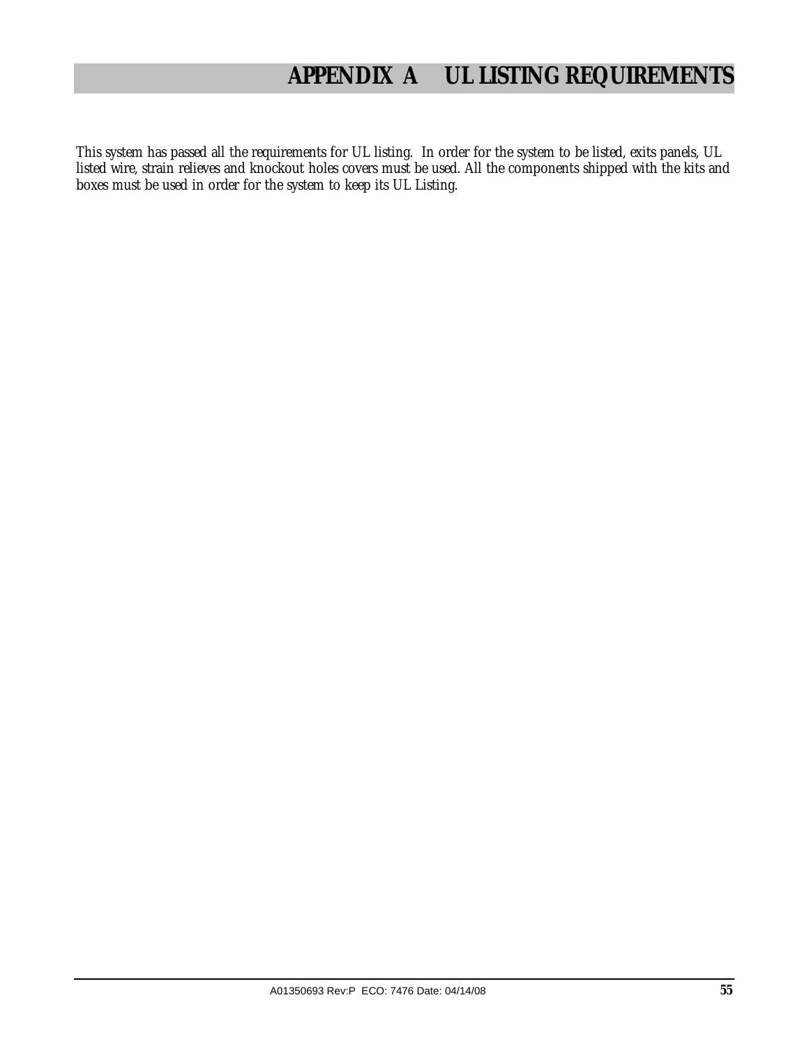# APPENDIX A UL LISTING REQUIREMENTS

*This system has passed all the requirements for UL listing. In order for the system to be listed, exits panels, UL listed wire, strain relieves and knockout holes covers must be used. All the components shipped with the kits and boxes must be used in order for the system to keep its UL Listing.*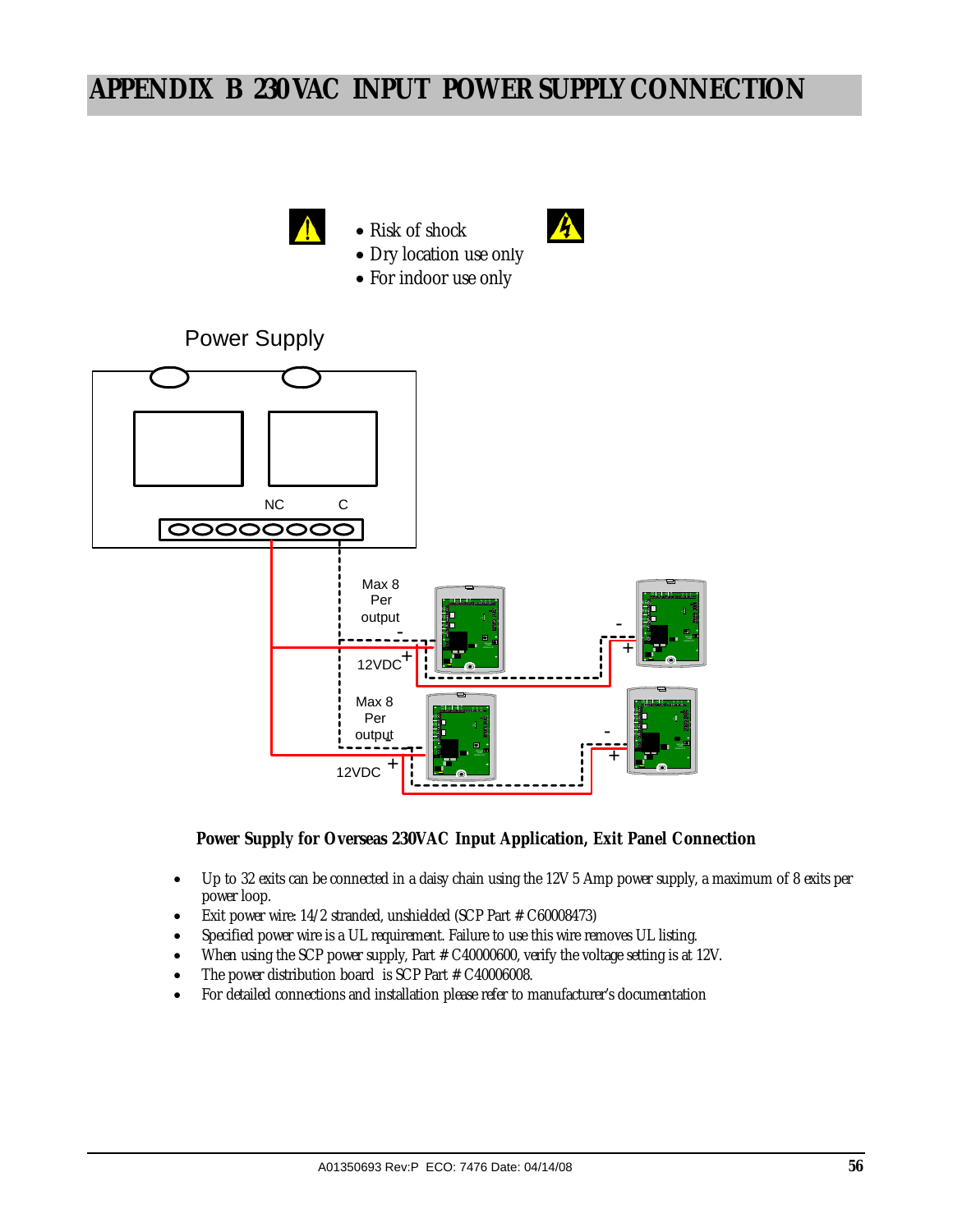# APPENDIX B 230VAC INPUT POWER SUPPLY CONNECTION

- Risk of shock
- Dry location use only
- For indoor use only

Power Supply

NC C

Max 8 Per output

12VDC

Max 8 Per output

12VDC

**Power Supply for Overseas 230VAC Input Application, Exit Panel Connection**

- Up to 32 exits can be connected in a daisy chain using the 12V 5 Amp power supply, a maximum of 8 exits per power loop.
- Exit power wire: 14/2 stranded, unshielded (SCP Part # C60008473)
- Specified power wire is a UL requirement. Failure to use this wire removes UL listing.
- When using the SCP power supply, Part # C40000600, verify the voltage setting is at 12V.
- The power distribution board is SCP Part # C40006008.
- For detailed connections and installation please refer to manufacturer's documentation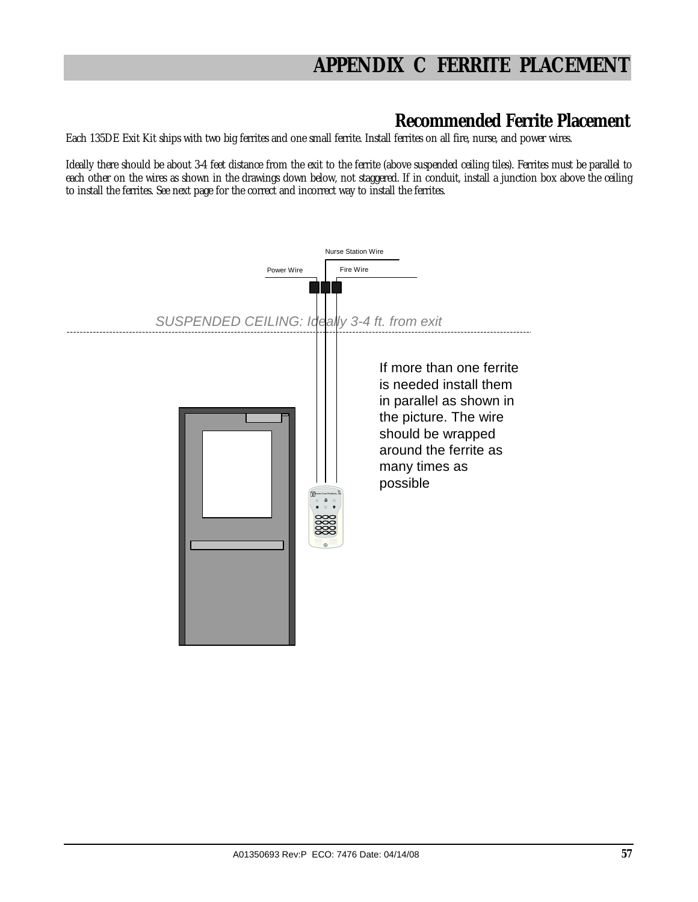# APPENDIX C FERRITE PLACEMENT

## Recommended Ferrite Placement

Each 135DE Exit Kit ships with two big ferrites and one small ferrite. Install ferrites on all fire, nurse, and power wires.

Ideally there should be about 3-4 feet distance from the exit to the ferrite (above suspended ceiling tiles). Ferrites must be parallel to each other on the wires as shown in the drawings down below, not staggered. If in conduit, install a junction box above the ceiling to install the ferrites. See next page for the correct and incorrect way to install the ferrites.

Nurse Station Wire

Power Wire

Fire Wire

SUSPENDED CEILING: Ideally 3-4 ft. from exit

If more than one ferrite is needed install them in parallel as shown in the picture. The wire should be wrapped around the ferrite as many times as possible

A01350693 Rev:P ECO: 7476 Date: 04/14/08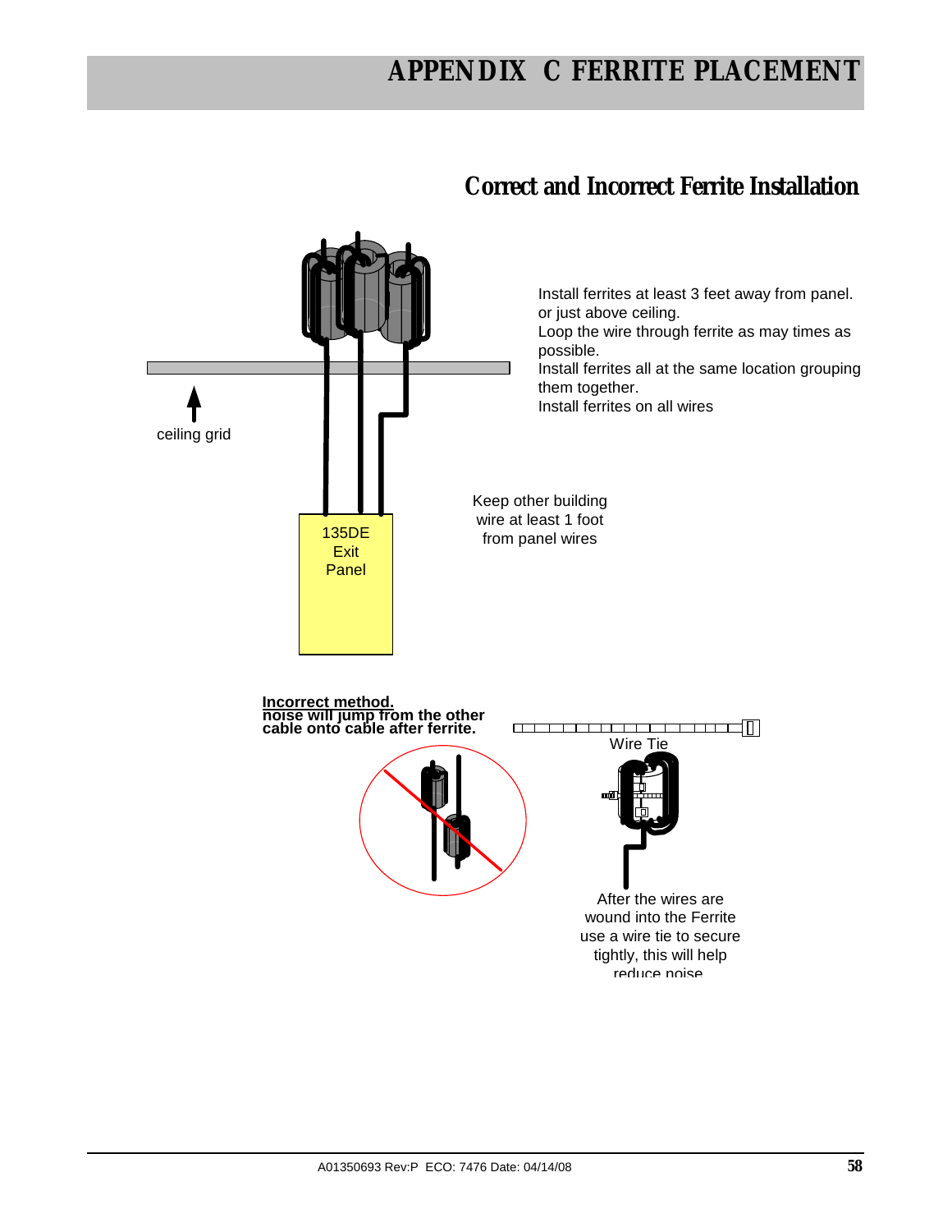# APPENDIX C FERRITE PLACEMENT

## Correct and Incorrect Ferrite Installation

Install ferrites at least 3 feet away from panel. or just above ceiling.
Loop the wire through ferrite as may times as possible.
Install ferrites all at the same location grouping them together.
Install ferrites on all wires

ceiling grid

Keep other building wire at least 1 foot from panel wires

135DE Exit Panel

**Incorrect method.**
**noise will jump from the other cable onto cable after ferrite.**

Wire Tie

After the wires are wound into the Ferrite use a wire tie to secure tightly, this will help reduce noise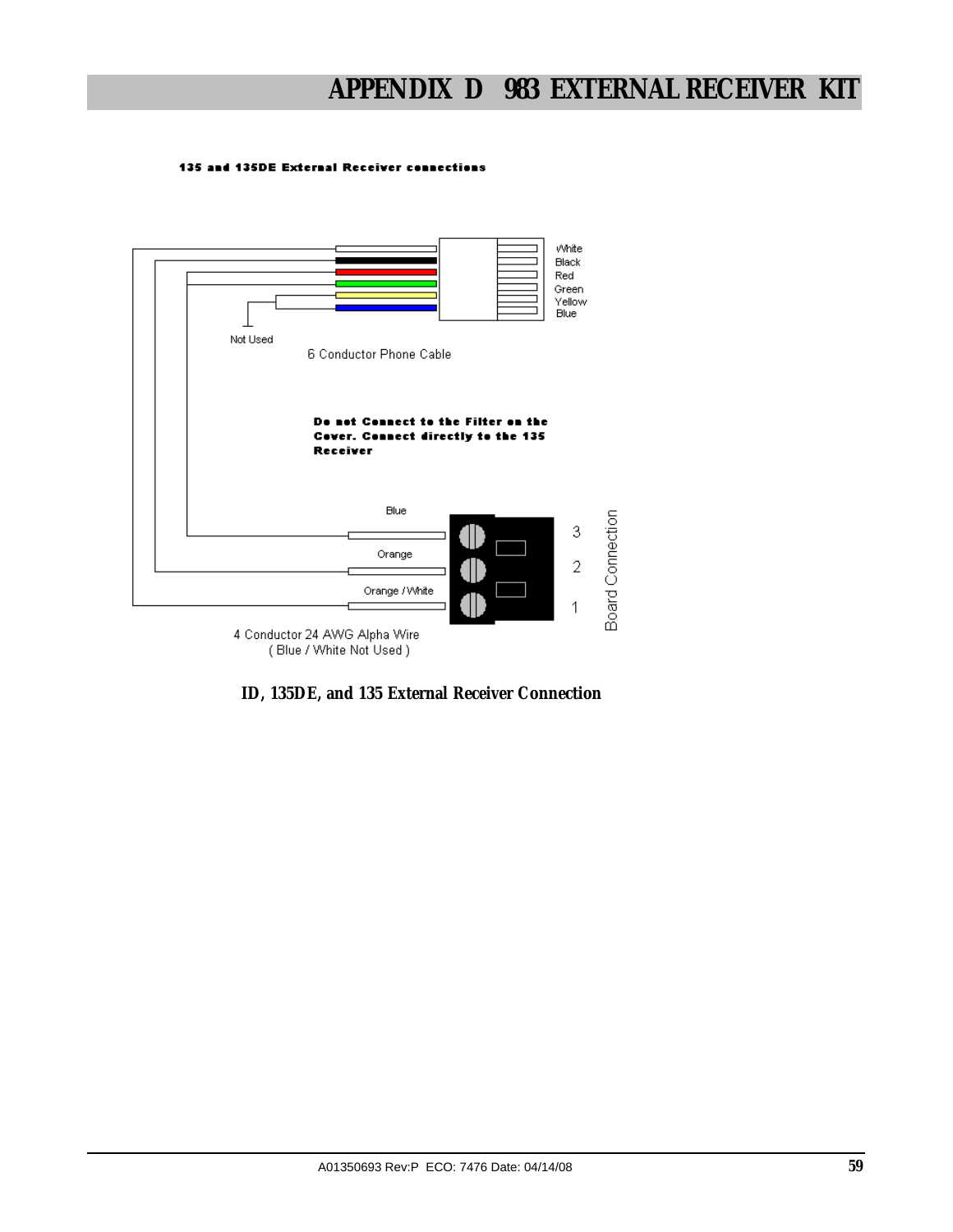# APPENDIX D 983 EXTERNAL RECEIVER KIT

**135 and 135DE External Receiver connections**

White
Black
Red
Green
Yellow
Blue

Not Used

6 Conductor Phone Cable

**Do not Connect to the Filter on the Cover. Connect directly to the 135 Receiver**

Blue
Orange
Orange / White

3
2
1

Board Connection

4 Conductor 24 AWG Alpha Wire
( Blue / White Not Used )

**ID, 135DE, and 135 External Receiver Connection**